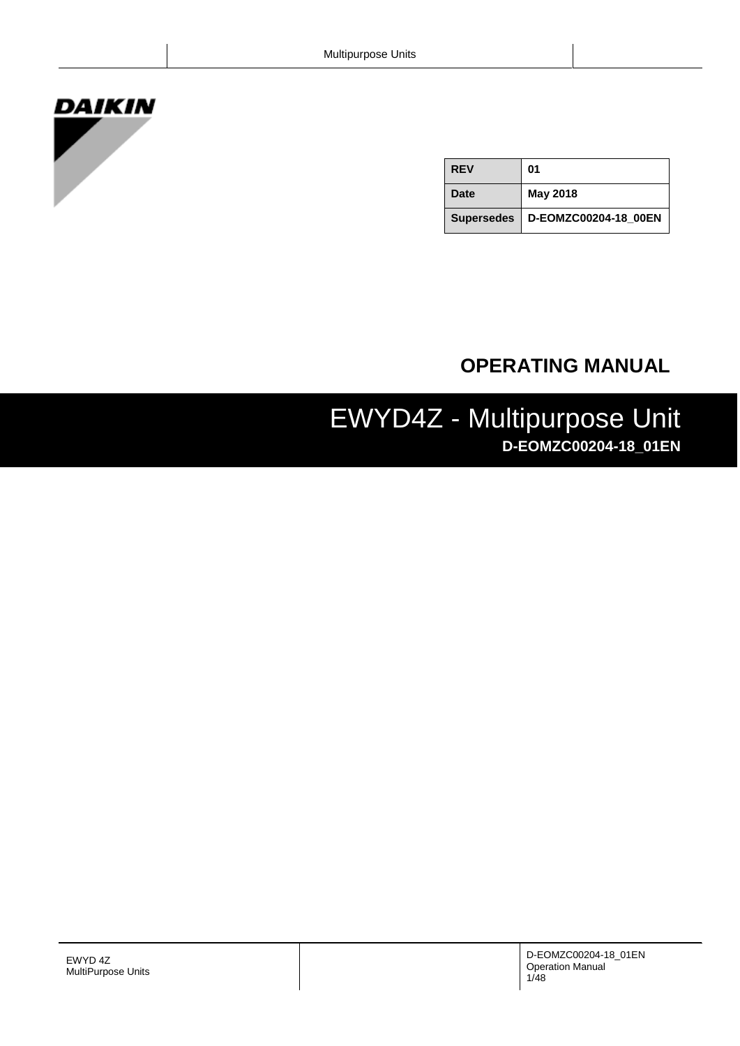DAIKIN

| REV | 01 |
| --- | --- |
| Date | May 2018 |
| Supersedes | D-EOMZC00204-18_00EN |

# OPERATING MANUAL

# EWYD4Z - Multipurpose Unit

**D-EOMZC00204-18_01EN**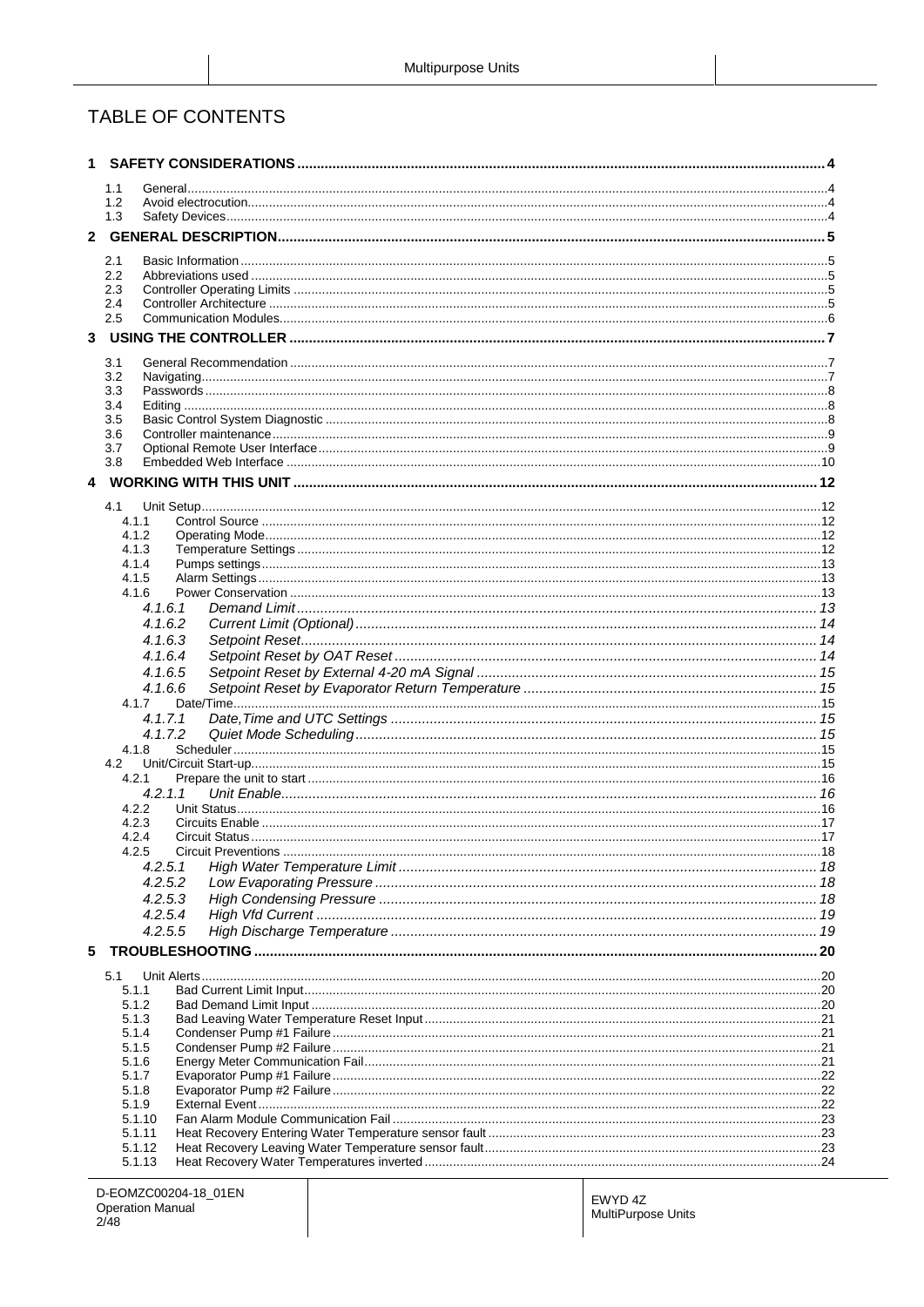# TABLE OF CONTENTS

**1 SAFETY CONSIDERATIONS ... 4**

- 1.1 General ... 4
- 1.2 Avoid electrocution ... 4
- 1.3 Safety Devices ... 4

**2 GENERAL DESCRIPTION ... 5**

- 2.1 Basic Information ... 5
- 2.2 Abbreviations used ... 5
- 2.3 Controller Operating Limits ... 5
- 2.4 Controller Architecture ... 5
- 2.5 Communication Modules ... 6

**3 USING THE CONTROLLER ... 7**

- 3.1 General Recommendation ... 7
- 3.2 Navigating ... 7
- 3.3 Passwords ... 8
- 3.4 Editing ... 8
- 3.5 Basic Control System Diagnostic ... 8
- 3.6 Controller maintenance ... 9
- 3.7 Optional Remote User Interface ... 9
- 3.8 Embedded Web Interface ... 10

**4 WORKING WITH THIS UNIT ... 12**

- 4.1 Unit Setup ... 12
  - 4.1.1 Control Source ... 12
  - 4.1.2 Operating Mode ... 12
  - 4.1.3 Temperature Settings ... 12
  - 4.1.4 Pumps settings ... 13
  - 4.1.5 Alarm Settings ... 13
  - 4.1.6 Power Conservation ... 13
    - *4.1.6.1 Demand Limit ... 13*
    - *4.1.6.2 Current Limit (Optional) ... 14*
    - *4.1.6.3 Setpoint Reset ... 14*
    - *4.1.6.4 Setpoint Reset by OAT Reset ... 14*
    - *4.1.6.5 Setpoint Reset by External 4-20 mA Signal ... 15*
    - *4.1.6.6 Setpoint Reset by Evaporator Return Temperature ... 15*
  - 4.1.7 Date/Time ... 15
    - *4.1.7.1 Date,Time and UTC Settings ... 15*
    - *4.1.7.2 Quiet Mode Scheduling ... 15*
  - 4.1.8 Scheduler ... 15
- 4.2 Unit/Circuit Start-up ... 15
  - 4.2.1 Prepare the unit to start ... 16
    - *4.2.1.1 Unit Enable ... 16*
  - 4.2.2 Unit Status ... 16
  - 4.2.3 Circuits Enable ... 17
  - 4.2.4 Circuit Status ... 17
  - 4.2.5 Circuit Preventions ... 18
    - *4.2.5.1 High Water Temperature Limit ... 18*
    - *4.2.5.2 Low Evaporating Pressure ... 18*
    - *4.2.5.3 High Condensing Pressure ... 18*
    - *4.2.5.4 High Vfd Current ... 19*
    - *4.2.5.5 High Discharge Temperature ... 19*

**5 TROUBLESHOOTING ... 20**

- 5.1 Unit Alerts ... 20
  - 5.1.1 Bad Current Limit Input ... 20
  - 5.1.2 Bad Demand Limit Input ... 20
  - 5.1.3 Bad Leaving Water Temperature Reset Input ... 21
  - 5.1.4 Condenser Pump #1 Failure ... 21
  - 5.1.5 Condenser Pump #2 Failure ... 21
  - 5.1.6 Energy Meter Communication Fail ... 21
  - 5.1.7 Evaporator Pump #1 Failure ... 22
  - 5.1.8 Evaporator Pump #2 Failure ... 22
  - 5.1.9 External Event ... 22
  - 5.1.10 Fan Alarm Module Communication Fail ... 23
  - 5.1.11 Heat Recovery Entering Water Temperature sensor fault ... 23
  - 5.1.12 Heat Recovery Leaving Water Temperature sensor fault ... 23
  - 5.1.13 Heat Recovery Water Temperatures inverted ... 24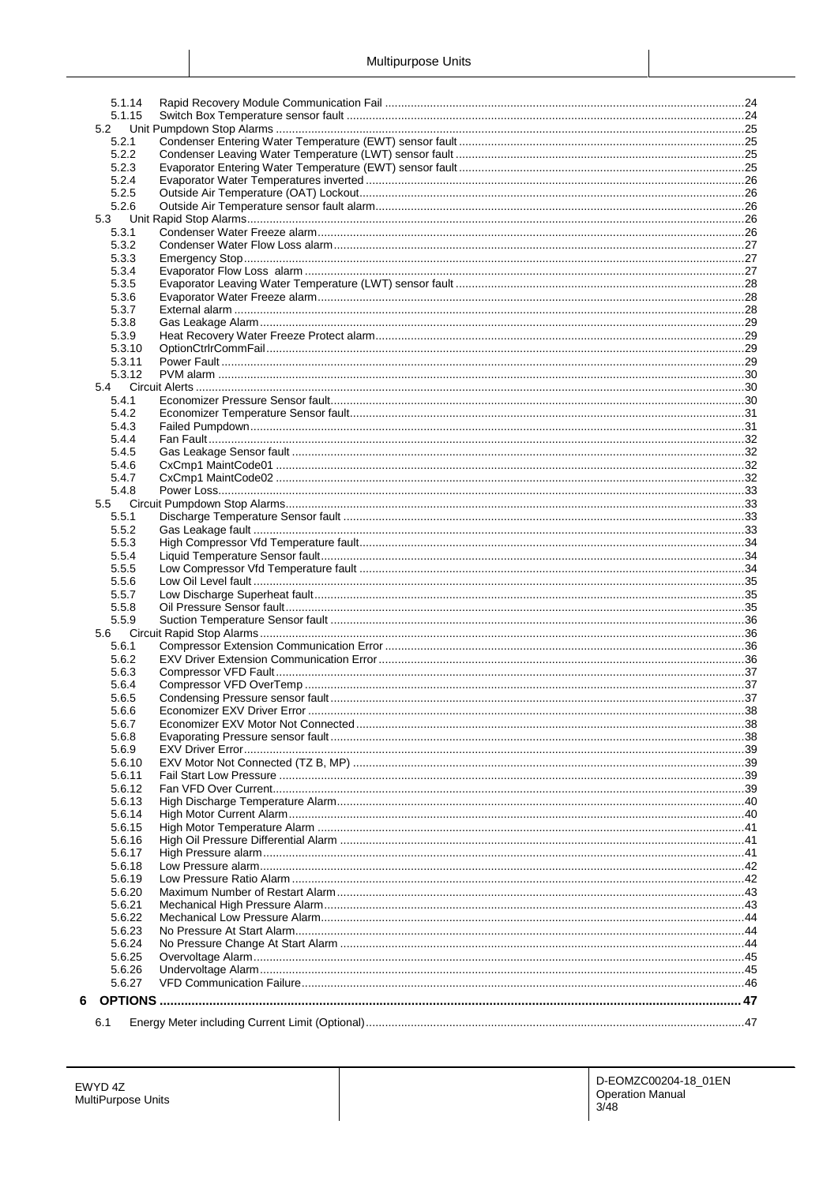5.1.14 Rapid Recovery Module Communication Fail ....... 24
5.1.15 Switch Box Temperature sensor fault ....... 24
5.2 Unit Pumpdown Stop Alarms ....... 25
5.2.1 Condenser Entering Water Temperature (EWT) sensor fault ....... 25
5.2.2 Condenser Leaving Water Temperature (LWT) sensor fault ....... 25
5.2.3 Evaporator Entering Water Temperature (EWT) sensor fault ....... 25
5.2.4 Evaporator Water Temperatures inverted ....... 26
5.2.5 Outside Air Temperature (OAT) Lockout ....... 26
5.2.6 Outside Air Temperature sensor fault alarm ....... 26
5.3 Unit Rapid Stop Alarms ....... 26
5.3.1 Condenser Water Freeze alarm ....... 26
5.3.2 Condenser Water Flow Loss alarm ....... 27
5.3.3 Emergency Stop ....... 27
5.3.4 Evaporator Flow Loss alarm ....... 27
5.3.5 Evaporator Leaving Water Temperature (LWT) sensor fault ....... 28
5.3.6 Evaporator Water Freeze alarm ....... 28
5.3.7 External alarm ....... 28
5.3.8 Gas Leakage Alarm ....... 29
5.3.9 Heat Recovery Water Freeze Protect alarm ....... 29
5.3.10 OptionCtrlrCommFail ....... 29
5.3.11 Power Fault ....... 29
5.3.12 PVM alarm ....... 30
5.4 Circuit Alerts ....... 30
5.4.1 Economizer Pressure Sensor fault ....... 30
5.4.2 Economizer Temperature Sensor fault ....... 31
5.4.3 Failed Pumpdown ....... 31
5.4.4 Fan Fault ....... 32
5.4.5 Gas Leakage Sensor fault ....... 32
5.4.6 CxCmp1 MaintCode01 ....... 32
5.4.7 CxCmp1 MaintCode02 ....... 32
5.4.8 Power Loss ....... 33
5.5 Circuit Pumpdown Stop Alarms ....... 33
5.5.1 Discharge Temperature Sensor fault ....... 33
5.5.2 Gas Leakage fault ....... 33
5.5.3 High Compressor Vfd Temperature fault ....... 34
5.5.4 Liquid Temperature Sensor fault ....... 34
5.5.5 Low Compressor Vfd Temperature fault ....... 34
5.5.6 Low Oil Level fault ....... 35
5.5.7 Low Discharge Superheat fault ....... 35
5.5.8 Oil Pressure Sensor fault ....... 35
5.5.9 Suction Temperature Sensor fault ....... 36
5.6 Circuit Rapid Stop Alarms ....... 36
5.6.1 Compressor Extension Communication Error ....... 36
5.6.2 EXV Driver Extension Communication Error ....... 36
5.6.3 Compressor VFD Fault ....... 37
5.6.4 Compressor VFD OverTemp ....... 37
5.6.5 Condensing Pressure sensor fault ....... 37
5.6.6 Economizer EXV Driver Error ....... 38
5.6.7 Economizer EXV Motor Not Connected ....... 38
5.6.8 Evaporating Pressure sensor fault ....... 38
5.6.9 EXV Driver Error ....... 39
5.6.10 EXV Motor Not Connected (TZ B, MP) ....... 39
5.6.11 Fail Start Low Pressure ....... 39
5.6.12 Fan VFD Over Current ....... 39
5.6.13 High Discharge Temperature Alarm ....... 40
5.6.14 High Motor Current Alarm ....... 40
5.6.15 High Motor Temperature Alarm ....... 41
5.6.16 High Oil Pressure Differential Alarm ....... 41
5.6.17 High Pressure alarm ....... 41
5.6.18 Low Pressure alarm ....... 42
5.6.19 Low Pressure Ratio Alarm ....... 42
5.6.20 Maximum Number of Restart Alarm ....... 43
5.6.21 Mechanical High Pressure Alarm ....... 43
5.6.22 Mechanical Low Pressure Alarm ....... 44
5.6.23 No Pressure At Start Alarm ....... 44
5.6.24 No Pressure Change At Start Alarm ....... 44
5.6.25 Overvoltage Alarm ....... 45
5.6.26 Undervoltage Alarm ....... 45
5.6.27 VFD Communication Failure ....... 46

**6 OPTIONS ....... 47**

6.1 Energy Meter including Current Limit (Optional) ....... 47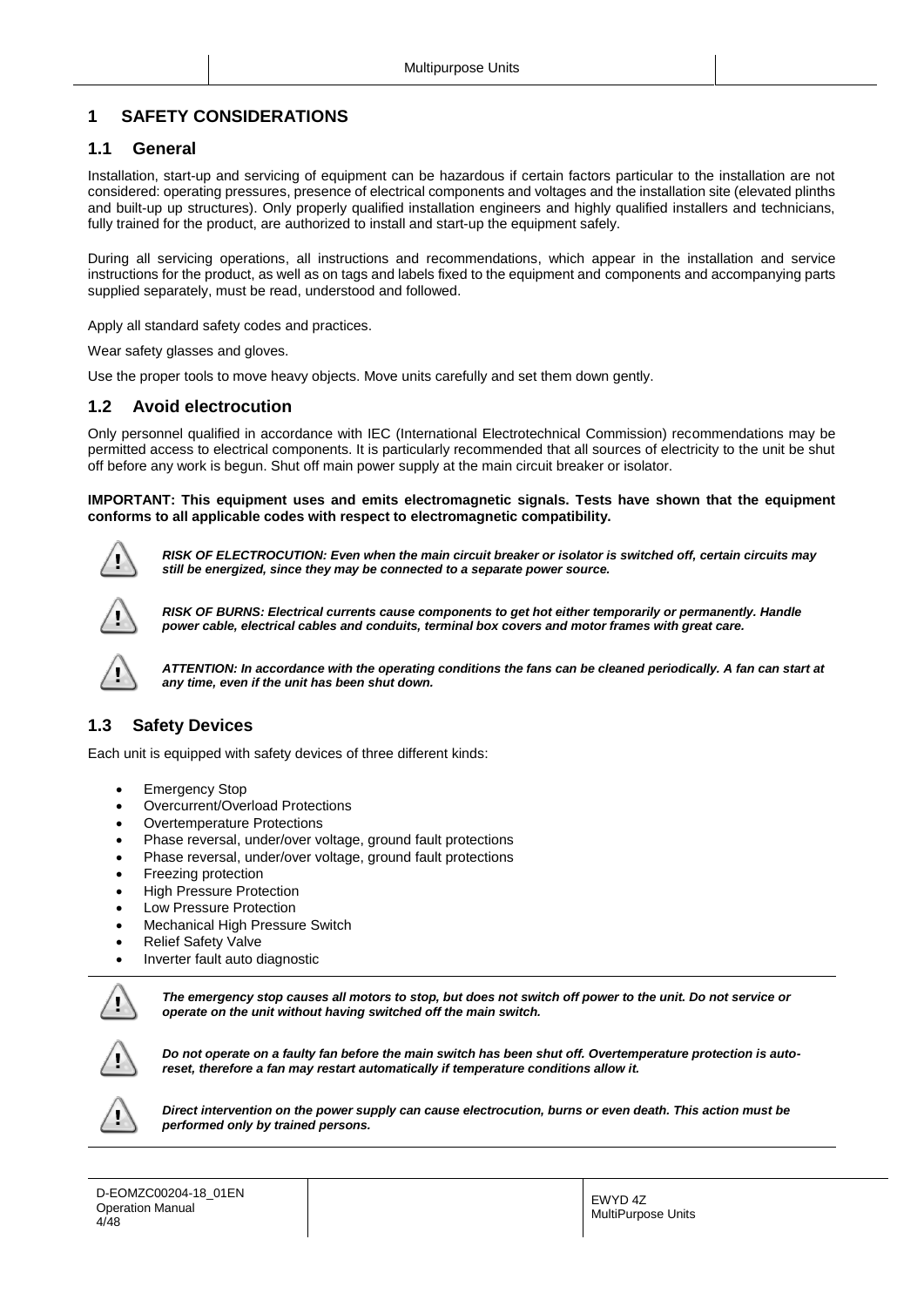# 1 SAFETY CONSIDERATIONS

## 1.1 General

Installation, start-up and servicing of equipment can be hazardous if certain factors particular to the installation are not considered: operating pressures, presence of electrical components and voltages and the installation site (elevated plinths and built-up up structures). Only properly qualified installation engineers and highly qualified installers and technicians, fully trained for the product, are authorized to install and start-up the equipment safely.

During all servicing operations, all instructions and recommendations, which appear in the installation and service instructions for the product, as well as on tags and labels fixed to the equipment and components and accompanying parts supplied separately, must be read, understood and followed.

Apply all standard safety codes and practices.

Wear safety glasses and gloves.

Use the proper tools to move heavy objects. Move units carefully and set them down gently.

## 1.2 Avoid electrocution

Only personnel qualified in accordance with IEC (International Electrotechnical Commission) recommendations may be permitted access to electrical components. It is particularly recommended that all sources of electricity to the unit be shut off before any work is begun. Shut off main power supply at the main circuit breaker or isolator.

**IMPORTANT: This equipment uses and emits electromagnetic signals. Tests have shown that the equipment conforms to all applicable codes with respect to electromagnetic compatibility.**

***RISK OF ELECTROCUTION: Even when the main circuit breaker or isolator is switched off, certain circuits may still be energized, since they may be connected to a separate power source.***

***RISK OF BURNS: Electrical currents cause components to get hot either temporarily or permanently. Handle power cable, electrical cables and conduits, terminal box covers and motor frames with great care.***

***ATTENTION: In accordance with the operating conditions the fans can be cleaned periodically. A fan can start at any time, even if the unit has been shut down.***

## 1.3 Safety Devices

Each unit is equipped with safety devices of three different kinds:

- Emergency Stop
- Overcurrent/Overload Protections
- Overtemperature Protections
- Phase reversal, under/over voltage, ground fault protections
- Phase reversal, under/over voltage, ground fault protections
- Freezing protection
- High Pressure Protection
- Low Pressure Protection
- Mechanical High Pressure Switch
- Relief Safety Valve
- Inverter fault auto diagnostic

***The emergency stop causes all motors to stop, but does not switch off power to the unit. Do not service or operate on the unit without having switched off the main switch.***

***Do not operate on a faulty fan before the main switch has been shut off. Overtemperature protection is auto-reset, therefore a fan may restart automatically if temperature conditions allow it.***

***Direct intervention on the power supply can cause electrocution, burns or even death. This action must be performed only by trained persons.***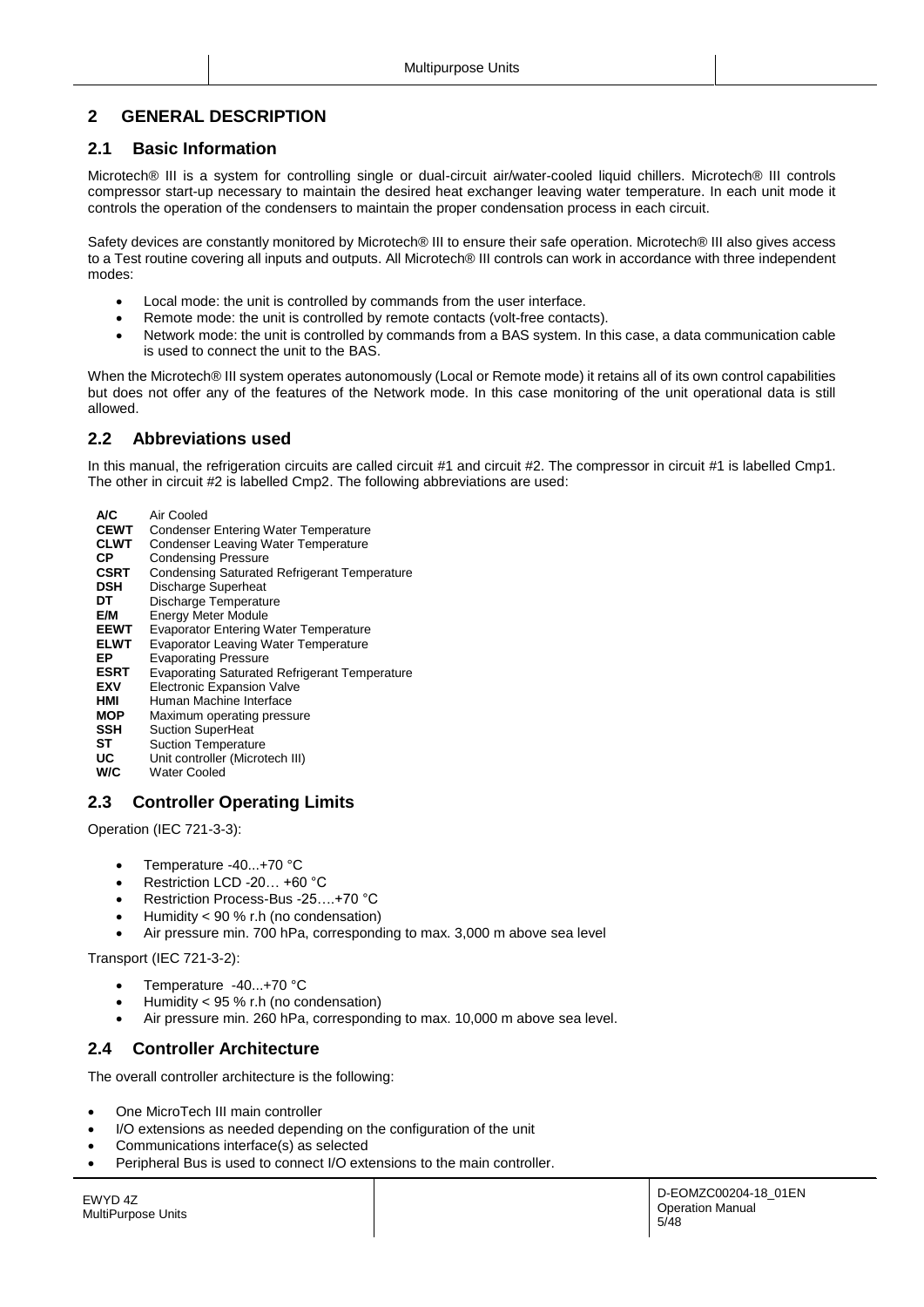## 2 GENERAL DESCRIPTION

### 2.1 Basic Information

Microtech® III is a system for controlling single or dual-circuit air/water-cooled liquid chillers. Microtech® III controls compressor start-up necessary to maintain the desired heat exchanger leaving water temperature. In each unit mode it controls the operation of the condensers to maintain the proper condensation process in each circuit.

Safety devices are constantly monitored by Microtech® III to ensure their safe operation. Microtech® III also gives access to a Test routine covering all inputs and outputs. All Microtech® III controls can work in accordance with three independent modes:

- Local mode: the unit is controlled by commands from the user interface.
- Remote mode: the unit is controlled by remote contacts (volt-free contacts).
- Network mode: the unit is controlled by commands from a BAS system. In this case, a data communication cable is used to connect the unit to the BAS.

When the Microtech® III system operates autonomously (Local or Remote mode) it retains all of its own control capabilities but does not offer any of the features of the Network mode. In this case monitoring of the unit operational data is still allowed.

### 2.2 Abbreviations used

In this manual, the refrigeration circuits are called circuit #1 and circuit #2. The compressor in circuit #1 is labelled Cmp1. The other in circuit #2 is labelled Cmp2. The following abbreviations are used:

| | |
|---|---|
| **A/C** | Air Cooled |
| **CEWT** | Condenser Entering Water Temperature |
| **CLWT** | Condenser Leaving Water Temperature |
| **CP** | Condensing Pressure |
| **CSRT** | Condensing Saturated Refrigerant Temperature |
| **DSH** | Discharge Superheat |
| **DT** | Discharge Temperature |
| **E/M** | Energy Meter Module |
| **EEWT** | Evaporator Entering Water Temperature |
| **ELWT** | Evaporator Leaving Water Temperature |
| **EP** | Evaporating Pressure |
| **ESRT** | Evaporating Saturated Refrigerant Temperature |
| **EXV** | Electronic Expansion Valve |
| **HMI** | Human Machine Interface |
| **MOP** | Maximum operating pressure |
| **SSH** | Suction SuperHeat |
| **ST** | Suction Temperature |
| **UC** | Unit controller (Microtech III) |
| **W/C** | Water Cooled |

### 2.3 Controller Operating Limits

Operation (IEC 721-3-3):

- Temperature -40...+70 °C
- Restriction LCD -20… +60 °C
- Restriction Process-Bus -25….+70 °C
- Humidity < 90 % r.h (no condensation)
- Air pressure min. 700 hPa, corresponding to max. 3,000 m above sea level

Transport (IEC 721-3-2):

- Temperature -40...+70 °C
- Humidity < 95 % r.h (no condensation)
- Air pressure min. 260 hPa, corresponding to max. 10,000 m above sea level.

### 2.4 Controller Architecture

The overall controller architecture is the following:

- One MicroTech III main controller
- I/O extensions as needed depending on the configuration of the unit
- Communications interface(s) as selected
- Peripheral Bus is used to connect I/O extensions to the main controller.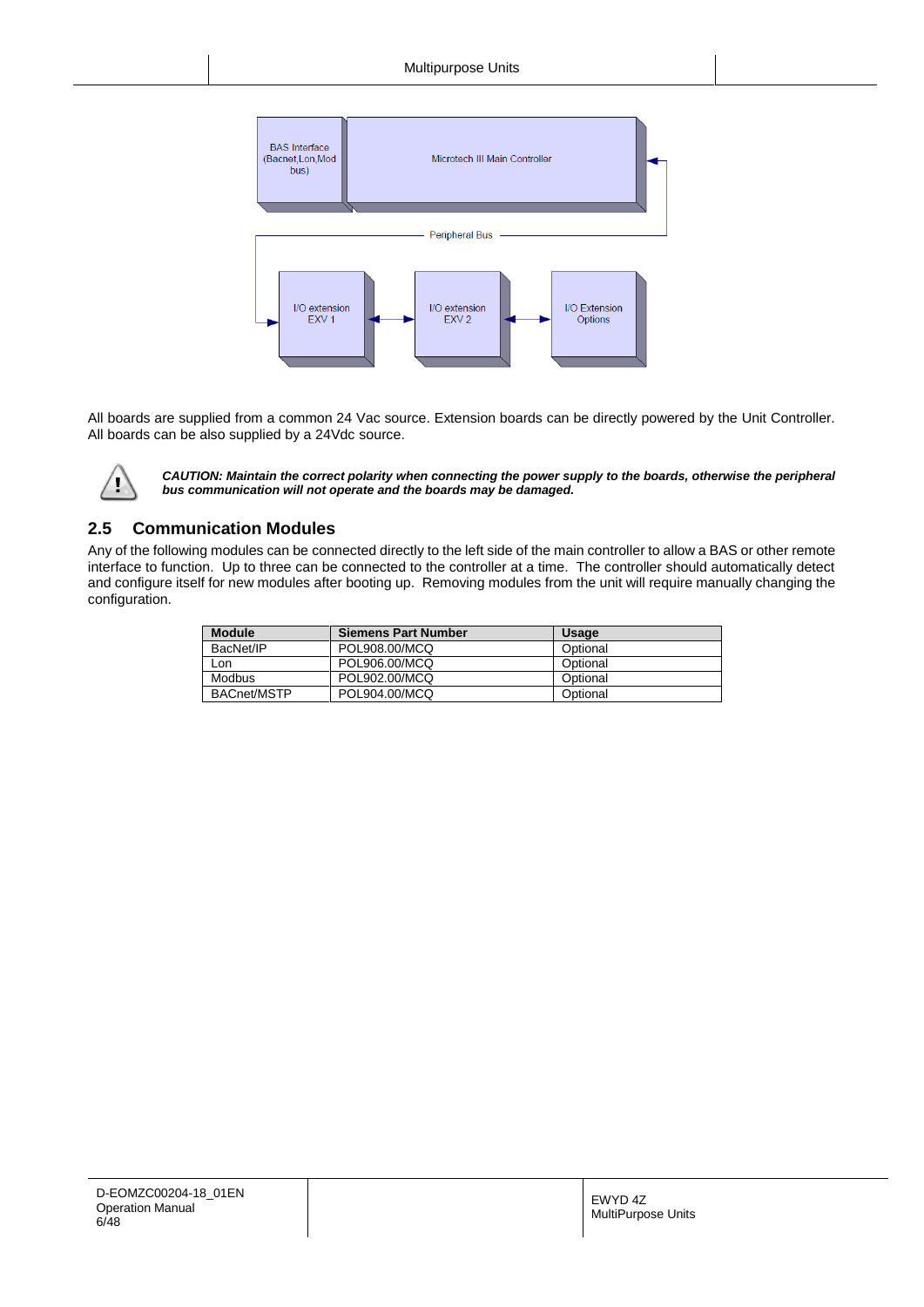All boards are supplied from a common 24 Vac source. Extension boards can be directly powered by the Unit Controller. All boards can be also supplied by a 24Vdc source.

***CAUTION: Maintain the correct polarity when connecting the power supply to the boards, otherwise the peripheral bus communication will not operate and the boards may be damaged.***

## 2.5 Communication Modules

Any of the following modules can be connected directly to the left side of the main controller to allow a BAS or other remote interface to function. Up to three can be connected to the controller at a time. The controller should automatically detect and configure itself for new modules after booting up. Removing modules from the unit will require manually changing the configuration.

| Module | Siemens Part Number | Usage |
| --- | --- | --- |
| BacNet/IP | POL908.00/MCQ | Optional |
| Lon | POL906.00/MCQ | Optional |
| Modbus | POL902.00/MCQ | Optional |
| BACnet/MSTP | POL904.00/MCQ | Optional |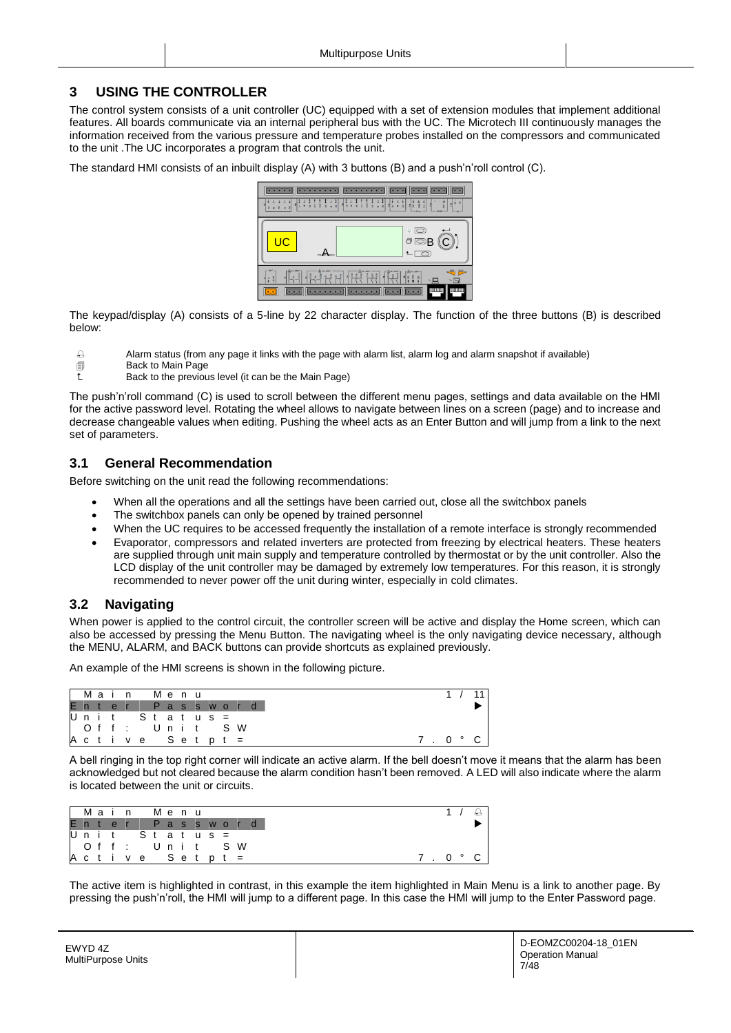# 3 USING THE CONTROLLER

The control system consists of a unit controller (UC) equipped with a set of extension modules that implement additional features. All boards communicate via an internal peripheral bus with the UC. The Microtech III continuously manages the information received from the various pressure and temperature probes installed on the compressors and communicated to the unit .The UC incorporates a program that controls the unit.

The standard HMI consists of an inbuilt display (A) with 3 buttons (B) and a push'n'roll control (C).

The keypad/display (A) consists of a 5-line by 22 character display. The function of the three buttons (B) is described below:

- Alarm status (from any page it links with the page with alarm list, alarm log and alarm snapshot if available)
- Back to Main Page
- Back to the previous level (it can be the Main Page)

The push'n'roll command (C) is used to scroll between the different menu pages, settings and data available on the HMI for the active password level. Rotating the wheel allows to navigate between lines on a screen (page) and to increase and decrease changeable values when editing. Pushing the wheel acts as an Enter Button and will jump from a link to the next set of parameters.

## 3.1 General Recommendation

Before switching on the unit read the following recommendations:

- When all the operations and all the settings have been carried out, close all the switchbox panels
- The switchbox panels can only be opened by trained personnel
- When the UC requires to be accessed frequently the installation of a remote interface is strongly recommended
- Evaporator, compressors and related inverters are protected from freezing by electrical heaters. These heaters are supplied through unit main supply and temperature controlled by thermostat or by the unit controller. Also the LCD display of the unit controller may be damaged by extremely low temperatures. For this reason, it is strongly recommended to never power off the unit during winter, especially in cold climates.

## 3.2 Navigating

When power is applied to the control circuit, the controller screen will be active and display the Home screen, which can also be accessed by pressing the Menu Button. The navigating wheel is the only navigating device necessary, although the MENU, ALARM, and BACK buttons can provide shortcuts as explained previously.

An example of the HMI screens is shown in the following picture.

```
 Main Menu                    1/11
Enter Password                   ▶
Unit Status =
 Off: Unit SW
Active Setpt =               7.0°C
```

A bell ringing in the top right corner will indicate an active alarm. If the bell doesn't move it means that the alarm has been acknowledged but not cleared because the alarm condition hasn't been removed. A LED will also indicate where the alarm is located between the unit or circuits.

```
 Main Menu                    1/🔔
Enter Password                   ▶
Unit Status =
 Off: Unit SW
Active Setpt =               7.0°C
```

The active item is highlighted in contrast, in this example the item highlighted in Main Menu is a link to another page. By pressing the push'n'roll, the HMI will jump to a different page. In this case the HMI will jump to the Enter Password page.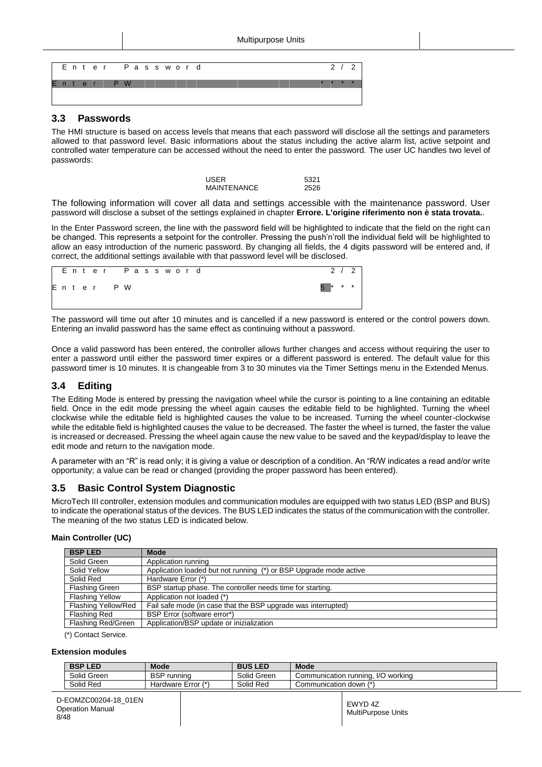| Enter Password | 2 / 2 |
|---|---|
| Enter PW | * * * * |

## 3.3 Passwords

The HMI structure is based on access levels that means that each password will disclose all the settings and parameters allowed to that password level. Basic informations about the status including the active alarm list, active setpoint and controlled water temperature can be accessed without the need to enter the password. The user UC handles two level of passwords:

| | |
|---|---|
| USER | 5321 |
| MAINTENANCE | 2526 |

The following information will cover all data and settings accessible with the maintenance password. User password will disclose a subset of the settings explained in chapter **Errore. L'origine riferimento non è stata trovata.**.

In the Enter Password screen, the line with the password field will be highlighted to indicate that the field on the right can be changed. This represents a setpoint for the controller. Pressing the push'n'roll the individual field will be highlighted to allow an easy introduction of the numeric password. By changing all fields, the 4 digits password will be entered and, if correct, the additional settings available with that password level will be disclosed.

| Enter Password | 2 / 2 |
|---|---|
| Enter PW | 5 * * * |

The password will time out after 10 minutes and is cancelled if a new password is entered or the control powers down. Entering an invalid password has the same effect as continuing without a password.

Once a valid password has been entered, the controller allows further changes and access without requiring the user to enter a password until either the password timer expires or a different password is entered. The default value for this password timer is 10 minutes. It is changeable from 3 to 30 minutes via the Timer Settings menu in the Extended Menus.

## 3.4 Editing

The Editing Mode is entered by pressing the navigation wheel while the cursor is pointing to a line containing an editable field. Once in the edit mode pressing the wheel again causes the editable field to be highlighted. Turning the wheel clockwise while the editable field is highlighted causes the value to be increased. Turning the wheel counter-clockwise while the editable field is highlighted causes the value to be decreased. The faster the wheel is turned, the faster the value is increased or decreased. Pressing the wheel again cause the new value to be saved and the keypad/display to leave the edit mode and return to the navigation mode.

A parameter with an "R" is read only; it is giving a value or description of a condition. An "R/W indicates a read and/or write opportunity; a value can be read or changed (providing the proper password has been entered).

## 3.5 Basic Control System Diagnostic

MicroTech III controller, extension modules and communication modules are equipped with two status LED (BSP and BUS) to indicate the operational status of the devices. The BUS LED indicates the status of the communication with the controller. The meaning of the two status LED is indicated below.

**Main Controller (UC)**

| BSP LED | Mode |
|---|---|
| Solid Green | Application running |
| Solid Yellow | Application loaded but not running (*) or BSP Upgrade mode active |
| Solid Red | Hardware Error (*) |
| Flashing Green | BSP startup phase. The controller needs time for starting. |
| Flashing Yellow | Application not loaded (*) |
| Flashing Yellow/Red | Fail safe mode (in case that the BSP upgrade was interrupted) |
| Flashing Red | BSP Error (software error*) |
| Flashing Red/Green | Application/BSP update or inizialization |

(*) Contact Service.

**Extension modules**

| BSP LED | Mode | BUS LED | Mode |
|---|---|---|---|
| Solid Green | BSP running | Solid Green | Communication running, I/O working |
| Solid Red | Hardware Error (*) | Solid Red | Communication down (*) |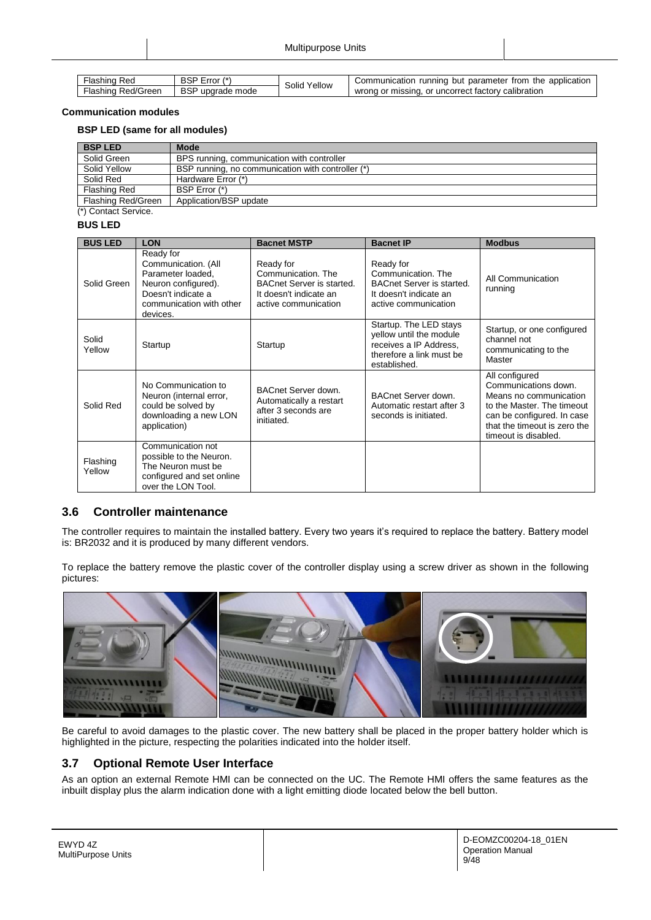| Flashing Red | BSP Error (*) | Solid Yellow | Communication running but parameter from the application wrong or missing, or uncorrect factory calibration |
|---|---|---|---|
| Flashing Red/Green | BSP upgrade mode | | |

**Communication modules**

**BSP LED (same for all modules)**

| BSP LED | Mode |
|---|---|
| Solid Green | BPS running, communication with controller |
| Solid Yellow | BSP running, no communication with controller (*) |
| Solid Red | Hardware Error (*) |
| Flashing Red | BSP Error (*) |
| Flashing Red/Green | Application/BSP update |

(*) Contact Service.

**BUS LED**

| BUS LED | LON | Bacnet MSTP | Bacnet IP | Modbus |
|---|---|---|---|---|
| Solid Green | Ready for Communication. (All Parameter loaded, Neuron configured). Doesn't indicate a communication with other devices. | Ready for Communication. The BACnet Server is started. It doesn't indication an active communication | Ready for Communication. The BACnet Server is started. It doesn't indicate an active communication | All Communication running |
| Solid Yellow | Startup | Startup | Startup. The LED stays yellow until the module receives a IP Address, therefore a link must be established. | Startup, or one configured channel not communicating to the Master |
| Solid Red | No Communication to Neuron (internal error, could be solved by downloading a new LON application) | BACnet Server down. Automatically a restart after 3 seconds are initiated. | BACnet Server down. Automatic restart after 3 seconds is initiated. | All configured Communications down. Means no communication to the Master. The timeout can be configured. In case that the timeout is zero the timeout is disabled. |
| Flashing Yellow | Communication not possible to the Neuron. The Neuron must be configured and set online over the LON Tool. | | | |

## 3.6 Controller maintenance

The controller requires to maintain the installed battery. Every two years it's required to replace the battery. Battery model is: BR2032 and it is produced by many different vendors.

To replace the battery remove the plastic cover of the controller display using a screw driver as shown in the following pictures:

Be careful to avoid damages to the plastic cover. The new battery shall be placed in the proper battery holder which is highlighted in the picture, respecting the polarities indicated into the holder itself.

## 3.7 Optional Remote User Interface

As an option an external Remote HMI can be connected on the UC. The Remote HMI offers the same features as the inbuilt display plus the alarm indication done with a light emitting diode located below the bell button.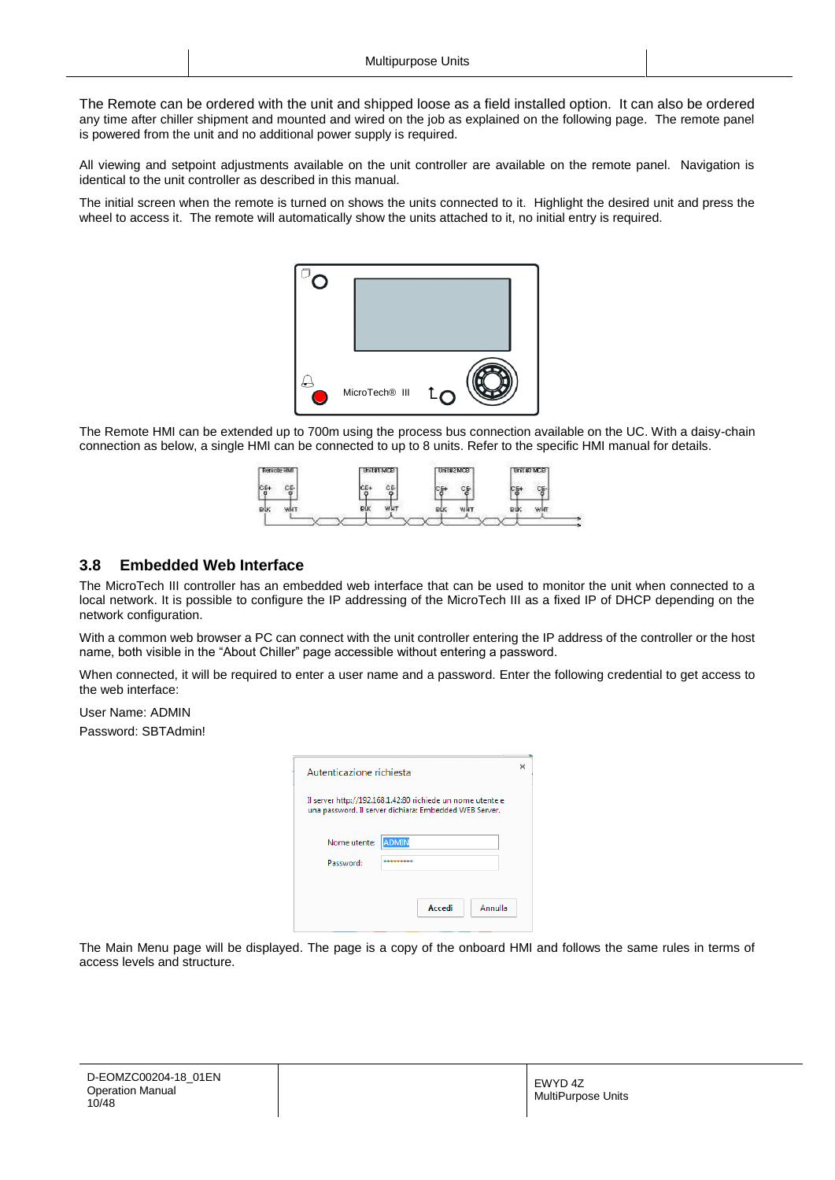The Remote can be ordered with the unit and shipped loose as a field installed option. It can also be ordered any time after chiller shipment and mounted and wired on the job as explained on the following page. The remote panel is powered from the unit and no additional power supply is required.

All viewing and setpoint adjustments available on the unit controller are available on the remote panel. Navigation is identical to the unit controller as described in this manual.

The initial screen when the remote is turned on shows the units connected to it. Highlight the desired unit and press the wheel to access it. The remote will automatically show the units attached to it, no initial entry is required.

The Remote HMI can be extended up to 700m using the process bus connection available on the UC. With a daisy-chain connection as below, a single HMI can be connected to up to 8 units. Refer to the specific HMI manual for details.

## 3.8 Embedded Web Interface

The MicroTech III controller has an embedded web interface that can be used to monitor the unit when connected to a local network. It is possible to configure the IP addressing of the MicroTech III as a fixed IP of DHCP depending on the network configuration.

With a common web browser a PC can connect with the unit controller entering the IP address of the controller or the host name, both visible in the "About Chiller" page accessible without entering a password.

When connected, it will be required to enter a user name and a password. Enter the following credential to get access to the web interface:

User Name: ADMIN

Password: SBTAdmin!

The Main Menu page will be displayed. The page is a copy of the onboard HMI and follows the same rules in terms of access levels and structure.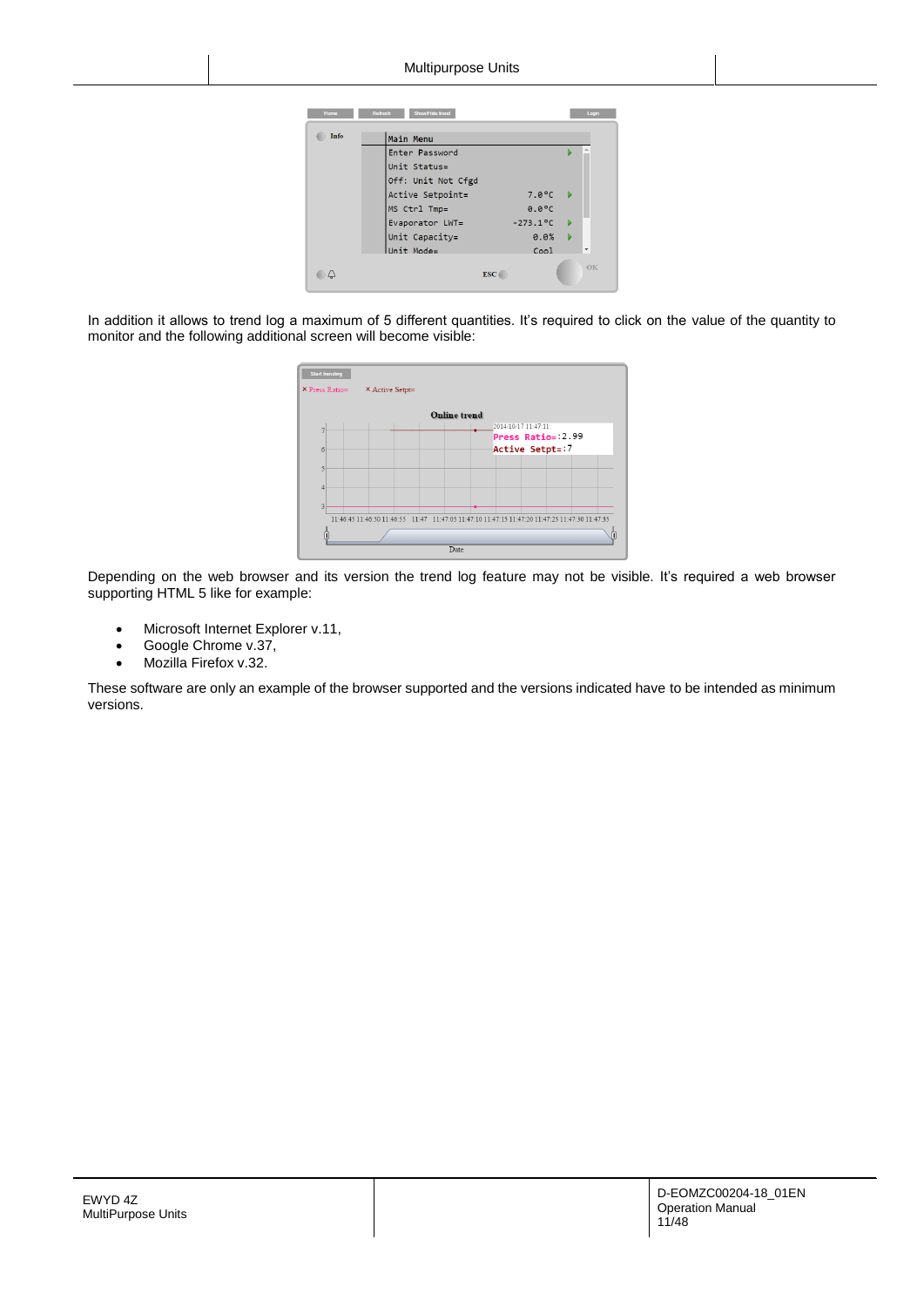In addition it allows to trend log a maximum of 5 different quantities. It's required to click on the value of the quantity to monitor and the following additional screen will become visible:

Depending on the web browser and its version the trend log feature may not be visible. It's required a web browser supporting HTML 5 like for example:

- Microsoft Internet Explorer v.11,
- Google Chrome v.37,
- Mozilla Firefox v.32.

These software are only an example of the browser supported and the versions indicated have to be intended as minimum versions.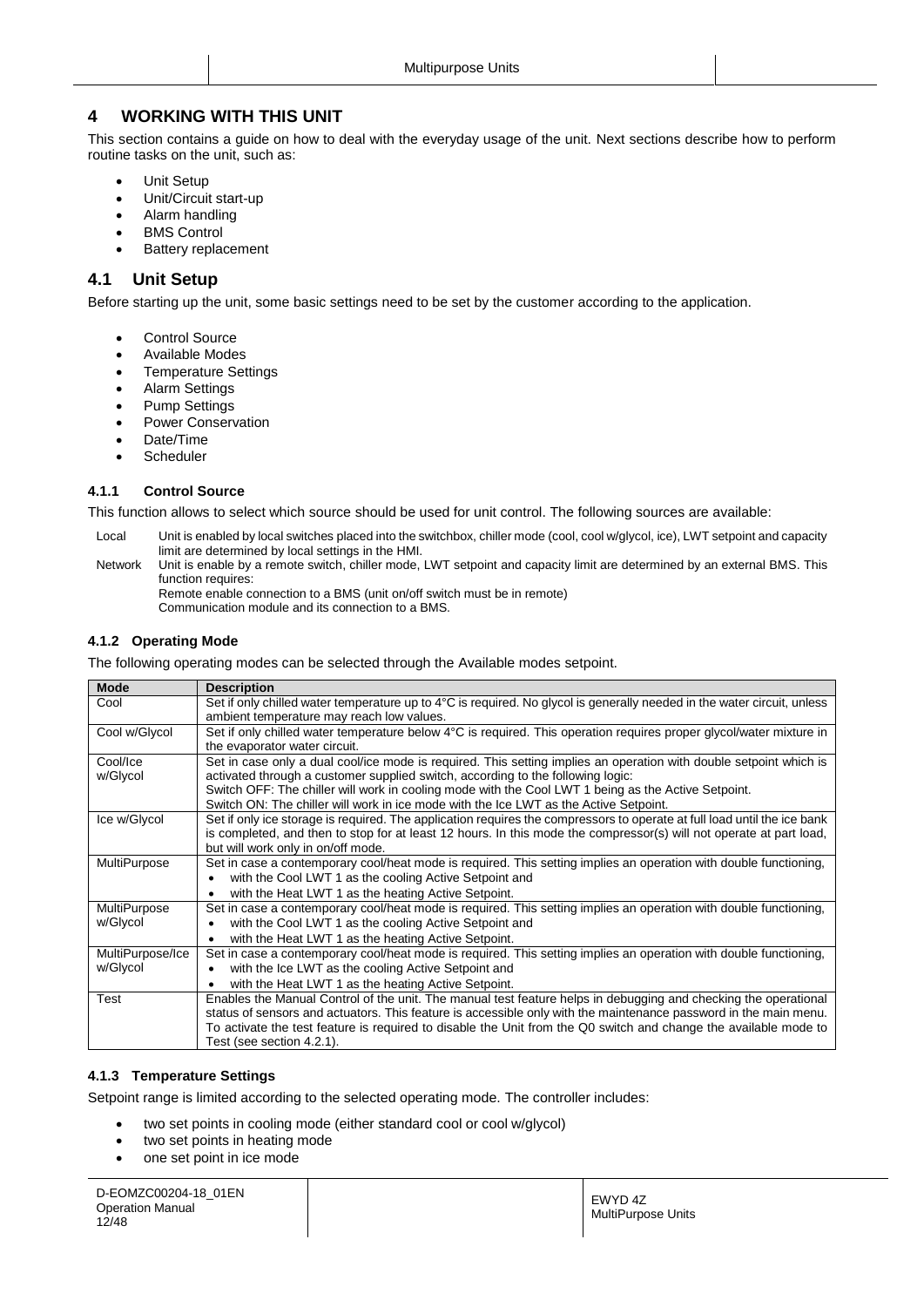# 4 WORKING WITH THIS UNIT

This section contains a guide on how to deal with the everyday usage of the unit. Next sections describe how to perform routine tasks on the unit, such as:

- Unit Setup
- Unit/Circuit start-up
- Alarm handling
- BMS Control
- Battery replacement

## 4.1 Unit Setup

Before starting up the unit, some basic settings need to be set by the customer according to the application.

- Control Source
- Available Modes
- Temperature Settings
- Alarm Settings
- Pump Settings
- Power Conservation
- Date/Time
- Scheduler

### 4.1.1 Control Source

This function allows to select which source should be used for unit control. The following sources are available:

Local — Unit is enabled by local switches placed into the switchbox, chiller mode (cool, cool w/glycol, ice), LWT setpoint and capacity limit are determined by local settings in the HMI.

Network — Unit is enable by a remote switch, chiller mode, LWT setpoint and capacity limit are determined by an external BMS. This function requires:
Remote enable connection to a BMS (unit on/off switch must be in remote)
Communication module and its connection to a BMS.

### 4.1.2 Operating Mode

The following operating modes can be selected through the Available modes setpoint.

| Mode | Description |
|---|---|
| Cool | Set if only chilled water temperature up to 4°C is required. No glycol is generally needed in the water circuit, unless ambient temperature may reach low values. |
| Cool w/Glycol | Set if only chilled water temperature below 4°C is required. This operation requires proper glycol/water mixture in the evaporator water circuit. |
| Cool/Ice w/Glycol | Set in case only a dual cool/ice mode is required. This setting implies an operation with double setpoint which is activated through a customer supplied switch, according to the following logic:<br>Switch OFF: The chiller will work in cooling mode with the Cool LWT 1 being as the Active Setpoint.<br>Switch ON: The chiller will work in ice mode with the Ice LWT as the Active Setpoint. |
| Ice w/Glycol | Set if only ice storage is required. The application requires the compressors to operate at full load until the ice bank is completed, and then to stop for at least 12 hours. In this mode the compressor(s) will not operate at part load, but will work only in on/off mode. |
| MultiPurpose | Set in case a contemporary cool/heat mode is required. This setting implies an operation with double functioning,<br>• with the Cool LWT 1 as the cooling Active Setpoint and<br>• with the Heat LWT 1 as the heating Active Setpoint. |
| MultiPurpose w/Glycol | Set in case a contemporary cool/heat mode is required. This setting implies an operation with double functioning,<br>• with the Cool LWT 1 as the cooling Active Setpoint and<br>• with the Heat LWT 1 as the heating Active Setpoint. |
| MultiPurpose/Ice w/Glycol | Set in case a contemporary cool/heat mode is required. This setting implies an operation with double functioning,<br>• with the Ice LWT as the cooling Active Setpoint and<br>• with the Heat LWT 1 as the heating Active Setpoint. |
| Test | Enables the Manual Control of the unit. The manual test feature helps in debugging and checking the operational status of sensors and actuators. This feature is accessible only with the maintenance password in the main menu. To activate the test feature is required to disable the Unit from the Q0 switch and change the available mode to Test (see section 4.2.1). |

### 4.1.3 Temperature Settings

Setpoint range is limited according to the selected operating mode. The controller includes:

- two set points in cooling mode (either standard cool or cool w/glycol)
- two set points in heating mode
- one set point in ice mode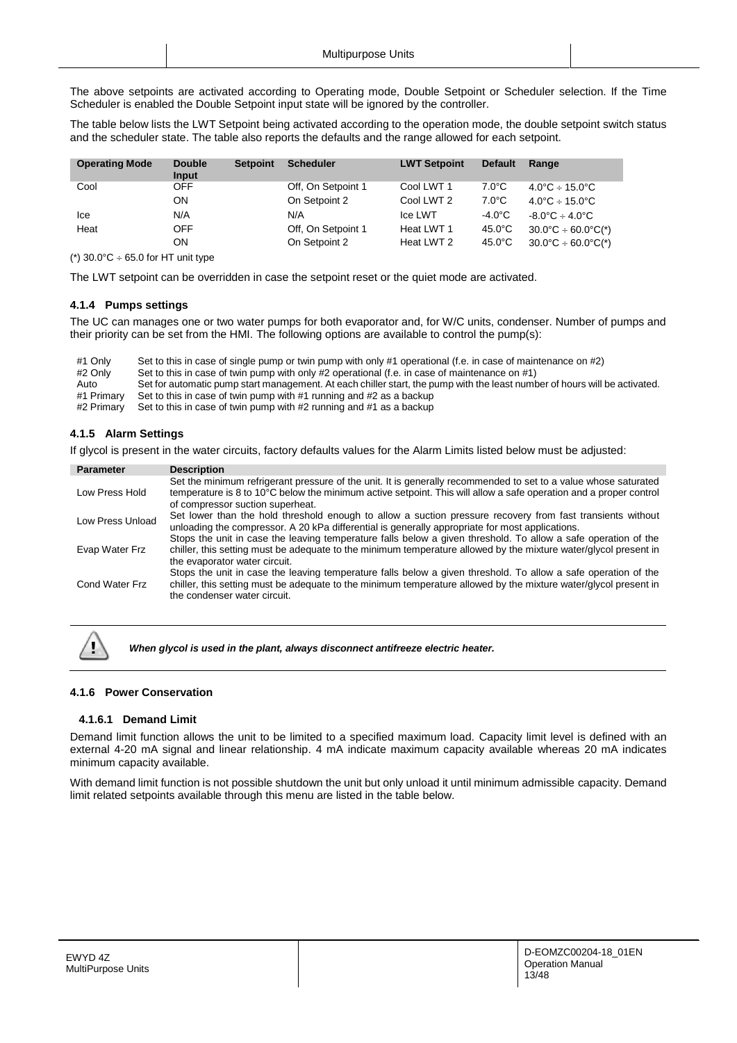The above setpoints are activated according to Operating mode, Double Setpoint or Scheduler selection. If the Time Scheduler is enabled the Double Setpoint input state will be ignored by the controller.

The table below lists the LWT Setpoint being activated according to the operation mode, the double setpoint switch status and the scheduler state. The table also reports the defaults and the range allowed for each setpoint.

| Operating Mode | Double Input | Setpoint | Scheduler | LWT Setpoint | Default | Range |
|---|---|---|---|---|---|---|
| Cool | OFF | | Off, On Setpoint 1 | Cool LWT 1 | 7.0°C | 4.0°C ÷ 15.0°C |
| | ON | | On Setpoint 2 | Cool LWT 2 | 7.0°C | 4.0°C ÷ 15.0°C |
| Ice | N/A | | N/A | Ice LWT | -4.0°C | -8.0°C ÷ 4.0°C |
| Heat | OFF | | Off, On Setpoint 1 | Heat LWT 1 | 45.0°C | 30.0°C ÷ 60.0°C(*) |
| | ON | | On Setpoint 2 | Heat LWT 2 | 45.0°C | 30.0°C ÷ 60.0°C(*) |

(*) 30.0°C ÷ 65.0 for HT unit type

The LWT setpoint can be overridden in case the setpoint reset or the quiet mode are activated.

### 4.1.4 Pumps settings

The UC can manages one or two water pumps for both evaporator and, for W/C units, condenser. Number of pumps and their priority can be set from the HMI. The following options are available to control the pump(s):

| | |
|---|---|
| #1 Only | Set to this in case of single pump or twin pump with only #1 operational (f.e. in case of maintenance on #2) |
| #2 Only | Set to this in case of twin pump with only #2 operational (f.e. in case of maintenance on #1) |
| Auto | Set for automatic pump start management. At each chiller start, the pump with the least number of hours will be activated. |
| #1 Primary | Set to this in case of twin pump with #1 running and #2 as a backup |
| #2 Primary | Set to this in case of twin pump with #2 running and #1 as a backup |

### 4.1.5 Alarm Settings

If glycol is present in the water circuits, factory defaults values for the Alarm Limits listed below must be adjusted:

| Parameter | Description |
|---|---|
| Low Press Hold | Set the minimum refrigerant pressure of the unit. It is generally recommended to set to a value whose saturated temperature is 8 to 10°C below the minimum active setpoint. This will allow a safe operation and a proper control of compressor suction superheat. |
| Low Press Unload | Set lower than the hold threshold enough to allow a suction pressure recovery from fast transients without unloading the compressor. A 20 kPa differential is generally appropriate for most applications. |
| Evap Water Frz | Stops the unit in case the leaving temperature falls below a given threshold. To allow a safe operation of the chiller, this setting must be adequate to the minimum temperature allowed by the mixture water/glycol present in the evaporator water circuit. |
| Cond Water Frz | Stops the unit in case the leaving temperature falls below a given threshold. To allow a safe operation of the chiller, this setting must be adequate to the minimum temperature allowed by the mixture water/glycol present in the condenser water circuit. |

***When glycol is used in the plant, always disconnect antifreeze electric heater.***

### 4.1.6 Power Conservation

#### 4.1.6.1 Demand Limit

Demand limit function allows the unit to be limited to a specified maximum load. Capacity limit level is defined with an external 4-20 mA signal and linear relationship. 4 mA indicate maximum capacity available whereas 20 mA indicates minimum capacity available.

With demand limit function is not possible shutdown the unit but only unload it until minimum admissible capacity. Demand limit related setpoints available through this menu are listed in the table below.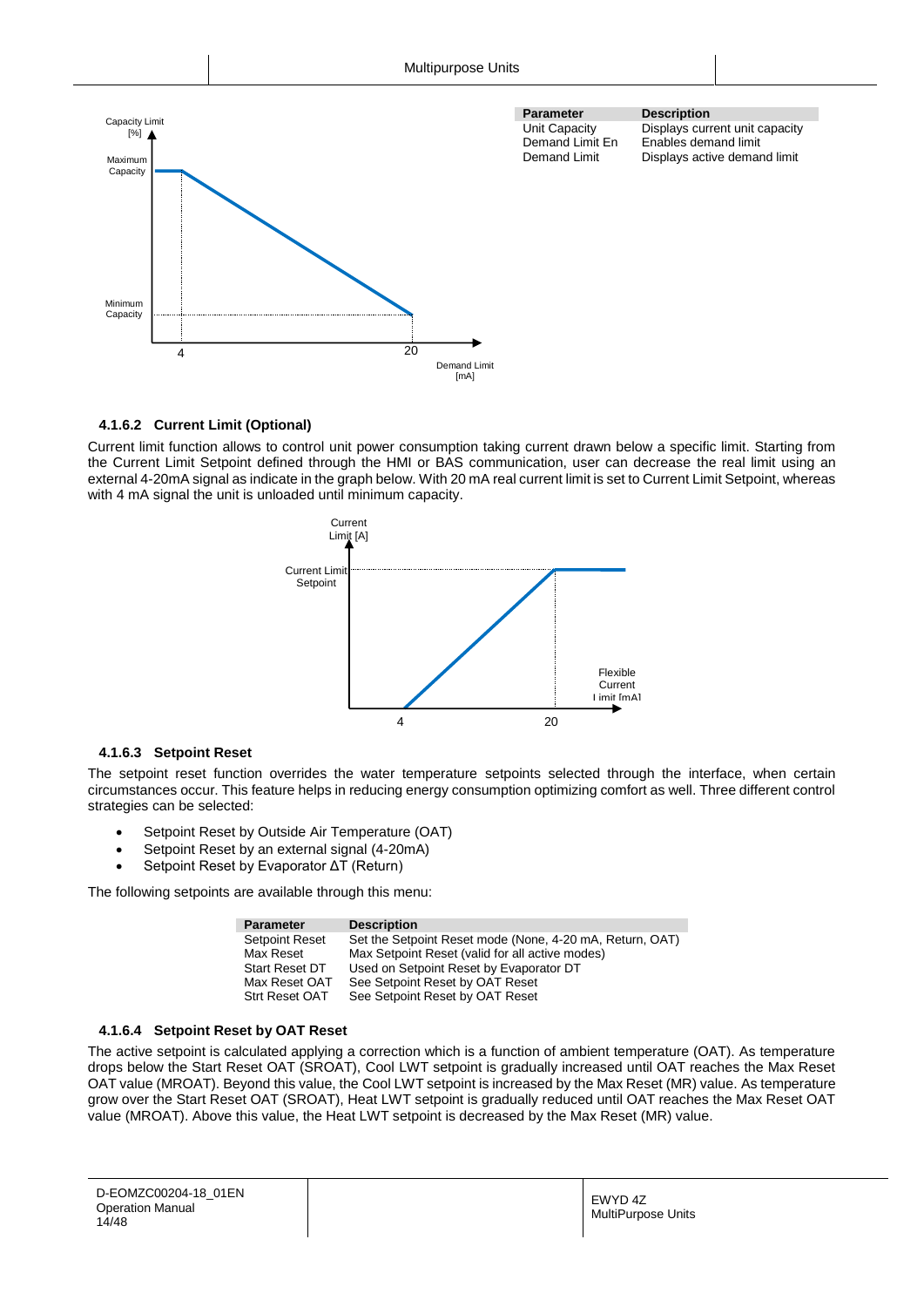| Parameter | Description |
| --- | --- |
| Unit Capacity | Displays current unit capacity |
| Demand Limit En | Enables demand limit |
| Demand Limit | Displays active demand limit |

#### 4.1.6.2 Current Limit (Optional)

Current limit function allows to control unit power consumption taking current drawn below a specific limit. Starting from the Current Limit Setpoint defined through the HMI or BAS communication, user can decrease the real limit using an external 4-20mA signal as indicate in the graph below. With 20 mA real current limit is set to Current Limit Setpoint, whereas with 4 mA signal the unit is unloaded until minimum capacity.

#### 4.1.6.3 Setpoint Reset

The setpoint reset function overrides the water temperature setpoints selected through the interface, when certain circumstances occur. This feature helps in reducing energy consumption optimizing comfort as well. Three different control strategies can be selected:

- Setpoint Reset by Outside Air Temperature (OAT)
- Setpoint Reset by an external signal (4-20mA)
- Setpoint Reset by Evaporator ΔT (Return)

The following setpoints are available through this menu:

| Parameter | Description |
| --- | --- |
| Setpoint Reset | Set the Setpoint Reset mode (None, 4-20 mA, Return, OAT) |
| Max Reset | Max Setpoint Reset (valid for all active modes) |
| Start Reset DT | Used on Setpoint Reset by Evaporator DT |
| Max Reset OAT | See Setpoint Reset by OAT Reset |
| Strt Reset OAT | See Setpoint Reset by OAT Reset |

#### 4.1.6.4 Setpoint Reset by OAT Reset

The active setpoint is calculated applying a correction which is a function of ambient temperature (OAT). As temperature drops below the Start Reset OAT (SROAT), Cool LWT setpoint is gradually increased until OAT reaches the Max Reset OAT value (MROAT). Beyond this value, the Cool LWT setpoint is increased by the Max Reset (MR) value. As temperature grow over the Start Reset OAT (SROAT), Heat LWT setpoint is gradually reduced until OAT reaches the Max Reset OAT value (MROAT). Above this value, the Heat LWT setpoint is decreased by the Max Reset (MR) value.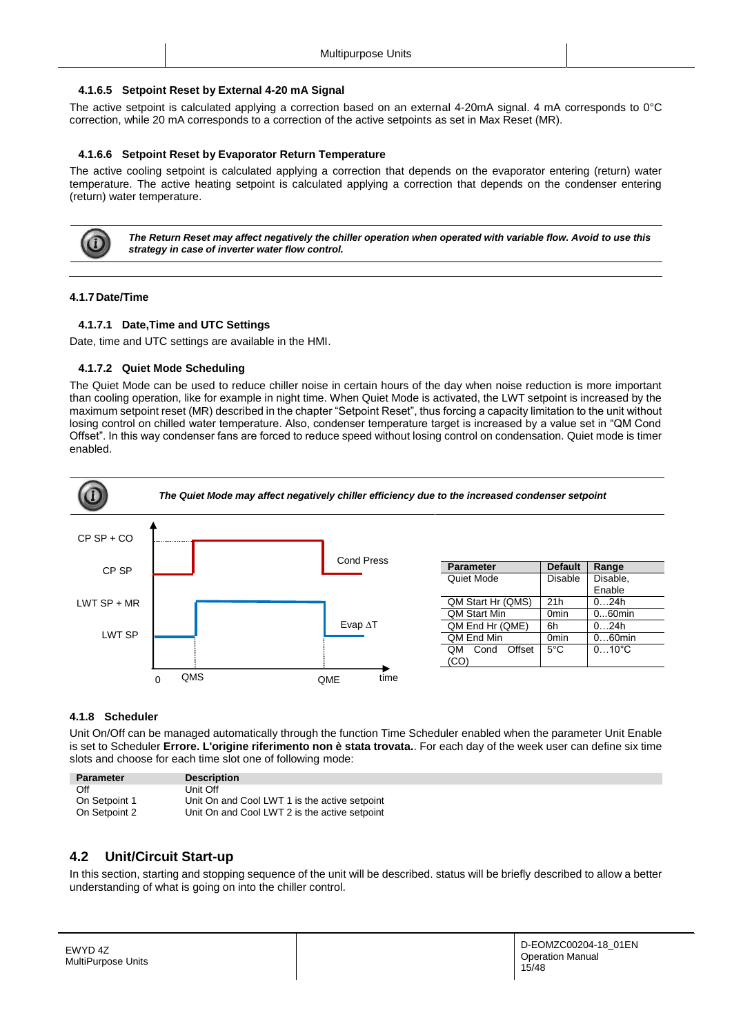#### 4.1.6.5 Setpoint Reset by External 4-20 mA Signal

The active setpoint is calculated applying a correction based on an external 4-20mA signal. 4 mA corresponds to 0°C correction, while 20 mA corresponds to a correction of the active setpoints as set in Max Reset (MR).

#### 4.1.6.6 Setpoint Reset by Evaporator Return Temperature

The active cooling setpoint is calculated applying a correction that depends on the evaporator entering (return) water temperature. The active heating setpoint is calculated applying a correction that depends on the condenser entering (return) water temperature.

***The Return Reset may affect negatively the chiller operation when operated with variable flow. Avoid to use this strategy in case of inverter water flow control.***

### 4.1.7 Date/Time

#### 4.1.7.1 Date,Time and UTC Settings

Date, time and UTC settings are available in the HMI.

#### 4.1.7.2 Quiet Mode Scheduling

The Quiet Mode can be used to reduce chiller noise in certain hours of the day when noise reduction is more important than cooling operation, like for example in night time. When Quiet Mode is activated, the LWT setpoint is increased by the maximum setpoint reset (MR) described in the chapter “Setpoint Reset”, thus forcing a capacity limitation to the unit without losing control on chilled water temperature. Also, condenser temperature target is increased by a value set in “QM Cond Offset”. In this way condenser fans are forced to reduce speed without losing control on condensation. Quiet mode is timer enabled.

***The Quiet Mode may affect negatively chiller efficiency due to the increased condenser setpoint***

| Parameter | Default | Range |
|---|---|---|
| Quiet Mode | Disable | Disable, Enable |
| QM Start Hr (QMS) | 21h | 0…24h |
| QM Start Min | 0min | 0…60min |
| QM End Hr (QME) | 6h | 0…24h |
| QM End Min | 0min | 0…60min |
| QM Cond Offset (CO) | 5°C | 0…10°C |

### 4.1.8 Scheduler

Unit On/Off can be managed automatically through the function Time Scheduler enabled when the parameter Unit Enable is set to Scheduler **Errore. L'origine riferimento non è stata trovata.**. For each day of the week user can define six time slots and choose for each time slot one of following mode:

| Parameter | Description |
|---|---|
| Off | Unit Off |
| On Setpoint 1 | Unit On and Cool LWT 1 is the active setpoint |
| On Setpoint 2 | Unit On and Cool LWT 2 is the active setpoint |

## 4.2 Unit/Circuit Start-up

In this section, starting and stopping sequence of the unit will be described. status will be briefly described to allow a better understanding of what is going on into the chiller control.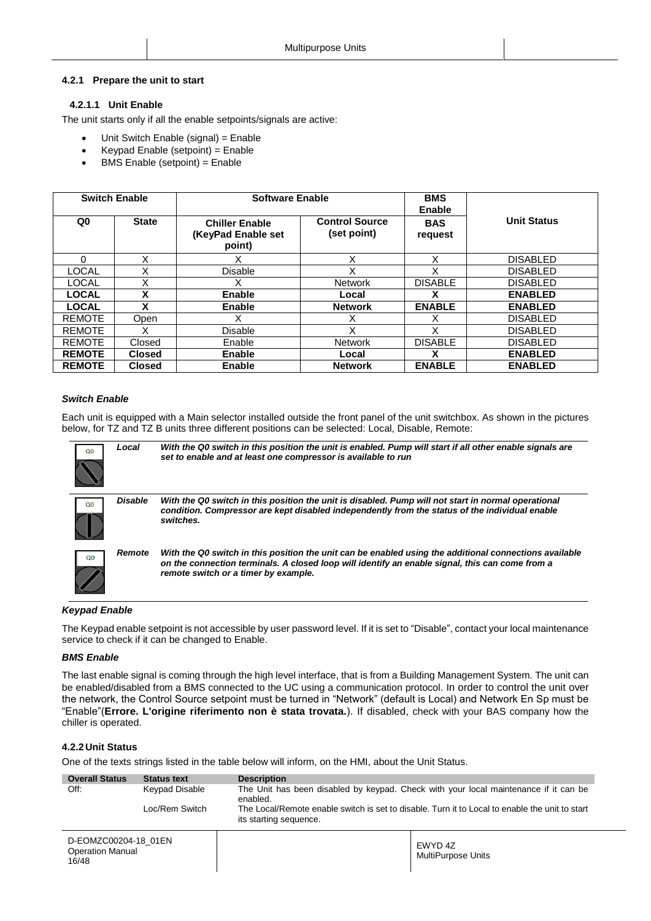#### 4.2.1 Prepare the unit to start

##### 4.2.1.1 Unit Enable

The unit starts only if all the enable setpoints/signals are active:

- Unit Switch Enable (signal) = Enable
- Keypad Enable (setpoint) = Enable
- BMS Enable (setpoint) = Enable

| Switch Enable | | Software Enable | | BMS Enable | Unit Status |
|---|---|---|---|---|---|
| **Q0** | **State** | **Chiller Enable (KeyPad Enable set point)** | **Control Source (set point)** | **BAS request** | |
| 0 | X | X | X | X | DISABLED |
| LOCAL | X | Disable | X | X | DISABLED |
| LOCAL | X | X | Network | DISABLE | DISABLED |
| **LOCAL** | **X** | **Enable** | **Local** | **X** | **ENABLED** |
| **LOCAL** | **X** | **Enable** | **Network** | **ENABLE** | **ENABLED** |
| REMOTE | Open | X | X | X | DISABLED |
| REMOTE | X | Disable | X | X | DISABLED |
| REMOTE | Closed | Enable | Network | DISABLE | DISABLED |
| **REMOTE** | **Closed** | **Enable** | **Local** | **X** | **ENABLED** |
| **REMOTE** | **Closed** | **Enable** | **Network** | **ENABLE** | **ENABLED** |

***Switch Enable***

Each unit is equipped with a Main selector installed outside the front panel of the unit switchbox. As shown in the pictures below, for TZ and TZ B units three different positions can be selected: Local, Disable, Remote:

| | | |
|---|---|---|
| Q0 | ***Local*** | ***With the Q0 switch in this position the unit is enabled. Pump will start if all other enable signals are set to enable and at least one compressor is available to run*** |
| Q0 | ***Disable*** | ***With the Q0 switch in this position the unit is disabled. Pump will not start in normal operational condition. Compressor are kept disabled independently from the status of the individual enable switches.*** |
| Q0 | ***Remote*** | ***With the Q0 switch in this position the unit can be enabled using the additional connections available on the connection terminals. A closed loop will identify an enable signal, this can come from a remote switch or a timer by example.*** |

***Keypad Enable***

The Keypad enable setpoint is not accessible by user password level. If it is set to "Disable", contact your local maintenance service to check if it can be changed to Enable.

***BMS Enable***

The last enable signal is coming through the high level interface, that is from a Building Management System. The unit can be enabled/disabled from a BMS connected to the UC using a communication protocol. In order to control the unit over the network, the Control Source setpoint must be turned in "Network" (default is Local) and Network En Sp must be "Enable"(**Errore. L'origine riferimento non è stata trovata.**). If disabled, check with your BAS company how the chiller is operated.

#### 4.2.2 Unit Status

One of the texts strings listed in the table below will inform, on the HMI, about the Unit Status.

| Overall Status | Status text | Description |
|---|---|---|
| Off: | Keypad Disable | The Unit has been disabled by keypad. Check with your local maintenance if it can be enabled. |
| | Loc/Rem Switch | The Local/Remote enable switch is set to disable. Turn it to Local to enable the unit to start its starting sequence. |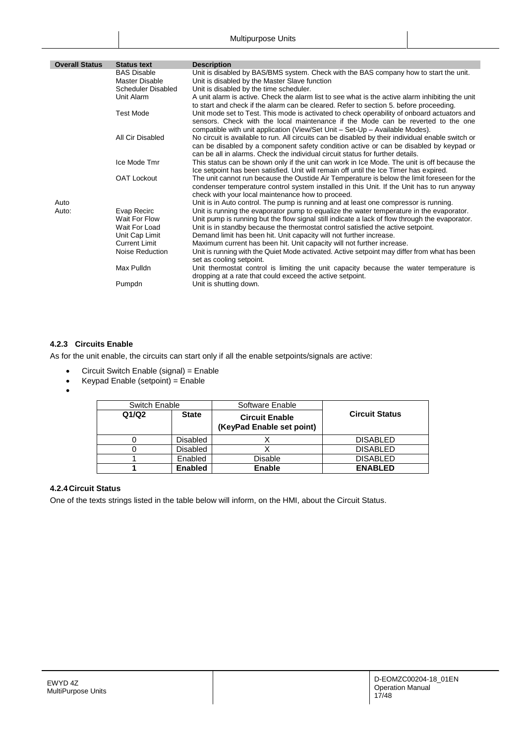| Overall Status | Status text | Description |
|---|---|---|
| | BAS Disable | Unit is disabled by BAS/BMS system. Check with the BAS company how to start the unit. |
| | Master Disable | Unit is disabled by the Master Slave function |
| | Scheduler Disabled | Unit is disabled by the time scheduler. |
| | Unit Alarm | A unit alarm is active. Check the alarm list to see what is the active alarm inhibiting the unit to start and check if the alarm can be cleared. Refer to section 5. before proceeding. |
| | Test Mode | Unit mode set to Test. This mode is activated to check operability of onboard actuators and sensors. Check with the local maintenance if the Mode can be reverted to the one compatible with unit application (View/Set Unit – Set-Up – Available Modes). |
| | All Cir Disabled | No circuit is available to run. All circuits can be disabled by their individual enable switch or can be disabled by a component safety condition active or can be disabled by keypad or can be all in alarms. Check the individual circuit status for further details. |
| | Ice Mode Tmr | This status can be shown only if the unit can work in Ice Mode. The unit is off because the Ice setpoint has been satisfied. Unit will remain off until the Ice Timer has expired. |
| | OAT Lockout | The unit cannot run because the Oustide Air Temperature is below the limit foreseen for the condenser temperature control system installed in this Unit. If the Unit has to run anyway check with your local maintenance how to proceed. |
| Auto | | Unit is in Auto control. The pump is running and at least one compressor is running. |
| Auto: | Evap Recirc | Unit is running the evaporator pump to equalize the water temperature in the evaporator. |
| | Wait For Flow | Unit pump is running but the flow signal still indicate a lack of flow through the evaporator. |
| | Wait For Load | Unit is in standby because the thermostat control satisfied the active setpoint. |
| | Unit Cap Limit | Demand limit has been hit. Unit capacity will not further increase. |
| | Current Limit | Maximum current has been hit. Unit capacity will not further increase. |
| | Noise Reduction | Unit is running with the Quiet Mode activated. Active setpoint may differ from what has been set as cooling setpoint. |
| | Max Pulldn | Unit thermostat control is limiting the unit capacity because the water temperature is dropping at a rate that could exceed the active setpoint. |
| | Pumpdn | Unit is shutting down. |

### 4.2.3 Circuits Enable

As for the unit enable, the circuits can start only if all the enable setpoints/signals are active:

- Circuit Switch Enable (signal) = Enable
- Keypad Enable (setpoint) = Enable
-

| Switch Enable | | Software Enable | |
|---|---|---|---|
| **Q1/Q2** | **State** | **Circuit Enable (KeyPad Enable set point)** | **Circuit Status** |
| 0 | Disabled | X | DISABLED |
| 0 | Disabled | X | DISABLED |
| 1 | Enabled | Disable | DISABLED |
| **1** | **Enabled** | **Enable** | **ENABLED** |

### 4.2.4 Circuit Status

One of the texts strings listed in the table below will inform, on the HMI, about the Circuit Status.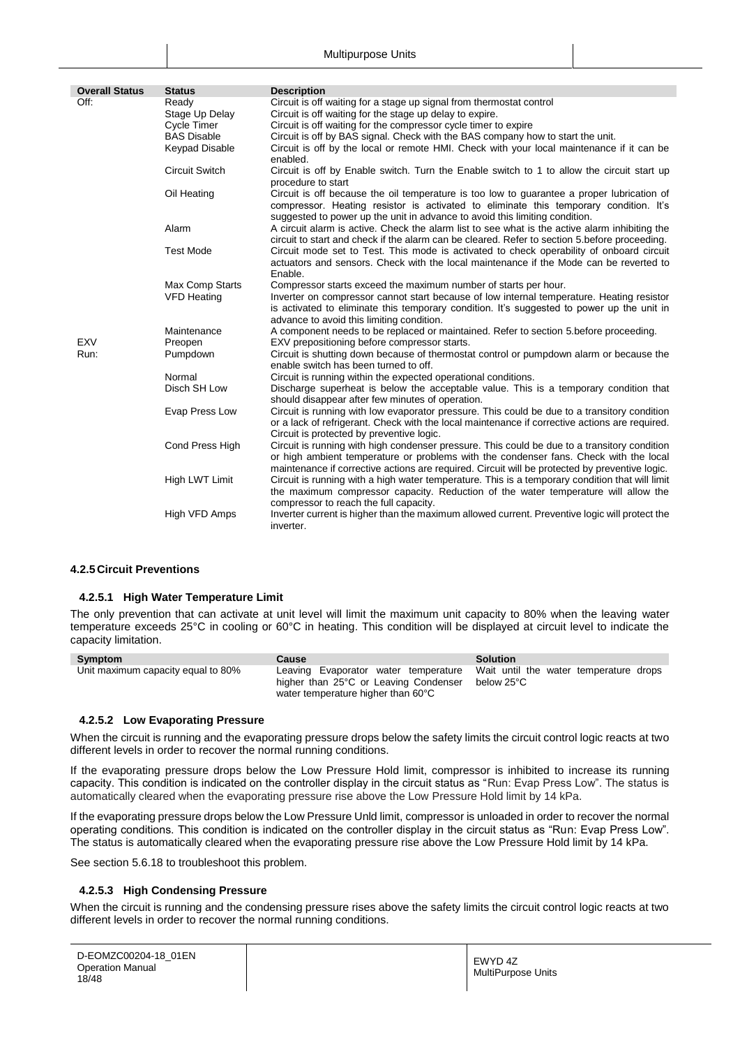| Overall Status | Status | Description |
| --- | --- | --- |
| Off: | Ready | Circuit is off waiting for a stage up signal from thermostat control |
| | Stage Up Delay | Circuit is off waiting for the stage up delay to expire. |
| | Cycle Timer | Circuit is off waiting for the compressor cycle timer to expire |
| | BAS Disable | Circuit is off by BAS signal. Check with the BAS company how to start the unit. |
| | Keypad Disable | Circuit is off by the local or remote HMI. Check with your local maintenance if it can be enabled. |
| | Circuit Switch | Circuit is off by Enable switch. Turn the Enable switch to 1 to allow the circuit start up procedure to start |
| | Oil Heating | Circuit is off because the oil temperature is too low to guarantee a proper lubrication of compressor. Heating resistor is activated to eliminate this temporary condition. It's suggested to power up the unit in advance to avoid this limiting condition. |
| | Alarm | A circuit alarm is active. Check the alarm list to see what is the active alarm inhibiting the circuit to start and check if the alarm can be cleared. Refer to section 5.before proceeding. |
| | Test Mode | Circuit mode set to Test. This mode is activated to check operability of onboard circuit actuators and sensors. Check with the local maintenance if the Mode can be reverted to Enable. |
| | Max Comp Starts | Compressor starts exceed the maximum number of starts per hour. |
| | VFD Heating | Inverter on compressor cannot start because of low internal temperature. Heating resistor is activated to eliminate this temporary condition. It's suggested to power up the unit in advance to avoid this limiting condition. |
| | Maintenance | A component needs to be replaced or maintained. Refer to section 5.before proceeding. |
| EXV | Preopen | EXV prepositioning before compressor starts. |
| Run: | Pumpdown | Circuit is shutting down because of thermostat control or pumpdown alarm or because the enable switch has been turned to off. |
| | Normal | Circuit is running within the expected operational conditions. |
| | Disch SH Low | Discharge superheat is below the acceptable value. This is a temporary condition that should disappear after few minutes of operation. |
| | Evap Press Low | Circuit is running with low evaporator pressure. This could be due to a transitory condition or a lack of refrigerant. Check with the local maintenance if corrective actions are required. Circuit is protected by preventive logic. |
| | Cond Press High | Circuit is running with high condenser pressure. This could be due to a transitory condition or high ambient temperature or problems with the condenser fans. Check with the local maintenance if corrective actions are required. Circuit will be protected by preventive logic. |
| | High LWT Limit | Circuit is running with a high water temperature. This is a temporary condition that will limit the maximum compressor capacity. Reduction of the water temperature will allow the compressor to reach the full capacity. |
| | High VFD Amps | Inverter current is higher than the maximum allowed current. Preventive logic will protect the inverter. |

### 4.2.5 Circuit Preventions

#### 4.2.5.1 High Water Temperature Limit

The only prevention that can activate at unit level will limit the maximum unit capacity to 80% when the leaving water temperature exceeds 25°C in cooling or 60°C in heating. This condition will be displayed at circuit level to indicate the capacity limitation.

| Symptom | Cause | Solution |
| --- | --- | --- |
| Unit maximum capacity equal to 80% | Leaving Evaporator water temperature higher than 25°C or Leaving Condenser water temperature higher than 60°C | Wait until the water temperature drops below 25°C |

#### 4.2.5.2 Low Evaporating Pressure

When the circuit is running and the evaporating pressure drops below the safety limits the circuit control logic reacts at two different levels in order to recover the normal running conditions.

If the evaporating pressure drops below the Low Pressure Hold limit, compressor is inhibited to increase its running capacity. This condition is indicated on the controller display in the circuit status as "Run: Evap Press Low". The status is automatically cleared when the evaporating pressure rise above the Low Pressure Hold limit by 14 kPa.

If the evaporating pressure drops below the Low Pressure Unld limit, compressor is unloaded in order to recover the normal operating conditions. This condition is indicated on the controller display in the circuit status as "Run: Evap Press Low". The status is automatically cleared when the evaporating pressure rise above the Low Pressure Hold limit by 14 kPa.

See section 5.6.18 to troubleshoot this problem.

#### 4.2.5.3 High Condensing Pressure

When the circuit is running and the condensing pressure rises above the safety limits the circuit control logic reacts at two different levels in order to recover the normal running conditions.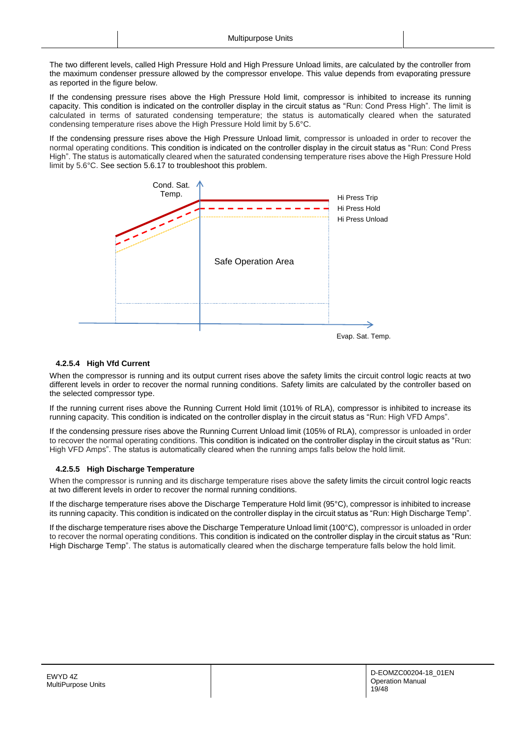The two different levels, called High Pressure Hold and High Pressure Unload limits, are calculated by the controller from the maximum condenser pressure allowed by the compressor envelope. This value depends from evaporating pressure as reported in the figure below.

If the condensing pressure rises above the High Pressure Hold limit, compressor is inhibited to increase its running capacity. This condition is indicated on the controller display in the circuit status as “Run: Cond Press High”. The limit is calculated in terms of saturated condensing temperature; the status is automatically cleared when the saturated condensing temperature rises above the High Pressure Hold limit by 5.6°C.

If the condensing pressure rises above the High Pressure Unload limit, compressor is unloaded in order to recover the normal operating conditions. This condition is indicated on the controller display in the circuit status as “Run: Cond Press High”. The status is automatically cleared when the saturated condensing temperature rises above the High Pressure Hold limit by 5.6°C. See section 5.6.17 to troubleshoot this problem.

Cond. Sat. Temp.

Hi Press Trip

Hi Press Hold

Hi Press Unload

Safe Operation Area

Evap. Sat. Temp.

### 4.2.5.4 High Vfd Current

When the compressor is running and its output current rises above the safety limits the circuit control logic reacts at two different levels in order to recover the normal running conditions. Safety limits are calculated by the controller based on the selected compressor type.

If the running current rises above the Running Current Hold limit (101% of RLA), compressor is inhibited to increase its running capacity. This condition is indicated on the controller display in the circuit status as “Run: High VFD Amps”.

If the condensing pressure rises above the Running Current Unload limit (105% of RLA), compressor is unloaded in order to recover the normal operating conditions. This condition is indicated on the controller display in the circuit status as “Run: High VFD Amps”. The status is automatically cleared when the running amps falls below the hold limit.

### 4.2.5.5 High Discharge Temperature

When the compressor is running and its discharge temperature rises above the safety limits the circuit control logic reacts at two different levels in order to recover the normal running conditions.

If the discharge temperature rises above the Discharge Temperature Hold limit (95°C), compressor is inhibited to increase its running capacity. This condition is indicated on the controller display in the circuit status as “Run: High Discharge Temp”.

If the discharge temperature rises above the Discharge Temperature Unload limit (100°C), compressor is unloaded in order to recover the normal operating conditions. This condition is indicated on the controller display in the circuit status as “Run: High Discharge Temp”. The status is automatically cleared when the discharge temperature falls below the hold limit.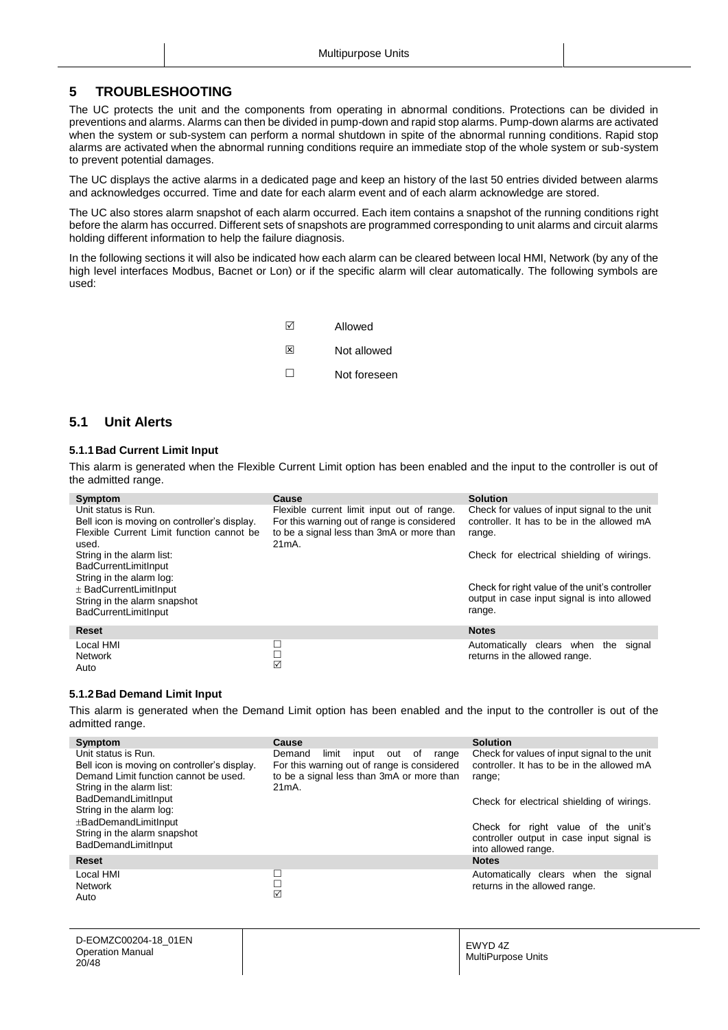## 5 TROUBLESHOOTING

The UC protects the unit and the components from operating in abnormal conditions. Protections can be divided in preventions and alarms. Alarms can then be divided in pump-down and rapid stop alarms. Pump-down alarms are activated when the system or sub-system can perform a normal shutdown in spite of the abnormal running conditions. Rapid stop alarms are activated when the abnormal running conditions require an immediate stop of the whole system or sub-system to prevent potential damages.

The UC displays the active alarms in a dedicated page and keep an history of the last 50 entries divided between alarms and acknowledges occurred. Time and date for each alarm event and of each alarm acknowledge are stored.

The UC also stores alarm snapshot of each alarm occurred. Each item contains a snapshot of the running conditions right before the alarm has occurred. Different sets of snapshots are programmed corresponding to unit alarms and circuit alarms holding different information to help the failure diagnosis.

In the following sections it will also be indicated how each alarm can be cleared between local HMI, Network (by any of the high level interfaces Modbus, Bacnet or Lon) or if the specific alarm will clear automatically. The following symbols are used:

| | |
|---|---|
| ☑ | Allowed |
| ☒ | Not allowed |
| ☐ | Not foreseen |

### 5.1 Unit Alerts

#### 5.1.1 Bad Current Limit Input

This alarm is generated when the Flexible Current Limit option has been enabled and the input to the controller is out of the admitted range.

| Symptom | Cause | Solution |
|---|---|---|
| Unit status is Run.<br>Bell icon is moving on controller's display.<br>Flexible Current Limit function cannot be used.<br>String in the alarm list:<br>BadCurrentLimitInput<br>String in the alarm log:<br>± BadCurrentLimitInput<br>String in the alarm snapshot<br>BadCurrentLimitInput | Flexible current limit input out of range. For this warning out of range is considered to be a signal less than 3mA or more than 21mA. | Check for values of input signal to the unit controller. It has to be in the allowed mA range.<br><br>Check for electrical shielding of wirings.<br><br>Check for right value of the unit's controller output in case input signal is into allowed range. |
| **Reset** | | **Notes** |
| Local HMI<br>Network<br>Auto | ☐<br>☐<br>☑ | Automatically clears when the signal returns in the allowed range. |

#### 5.1.2 Bad Demand Limit Input

This alarm is generated when the Demand Limit option has been enabled and the input to the controller is out of the admitted range.

| Symptom | Cause | Solution |
|---|---|---|
| Unit status is Run.<br>Bell icon is moving on controller's display.<br>Demand Limit function cannot be used.<br>String in the alarm list:<br>BadDemandLimitInput<br>String in the alarm log:<br>±BadDemandLimitInput<br>String in the alarm snapshot<br>BadDemandLimitInput | Demand limit input out of range For this warning out of range is considered to be a signal less than 3mA or more than 21mA. | Check for values of input signal to the unit controller. It has to be in the allowed mA range;<br><br>Check for electrical shielding of wirings.<br><br>Check for right value of the unit's controller output in case input signal is into allowed range. |
| **Reset** | | **Notes** |
| Local HMI<br>Network<br>Auto | ☐<br>☐<br>☑ | Automatically clears when the signal returns in the allowed range. |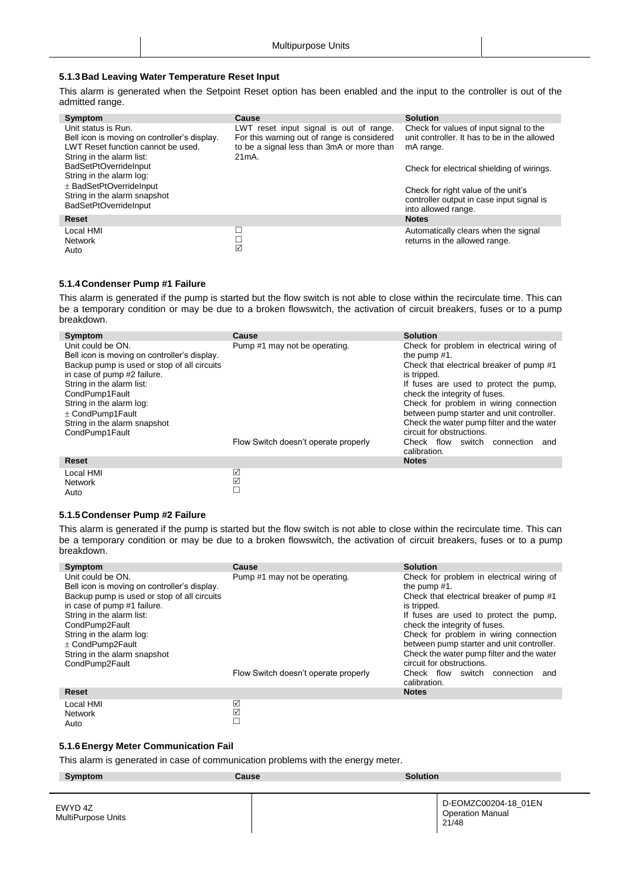### 5.1.3 Bad Leaving Water Temperature Reset Input

This alarm is generated when the Setpoint Reset option has been enabled and the input to the controller is out of the admitted range.

| Symptom | Cause | Solution |
|---|---|---|
| Unit status is Run.<br>Bell icon is moving on controller's display.<br>LWT Reset function cannot be used.<br>String in the alarm list:<br>BadSetPtOverrideInput<br>String in the alarm log:<br>± BadSetPtOverrideInput<br>String in the alarm snapshot<br>BadSetPtOverrideInput | LWT reset input signal is out of range.<br>For this warning out of range is considered to be a signal less than 3mA or more than 21mA. | Check for values of input signal to the unit controller. It has to be in the allowed mA range.<br><br>Check for electrical shielding of wirings.<br><br>Check for right value of the unit's controller output in case input signal is into allowed range. |
| **Reset** | | **Notes** |
| Local HMI<br>Network<br>Auto | ☐<br>☐<br>☑ | Automatically clears when the signal returns in the allowed range. |

### 5.1.4 Condenser Pump #1 Failure

This alarm is generated if the pump is started but the flow switch is not able to close within the recirculate time. This can be a temporary condition or may be due to a broken flowswitch, the activation of circuit breakers, fuses or to a pump breakdown.

| Symptom | Cause | Solution |
|---|---|---|
| Unit could be ON.<br>Bell icon is moving on controller's display.<br>Backup pump is used or stop of all circuits in case of pump #2 failure.<br>String in the alarm list:<br>CondPump1Fault<br>String in the alarm log:<br>± CondPump1Fault<br>String in the alarm snapshot<br>CondPump1Fault | Pump #1 may not be operating. | Check for problem in electrical wiring of the pump #1.<br>Check that electrical breaker of pump #1 is tripped.<br>If fuses are used to protect the pump, check the integrity of fuses.<br>Check for problem in wiring connection between pump starter and unit controller.<br>Check the water pump filter and the water circuit for obstructions. |
| | Flow Switch doesn't operate properly | Check flow switch connection and calibration. |
| **Reset** | | **Notes** |
| Local HMI<br>Network<br>Auto | ☑<br>☑<br>☐ | |

### 5.1.5 Condenser Pump #2 Failure

This alarm is generated if the pump is started but the flow switch is not able to close within the recirculate time. This can be a temporary condition or may be due to a broken flowswitch, the activation of circuit breakers, fuses or to a pump breakdown.

| Symptom | Cause | Solution |
|---|---|---|
| Unit could be ON.<br>Bell icon is moving on controller's display.<br>Backup pump is used or stop of all circuits in case of pump #1 failure.<br>String in the alarm list:<br>CondPump2Fault<br>String in the alarm log:<br>± CondPump2Fault<br>String in the alarm snapshot<br>CondPump2Fault | Pump #1 may not be operating. | Check for problem in electrical wiring of the pump #1.<br>Check that electrical breaker of pump #1 is tripped.<br>If fuses are used to protect the pump, check the integrity of fuses.<br>Check for problem in wiring connection between pump starter and unit controller.<br>Check the water pump filter and the water circuit for obstructions. |
| | Flow Switch doesn't operate properly | Check flow switch connection and calibration. |
| **Reset** | | **Notes** |
| Local HMI<br>Network<br>Auto | ☑<br>☑<br>☐ | |

### 5.1.6 Energy Meter Communication Fail

This alarm is generated in case of communication problems with the energy meter.

| Symptom | Cause | Solution |
|---|---|---|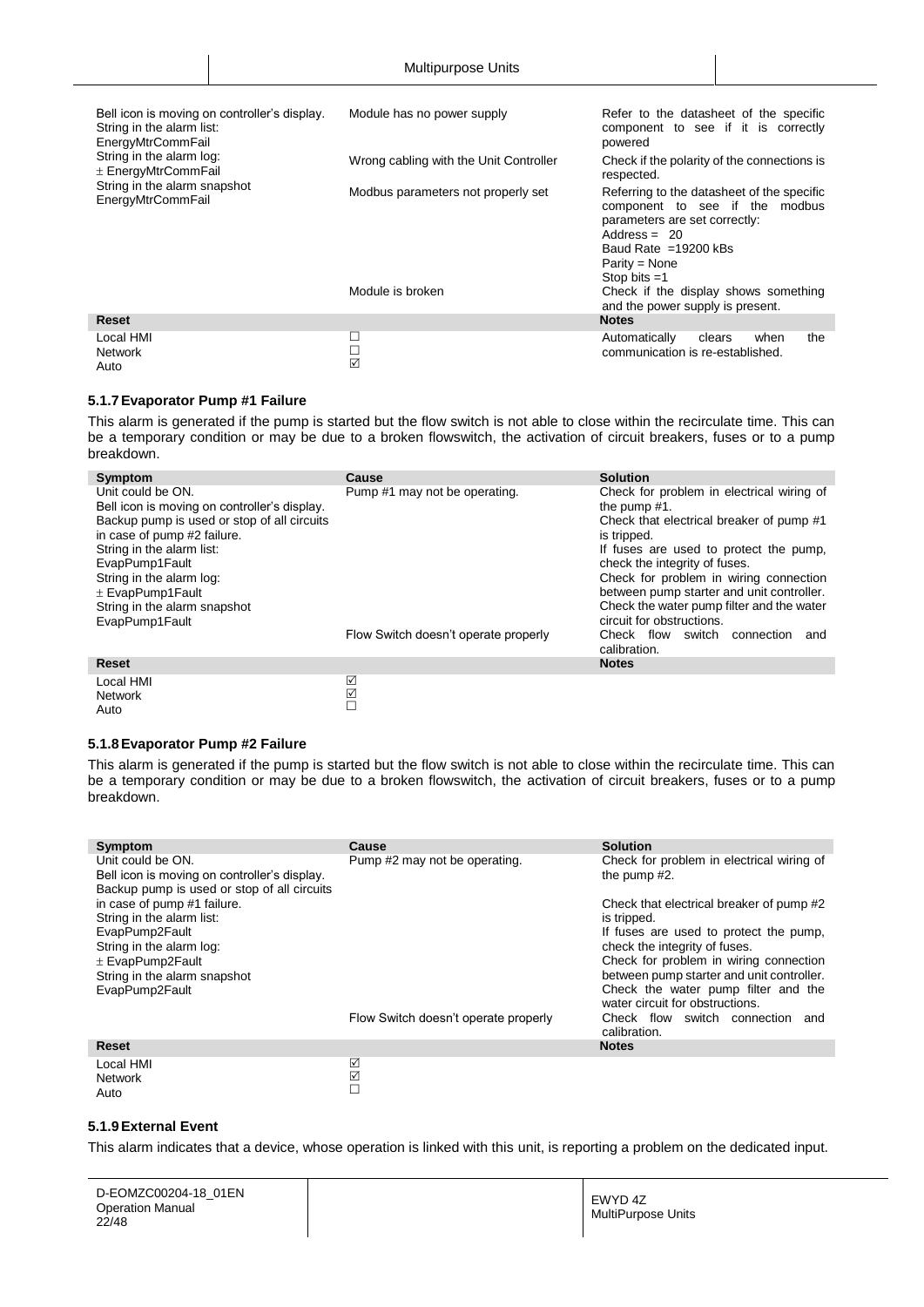| Symptom | Cause | Solution |
|---|---|---|
| Bell icon is moving on controller's display.<br>String in the alarm list:<br>EnergyMtrCommFail<br>String in the alarm log:<br>± EnergyMtrCommFail<br>String in the alarm snapshot<br>EnergyMtrCommFail | Module has no power supply | Refer to the datasheet of the specific component to see if it is correctly powered |
| | Wrong cabling with the Unit Controller | Check if the polarity of the connections is respected. |
| | Modbus parameters not properly set | Referring to the datasheet of the specific component to see if the modbus parameters are set correctly:<br>Address = 20<br>Baud Rate =19200 kBs<br>Parity = None<br>Stop bits =1 |
| | Module is broken | Check if the display shows something and the power supply is present. |
| **Reset** | | **Notes** |
| Local HMI<br>Network<br>Auto | ☐<br>☐<br>☑ | Automatically clears when the communication is re-established. |

### 5.1.7 Evaporator Pump #1 Failure

This alarm is generated if the pump is started but the flow switch is not able to close within the recirculate time. This can be a temporary condition or may be due to a broken flowswitch, the activation of circuit breakers, fuses or to a pump breakdown.

| Symptom | Cause | Solution |
|---|---|---|
| Unit could be ON.<br>Bell icon is moving on controller's display.<br>Backup pump is used or stop of all circuits in case of pump #2 failure.<br>String in the alarm list:<br>EvapPump1Fault<br>String in the alarm log:<br>± EvapPump1Fault<br>String in the alarm snapshot<br>EvapPump1Fault | Pump #1 may not be operating. | Check for problem in electrical wiring of the pump #1.<br>Check that electrical breaker of pump #1 is tripped.<br>If fuses are used to protect the pump, check the integrity of fuses.<br>Check for problem in wiring connection between pump starter and unit controller.<br>Check the water pump filter and the water circuit for obstructions. |
| | Flow Switch doesn't operate properly | Check flow switch connection and calibration. |
| **Reset** | | **Notes** |
| Local HMI<br>Network<br>Auto | ☑<br>☑<br>☐ | |

### 5.1.8 Evaporator Pump #2 Failure

This alarm is generated if the pump is started but the flow switch is not able to close within the recirculate time. This can be a temporary condition or may be due to a broken flowswitch, the activation of circuit breakers, fuses or to a pump breakdown.

| Symptom | Cause | Solution |
|---|---|---|
| Unit could be ON.<br>Bell icon is moving on controller's display.<br>Backup pump is used or stop of all circuits in case of pump #1 failure.<br>String in the alarm list:<br>EvapPump2Fault<br>String in the alarm log:<br>± EvapPump2Fault<br>String in the alarm snapshot<br>EvapPump2Fault | Pump #2 may not be operating. | Check for problem in electrical wiring of the pump #2.<br>Check that electrical breaker of pump #2 is tripped.<br>If fuses are used to protect the pump, check the integrity of fuses.<br>Check for problem in wiring connection between pump starter and unit controller.<br>Check the water pump filter and the water circuit for obstructions. |
| | Flow Switch doesn't operate properly | Check flow switch connection and calibration. |
| **Reset** | | **Notes** |
| Local HMI<br>Network<br>Auto | ☑<br>☑<br>☐ | |

### 5.1.9 External Event

This alarm indicates that a device, whose operation is linked with this unit, is reporting a problem on the dedicated input.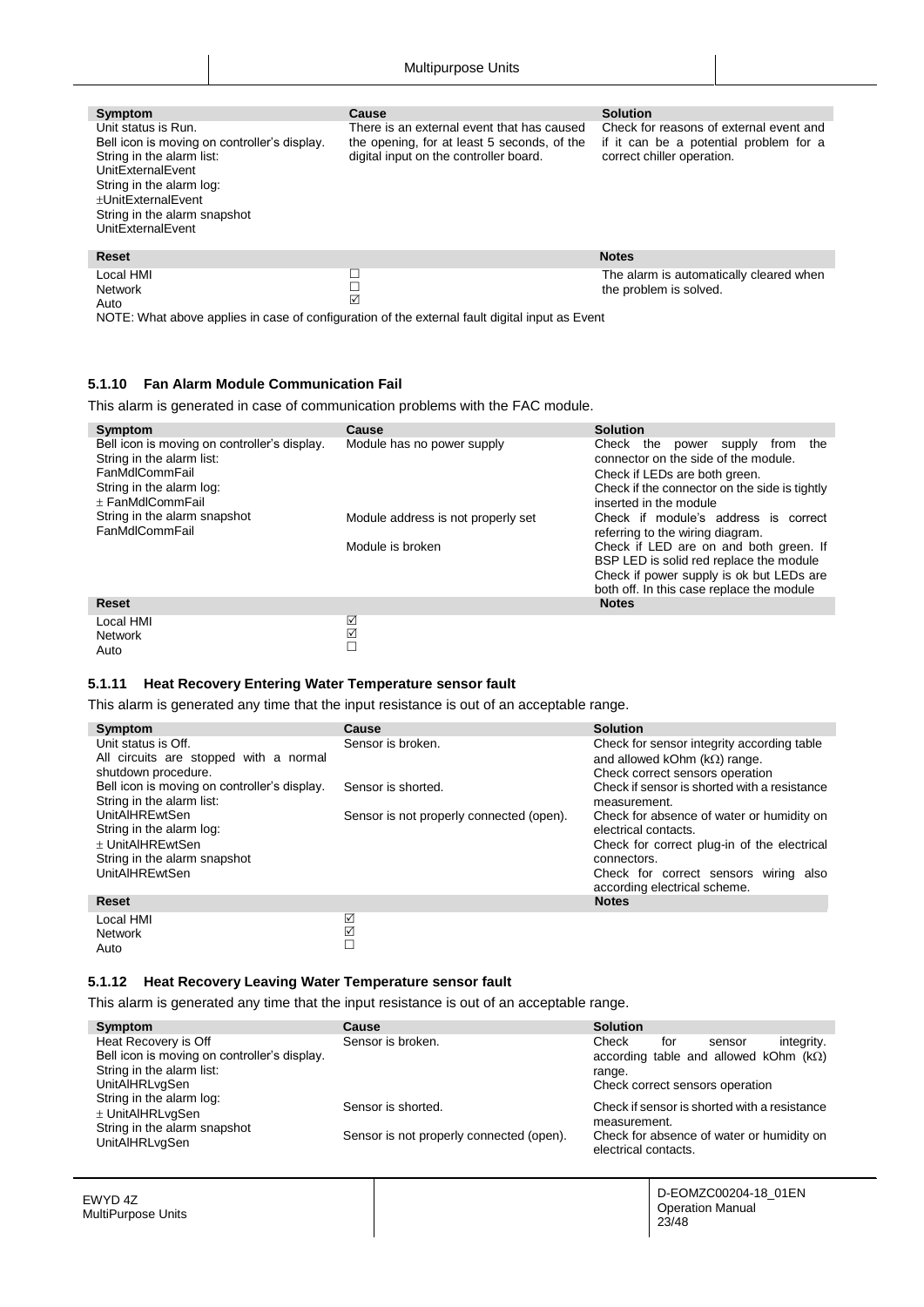| Symptom | Cause | Solution |
| --- | --- | --- |
| Unit status is Run.<br>Bell icon is moving on controller's display.<br>String in the alarm list:<br>UnitExternalEvent<br>String in the alarm log:<br>±UnitExternalEvent<br>String in the alarm snapshot<br>UnitExternalEvent | There is an external event that has caused the opening, for at least 5 seconds, of the digital input on the controller board. | Check for reasons of external event and if it can be a potential problem for a correct chiller operation. |
| **Reset** | | **Notes** |
| Local HMI | ☐ | The alarm is automatically cleared when the problem is solved. |
| Network | ☐ | |
| Auto | ☑ | |

NOTE: What above applies in case of configuration of the external fault digital input as Event

### 5.1.10 Fan Alarm Module Communication Fail

This alarm is generated in case of communication problems with the FAC module.

| Symptom | Cause | Solution |
| --- | --- | --- |
| Bell icon is moving on controller's display.<br>String in the alarm list:<br>FanMdlCommFail<br>String in the alarm log:<br>± FanMdlCommFail<br>String in the alarm snapshot<br>FanMdlCommFail | Module has no power supply | Check the power supply from the connector on the side of the module.<br>Check if LEDs are both green.<br>Check if the connector on the side is tightly inserted in the module |
| | Module address is not properly set | Check if module's address is correct referring to the wiring diagram. |
| | Module is broken | Check if LED are on and both green. If BSP LED is solid red replace the module<br>Check if power supply is ok but LEDs are both off. In this case replace the module |
| **Reset** | | **Notes** |
| Local HMI | ☑ | |
| Network | ☑ | |
| Auto | ☐ | |

### 5.1.11 Heat Recovery Entering Water Temperature sensor fault

This alarm is generated any time that the input resistance is out of an acceptable range.

| Symptom | Cause | Solution |
| --- | --- | --- |
| Unit status is Off.<br>All circuits are stopped with a normal shutdown procedure.<br>Bell icon is moving on controller's display.<br>String in the alarm list:<br>UnitAlHREwtSen<br>String in the alarm log:<br>± UnitAlHREwtSen<br>String in the alarm snapshot<br>UnitAlHREwtSen | Sensor is broken. | Check for sensor integrity according table and allowed kOhm (kΩ) range.<br>Check correct sensors operation |
| | Sensor is shorted. | Check if sensor is shorted with a resistance measurement. |
| | Sensor is not properly connected (open). | Check for absence of water or humidity on electrical contacts.<br>Check for correct plug-in of the electrical connectors.<br>Check for correct sensors wiring also according electrical scheme. |
| **Reset** | | **Notes** |
| Local HMI | ☑ | |
| Network | ☑ | |
| Auto | ☐ | |

### 5.1.12 Heat Recovery Leaving Water Temperature sensor fault

This alarm is generated any time that the input resistance is out of an acceptable range.

| Symptom | Cause | Solution |
| --- | --- | --- |
| Heat Recovery is Off<br>Bell icon is moving on controller's display.<br>String in the alarm list:<br>UnitAlHRLvgSen<br>String in the alarm log:<br>± UnitAlHRLvgSen<br>String in the alarm snapshot<br>UnitAlHRLvgSen | Sensor is broken. | Check for sensor integrity. according table and allowed kOhm (kΩ) range.<br>Check correct sensors operation |
| | Sensor is shorted. | Check if sensor is shorted with a resistance measurement. |
| | Sensor is not properly connected (open). | Check for absence of water or humidity on electrical contacts. |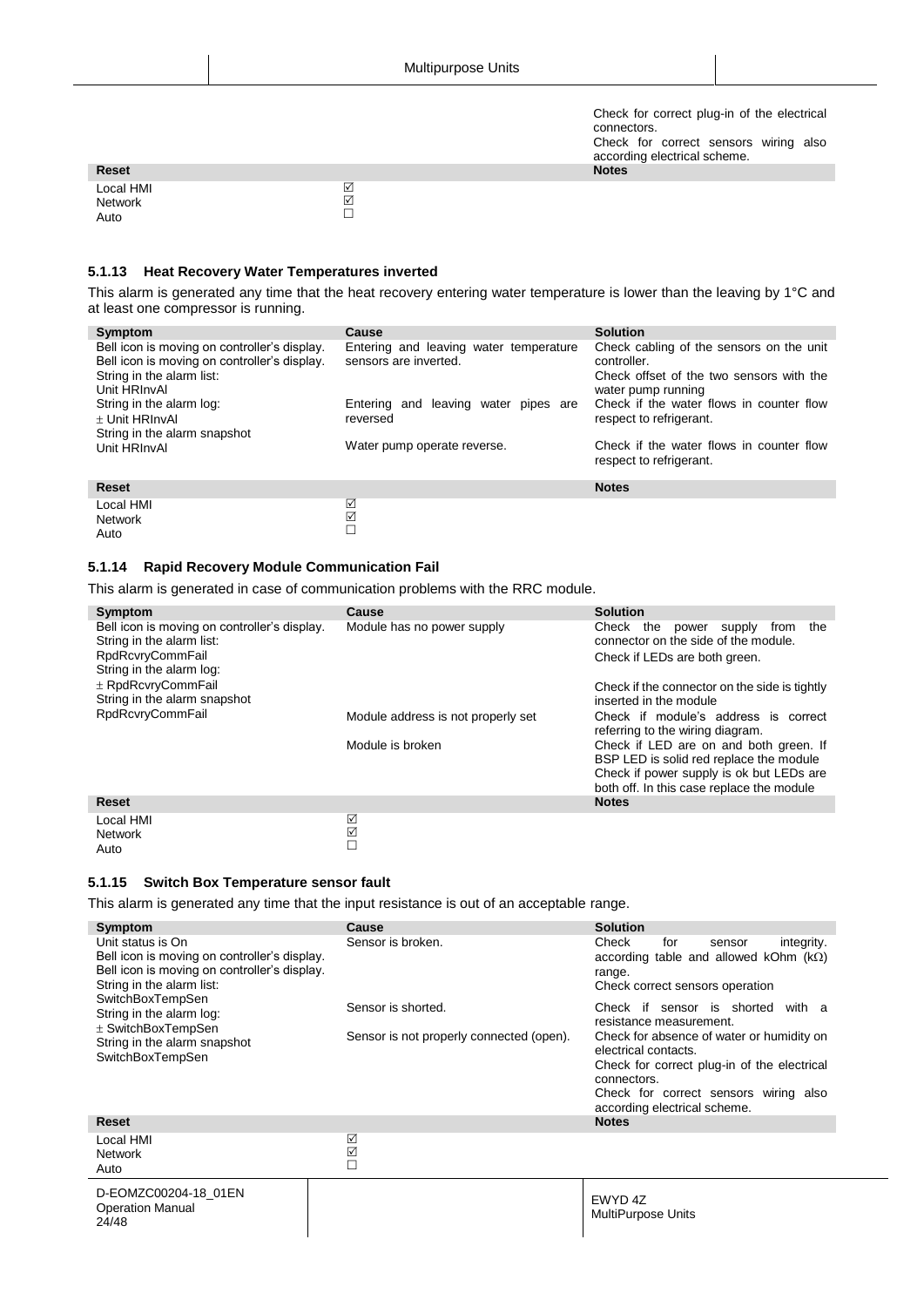| | | |
|---|---|---|
| | | Check for correct plug-in of the electrical connectors.<br>Check for correct sensors wiring also according electrical scheme. |
| **Reset** | | **Notes** |
| Local HMI<br>Network<br>Auto | ☑<br>☑<br>☐ | |

### 5.1.13 Heat Recovery Water Temperatures inverted

This alarm is generated any time that the heat recovery entering water temperature is lower than the leaving by 1°C and at least one compressor is running.

| Symptom | Cause | Solution |
|---|---|---|
| Bell icon is moving on controller's display.<br>Bell icon is moving on controller's display.<br>String in the alarm list:<br>Unit HRInvAl<br>String in the alarm log:<br>± Unit HRInvAl<br>String in the alarm snapshot<br>Unit HRInvAl | Entering and leaving water temperature sensors are inverted. | Check cabling of the sensors on the unit controller.<br>Check offset of the two sensors with the water pump running |
| | Entering and leaving water pipes are reversed | Check if the water flows in counter flow respect to refrigerant. |
| | Water pump operate reverse. | Check if the water flows in counter flow respect to refrigerant. |
| **Reset** | | **Notes** |
| Local HMI<br>Network<br>Auto | ☑<br>☑<br>☐ | |

### 5.1.14 Rapid Recovery Module Communication Fail

This alarm is generated in case of communication problems with the RRC module.

| Symptom | Cause | Solution |
|---|---|---|
| Bell icon is moving on controller's display.<br>String in the alarm list:<br>RpdRcvryCommFail<br>String in the alarm log:<br>± RpdRcvryCommFail<br>String in the alarm snapshot<br>RpdRcvryCommFail | Module has no power supply | Check the power supply from the connector on the side of the module.<br>Check if LEDs are both green.<br>Check if the connector on the side is tightly inserted in the module |
| | Module address is not properly set | Check if module's address is correct referring to the wiring diagram. |
| | Module is broken | Check if LED are on and both green. If BSP LED is solid red replace the module<br>Check if power supply is ok but LEDs are both off. In this case replace the module |
| **Reset** | | **Notes** |
| Local HMI<br>Network<br>Auto | ☑<br>☑<br>☐ | |

### 5.1.15 Switch Box Temperature sensor fault

This alarm is generated any time that the input resistance is out of an acceptable range.

| Symptom | Cause | Solution |
|---|---|---|
| Unit status is On<br>Bell icon is moving on controller's display.<br>Bell icon is moving on controller's display.<br>String in the alarm list:<br>SwitchBoxTempSen<br>String in the alarm log:<br>± SwitchBoxTempSen<br>String in the alarm snapshot<br>SwitchBoxTempSen | Sensor is broken. | Check for sensor integrity. according table and allowed kOhm (kΩ) range.<br>Check correct sensors operation |
| | Sensor is shorted. | Check if sensor is shorted with a resistance measurement. |
| | Sensor is not properly connected (open). | Check for absence of water or humidity on electrical contacts.<br>Check for correct plug-in of the electrical connectors.<br>Check for correct sensors wiring also according electrical scheme. |
| **Reset** | | **Notes** |
| Local HMI<br>Network<br>Auto | ☑<br>☑<br>☐ | |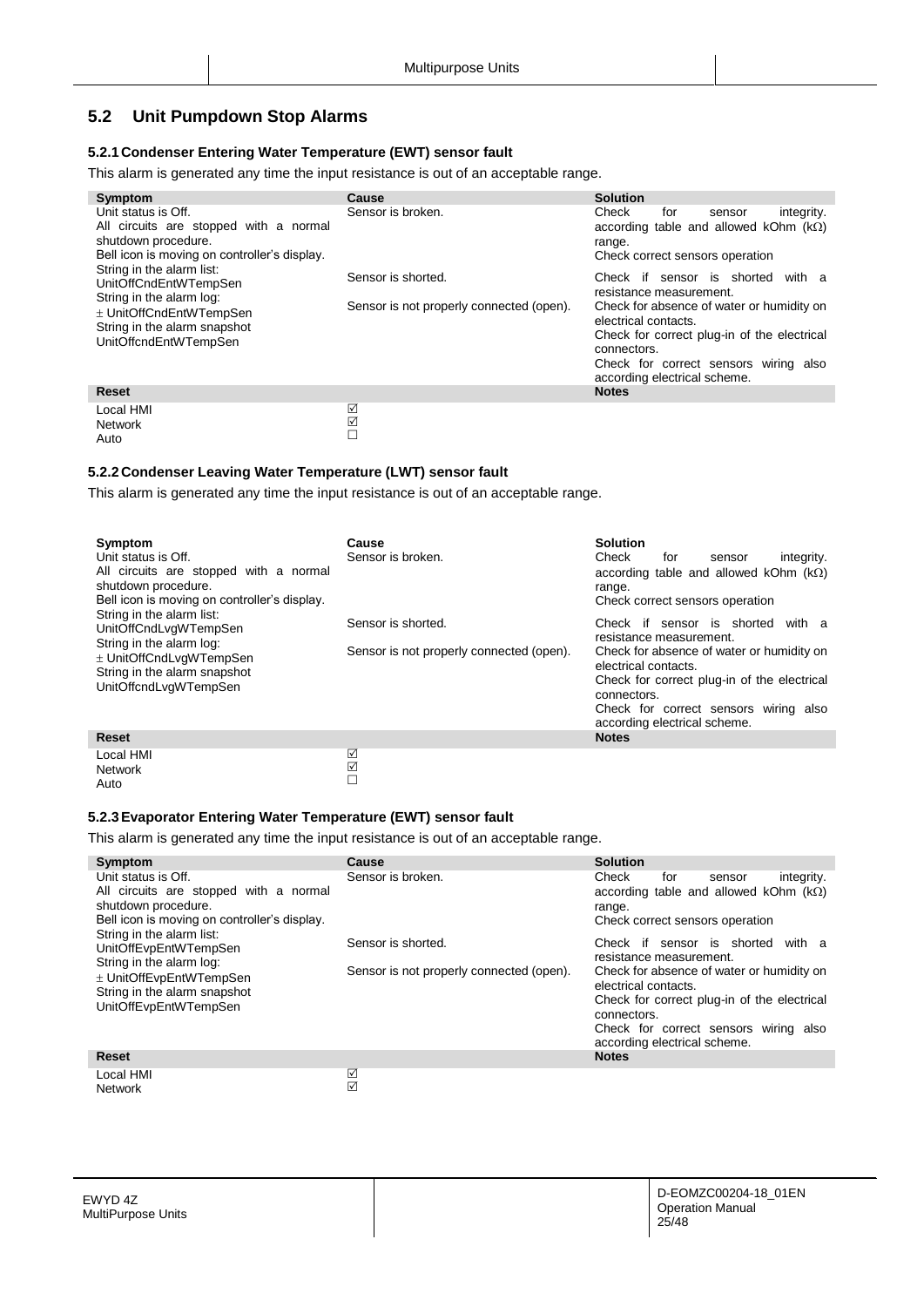## 5.2 Unit Pumpdown Stop Alarms

### 5.2.1 Condenser Entering Water Temperature (EWT) sensor fault

This alarm is generated any time the input resistance is out of an acceptable range.

| Symptom | Cause | Solution |
|---|---|---|
| Unit status is Off.<br>All circuits are stopped with a normal shutdown procedure.<br>Bell icon is moving on controller's display.<br>String in the alarm list:<br>UnitOffCndEntWTempSen<br>String in the alarm log:<br>± UnitOffCndEntWTempSen<br>String in the alarm snapshot<br>UnitOffcndEntWTempSen | Sensor is broken. | Check for sensor integrity. according table and allowed kOhm (kΩ) range.<br>Check correct sensors operation |
| | Sensor is shorted. | Check if sensor is shorted with a resistance measurement. |
| | Sensor is not properly connected (open). | Check for absence of water or humidity on electrical contacts.<br>Check for correct plug-in of the electrical connectors.<br>Check for correct sensors wiring also according electrical scheme. |
| **Reset** | | **Notes** |
| Local HMI | ☑ | |
| Network | ☑ | |
| Auto | ☐ | |

### 5.2.2 Condenser Leaving Water Temperature (LWT) sensor fault

This alarm is generated any time the input resistance is out of an acceptable range.

| Symptom | Cause | Solution |
|---|---|---|
| Unit status is Off.<br>All circuits are stopped with a normal shutdown procedure.<br>Bell icon is moving on controller's display.<br>String in the alarm list:<br>UnitOffCndLvgWTempSen<br>String in the alarm log:<br>± UnitOffCndLvgWTempSen<br>String in the alarm snapshot<br>UnitOffcndLvgWTempSen | Sensor is broken. | Check for sensor integrity. according table and allowed kOhm (kΩ) range.<br>Check correct sensors operation |
| | Sensor is shorted. | Check if sensor is shorted with a resistance measurement. |
| | Sensor is not properly connected (open). | Check for absence of water or humidity on electrical contacts.<br>Check for correct plug-in of the electrical connectors.<br>Check for correct sensors wiring also according electrical scheme. |
| **Reset** | | **Notes** |
| Local HMI | ☑ | |
| Network | ☑ | |
| Auto | ☐ | |

### 5.2.3 Evaporator Entering Water Temperature (EWT) sensor fault

This alarm is generated any time the input resistance is out of an acceptable range.

| Symptom | Cause | Solution |
|---|---|---|
| Unit status is Off.<br>All circuits are stopped with a normal shutdown procedure.<br>Bell icon is moving on controller's display.<br>String in the alarm list:<br>UnitOffEvpEntWTempSen<br>String in the alarm log:<br>± UnitOffEvpEntWTempSen<br>String in the alarm snapshot<br>UnitOffEvpEntWTempSen | Sensor is broken. | Check for sensor integrity. according table and allowed kOhm (kΩ) range.<br>Check correct sensors operation |
| | Sensor is shorted. | Check if sensor is shorted with a resistance measurement. |
| | Sensor is not properly connected (open). | Check for absence of water or humidity on electrical contacts.<br>Check for correct plug-in of the electrical connectors.<br>Check for correct sensors wiring also according electrical scheme. |
| **Reset** | | **Notes** |
| Local HMI | ☑ | |
| Network | ☑ | |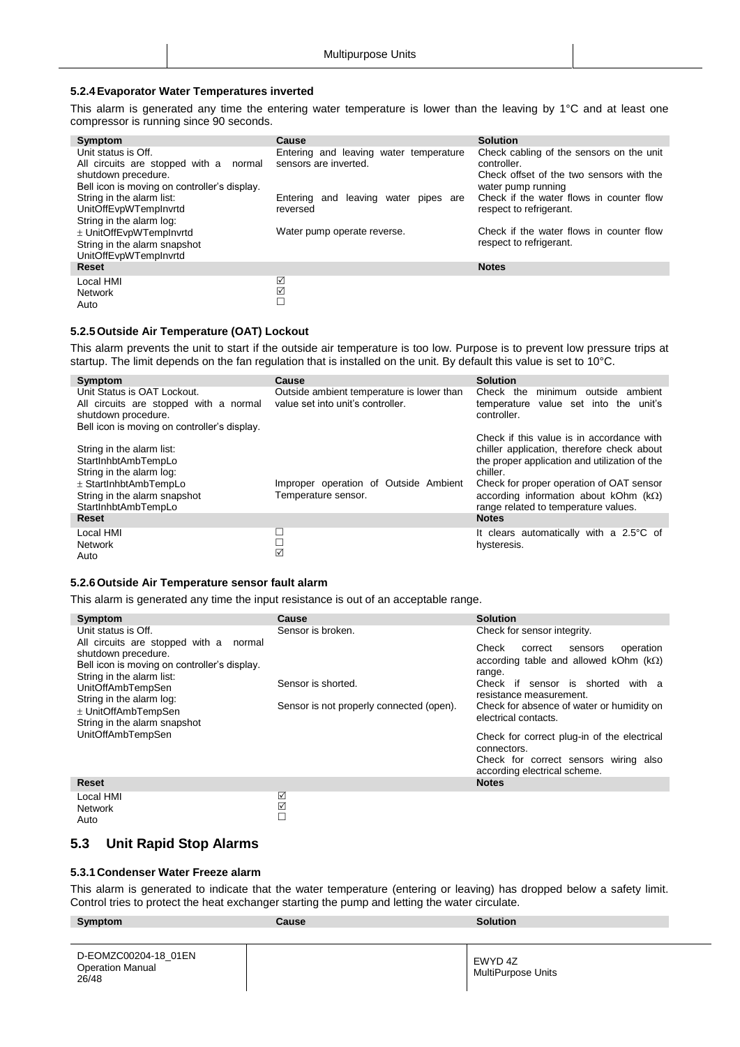#### 5.2.4 Evaporator Water Temperatures inverted

This alarm is generated any time the entering water temperature is lower than the leaving by 1°C and at least one compressor is running since 90 seconds.

| Symptom | Cause | Solution |
|---|---|---|
| Unit status is Off.<br>All circuits are stopped with a normal shutdown precedure.<br>Bell icon is moving on controller's display.<br>String in the alarm list:<br>UnitOffEvpWTempInvrtd<br>String in the alarm log:<br>± UnitOffEvpWTempInvrtd<br>String in the alarm snapshot<br>UnitOffEvpWTempInvrtd | Entering and leaving water temperature sensors are inverted. | Check cabling of the sensors on the unit controller.<br>Check offset of the two sensors with the water pump running |
| | Entering and leaving water pipes are reversed | Check if the water flows in counter flow respect to refrigerant. |
| | Water pump operate reverse. | Check if the water flows in counter flow respect to refrigerant. |
| **Reset** | | **Notes** |
| Local HMI<br>Network<br>Auto | ☑<br>☑<br>☐ | |

#### 5.2.5 Outside Air Temperature (OAT) Lockout

This alarm prevents the unit to start if the outside air temperature is too low. Purpose is to prevent low pressure trips at startup. The limit depends on the fan regulation that is installed on the unit. By default this value is set to 10°C.

| Symptom | Cause | Solution |
|---|---|---|
| Unit Status is OAT Lockout.<br>All circuits are stopped with a normal shutdown procedure.<br>Bell icon is moving on controller's display.<br>String in the alarm list:<br>StartInhbtAmbTempLo<br>String in the alarm log:<br>± StartInhbtAmbTempLo<br>String in the alarm snapshot<br>StartInhbtAmbTempLo | Outside ambient temperature is lower than value set into unit's controller. | Check the minimum outside ambient temperature value set into the unit's controller.<br>Check if this value is in accordance with chiller application, therefore check about the proper application and utilization of the chiller. |
| | Improper operation of Outside Ambient Temperature sensor. | Check for proper operation of OAT sensor according information about kOhm (kΩ) range related to temperature values. |
| **Reset** | | **Notes** |
| Local HMI<br>Network<br>Auto | ☐<br>☐<br>☑ | It clears automatically with a 2.5°C of hysteresis. |

#### 5.2.6 Outside Air Temperature sensor fault alarm

This alarm is generated any time the input resistance is out of an acceptable range.

| Symptom | Cause | Solution |
|---|---|---|
| Unit status is Off.<br>All circuits are stopped with a normal shutdown precedure.<br>Bell icon is moving on controller's display.<br>String in the alarm list:<br>UnitOffAmbTempSen<br>String in the alarm log:<br>± UnitOffAmbTempSen<br>String in the alarm snapshot<br>UnitOffAmbTempSen | Sensor is broken. | Check for sensor integrity.<br>Check correct sensors operation according table and allowed kOhm (kΩ) range. |
| | Sensor is shorted. | Check if sensor is shorted with a resistance measurement. |
| | Sensor is not properly connected (open). | Check for absence of water or humidity on electrical contacts.<br>Check for correct plug-in of the electrical connectors.<br>Check for correct sensors wiring also according electrical scheme. |
| **Reset** | | **Notes** |
| Local HMI<br>Network<br>Auto | ☑<br>☑<br>☐ | |

## 5.3 Unit Rapid Stop Alarms

#### 5.3.1 Condenser Water Freeze alarm

This alarm is generated to indicate that the water temperature (entering or leaving) has dropped below a safety limit. Control tries to protect the heat exchanger starting the pump and letting the water circulate.

| Symptom | Cause | Solution |
|---|---|---|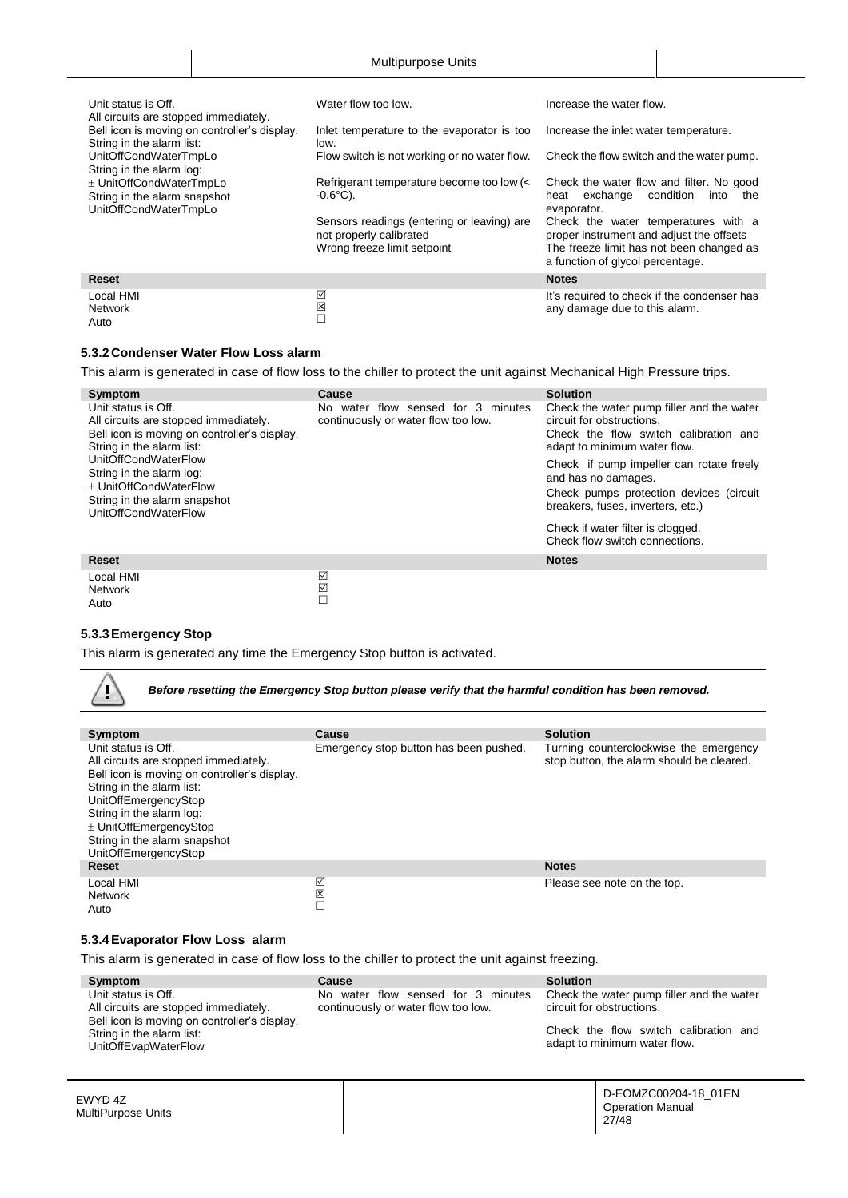| | | |
|---|---|---|
| Unit status is Off.<br>All circuits are stopped immediately.<br>Bell icon is moving on controller's display.<br>String in the alarm list:<br>UnitOffCondWaterTmpLo<br>String in the alarm log:<br>± UnitOffCondWaterTmpLo<br>String in the alarm snapshot<br>UnitOffCondWaterTmpLo | Water flow too low.<br>Inlet temperature to the evaporator is too low.<br>Flow switch is not working or no water flow.<br>Refrigerant temperature become too low (< -0.6°C).<br>Sensors readings (entering or leaving) are not properly calibrated<br>Wrong freeze limit setpoint | Increase the water flow.<br>Increase the inlet water temperature.<br>Check the flow switch and the water pump.<br>Check the water flow and filter. No good heat exchange condition into the evaporator.<br>Check the water temperatures with a proper instrument and adjust the offsets<br>The freeze limit has not been changed as a function of glycol percentage. |
| **Reset** | | **Notes** |
| Local HMI<br>Network<br>Auto | ☑<br>☒<br>☐ | It's required to check if the condenser has any damage due to this alarm. |

### 5.3.2 Condenser Water Flow Loss alarm

This alarm is generated in case of flow loss to the chiller to protect the unit against Mechanical High Pressure trips.

| Symptom | Cause | Solution |
|---|---|---|
| Unit status is Off.<br>All circuits are stopped immediately.<br>Bell icon is moving on controller's display.<br>String in the alarm list:<br>UnitOffCondWaterFlow<br>String in the alarm log:<br>± UnitOffCondWaterFlow<br>String in the alarm snapshot<br>UnitOffCondWaterFlow | No water flow sensed for 3 minutes continuously or water flow too low. | Check the water pump filler and the water circuit for obstructions.<br>Check the flow switch calibration and adapt to minimum water flow.<br>Check if pump impeller can rotate freely and has no damages.<br>Check pumps protection devices (circuit breakers, fuses, inverters, etc.)<br>Check if water filter is clogged.<br>Check flow switch connections. |
| **Reset** | | **Notes** |
| Local HMI<br>Network<br>Auto | ☑<br>☑<br>☐ | |

### 5.3.3 Emergency Stop

This alarm is generated any time the Emergency Stop button is activated.

***Before resetting the Emergency Stop button please verify that the harmful condition has been removed.***

| Symptom | Cause | Solution |
|---|---|---|
| Unit status is Off.<br>All circuits are stopped immediately.<br>Bell icon is moving on controller's display.<br>String in the alarm list:<br>UnitOffEmergencyStop<br>String in the alarm log:<br>± UnitOffEmergencyStop<br>String in the alarm snapshot<br>UnitOffEmergencyStop | Emergency stop button has been pushed. | Turning counterclockwise the emergency stop button, the alarm should be cleared. |
| **Reset** | | **Notes** |
| Local HMI<br>Network<br>Auto | ☑<br>☒<br>☐ | Please see note on the top. |

### 5.3.4 Evaporator Flow Loss alarm

This alarm is generated in case of flow loss to the chiller to protect the unit against freezing.

| Symptom | Cause | Solution |
|---|---|---|
| Unit status is Off.<br>All circuits are stopped immediately.<br>Bell icon is moving on controller's display.<br>String in the alarm list:<br>UnitOffEvapWaterFlow | No water flow sensed for 3 minutes continuously or water flow too low. | Check the water pump filler and the water circuit for obstructions.<br>Check the flow switch calibration and adapt to minimum water flow. |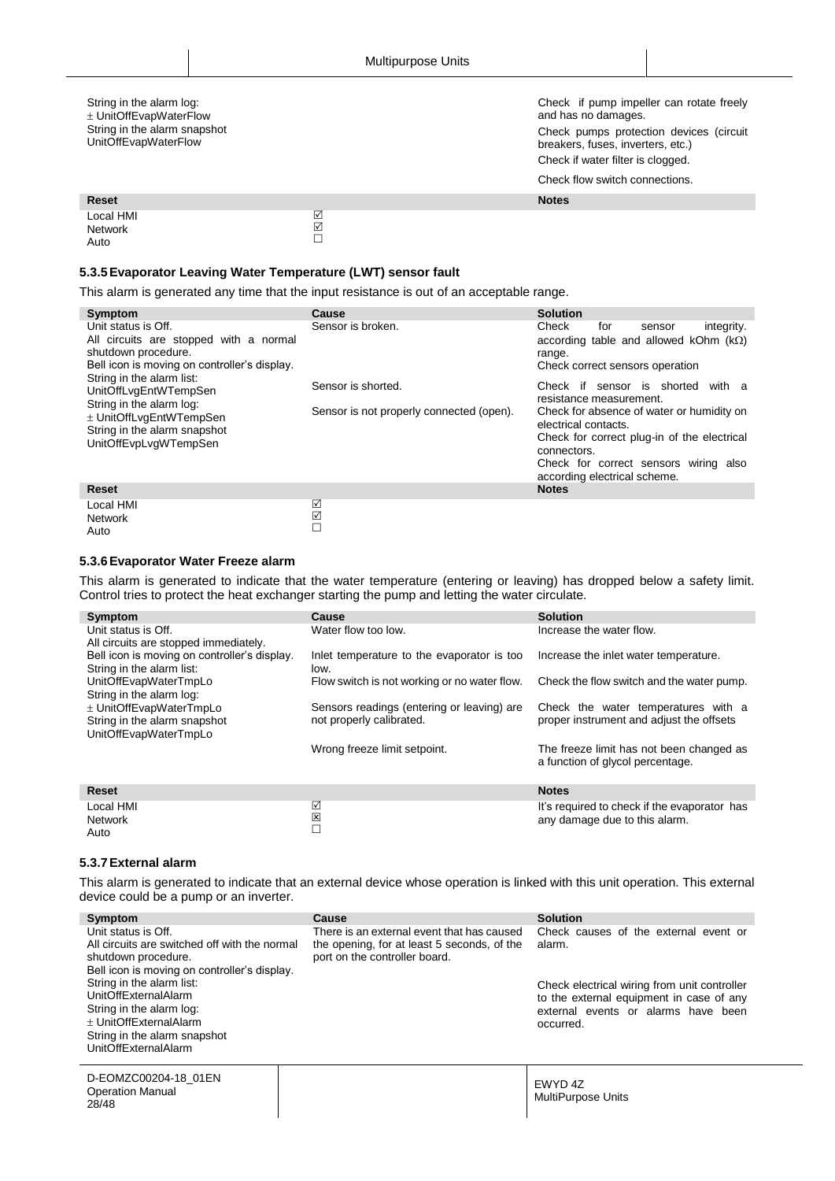| | | |
|---|---|---|
| String in the alarm log:<br>± UnitOffEvapWaterFlow<br>String in the alarm snapshot<br>UnitOffEvapWaterFlow | | Check if pump impeller can rotate freely and has no damages.<br>Check pumps protection devices (circuit breakers, fuses, inverters, etc.)<br>Check if water filter is clogged.<br>Check flow switch connections. |
| **Reset** | | **Notes** |
| Local HMI<br>Network<br>Auto | ☑<br>☑<br>☐ | |

### 5.3.5 Evaporator Leaving Water Temperature (LWT) sensor fault

This alarm is generated any time that the input resistance is out of an acceptable range.

| Symptom | Cause | Solution |
|---|---|---|
| Unit status is Off.<br>All circuits are stopped with a normal shutdown procedure.<br>Bell icon is moving on controller's display.<br>String in the alarm list:<br>UnitOffLvgEntWTempSen<br>String in the alarm log:<br>± UnitOffLvgEntWTempSen<br>String in the alarm snapshot<br>UnitOffEvpLvgWTempSen | Sensor is broken. | Check for sensor integrity. according table and allowed kOhm (kΩ) range.<br>Check correct sensors operation |
| | Sensor is shorted. | Check if sensor is shorted with a resistance measurement. |
| | Sensor is not properly connected (open). | Check for absence of water or humidity on electrical contacts.<br>Check for correct plug-in of the electrical connectors.<br>Check for correct sensors wiring also according electrical scheme. |
| **Reset** | | **Notes** |
| Local HMI<br>Network<br>Auto | ☑<br>☑<br>☐ | |

### 5.3.6 Evaporator Water Freeze alarm

This alarm is generated to indicate that the water temperature (entering or leaving) has dropped below a safety limit. Control tries to protect the heat exchanger starting the pump and letting the water circulate.

| Symptom | Cause | Solution |
|---|---|---|
| Unit status is Off.<br>All circuits are stopped immediately.<br>Bell icon is moving on controller's display.<br>String in the alarm list:<br>UnitOffEvapWaterTmpLo<br>String in the alarm log:<br>± UnitOffEvapWaterTmpLo<br>String in the alarm snapshot<br>UnitOffEvapWaterTmpLo | Water flow too low. | Increase the water flow. |
| | Inlet temperature to the evaporator is too low. | Increase the inlet water temperature. |
| | Flow switch is not working or no water flow. | Check the flow switch and the water pump. |
| | Sensors readings (entering or leaving) are not properly calibrated. | Check the water temperatures with a proper instrument and adjust the offsets |
| | Wrong freeze limit setpoint. | The freeze limit has not been changed as a function of glycol percentage. |
| **Reset** | | **Notes** |
| Local HMI<br>Network<br>Auto | ☑<br>☒<br>☐ | It's required to check if the evaporator has any damage due to this alarm. |

### 5.3.7 External alarm

This alarm is generated to indicate that an external device whose operation is linked with this unit operation. This external device could be a pump or an inverter.

| Symptom | Cause | Solution |
|---|---|---|
| Unit status is Off.<br>All circuits are switched off with the normal shutdown procedure.<br>Bell icon is moving on controller's display.<br>String in the alarm list:<br>UnitOffExternalAlarm<br>String in the alarm log:<br>± UnitOffExternalAlarm<br>String in the alarm snapshot<br>UnitOffExternalAlarm | There is an external event that has caused the opening, for at least 5 seconds, of the port on the controller board. | Check causes of the external event or alarm.<br>Check electrical wiring from unit controller to the external equipment in case of any external events or alarms have been occurred. |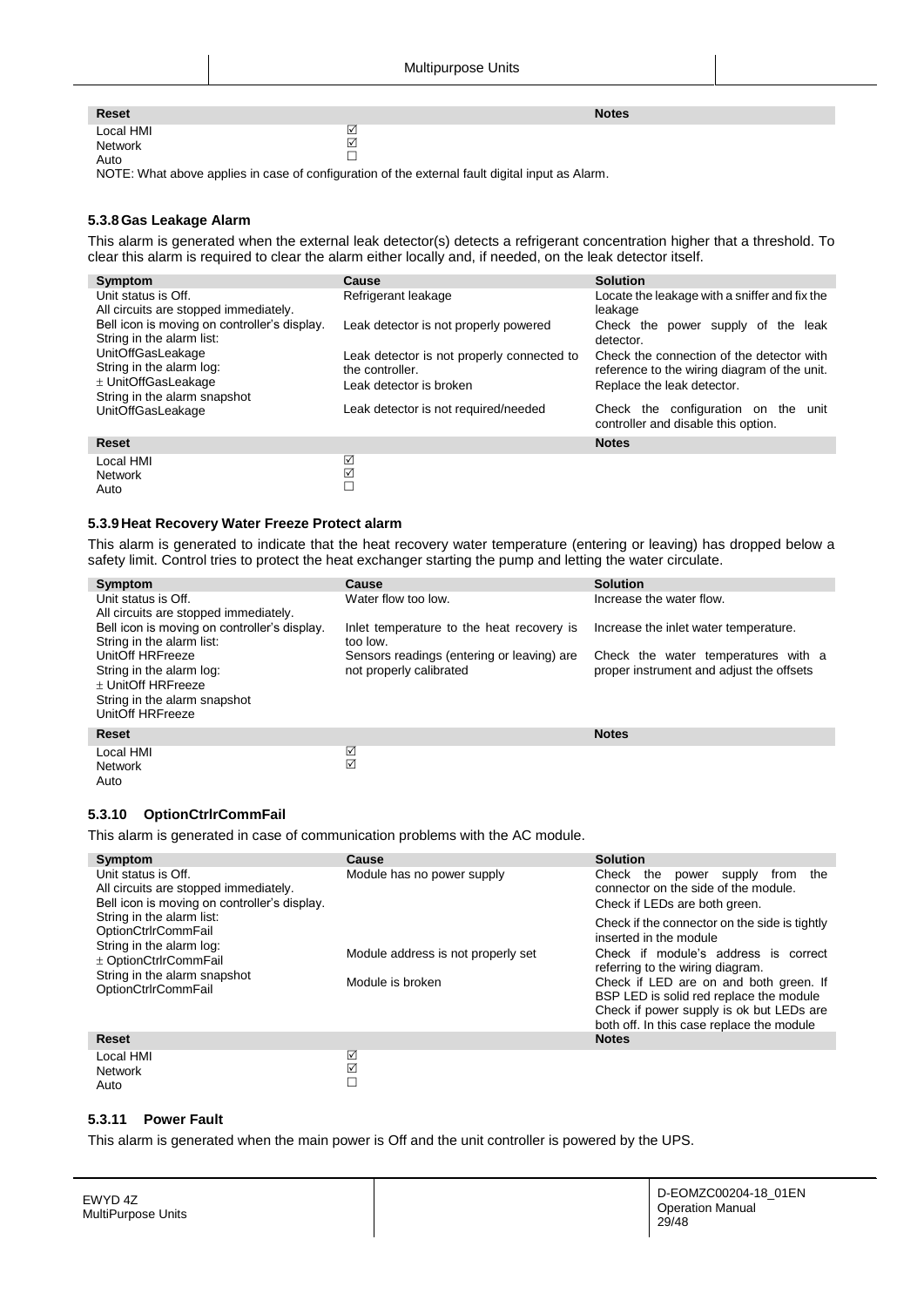| Reset | | Notes |
|---|---|---|
| Local HMI | ☑ | |
| Network | ☑ | |
| Auto | ☐ | |

NOTE: What above applies in case of configuration of the external fault digital input as Alarm.

### 5.3.8 Gas Leakage Alarm

This alarm is generated when the external leak detector(s) detects a refrigerant concentration higher that a threshold. To clear this alarm is required to clear the alarm either locally and, if needed, on the leak detector itself.

| Symptom | Cause | Solution |
|---|---|---|
| Unit status is Off.<br>All circuits are stopped immediately.<br>Bell icon is moving on controller's display.<br>String in the alarm list:<br>UnitOffGasLeakage<br>String in the alarm log:<br>± UnitOffGasLeakage<br>String in the alarm snapshot<br>UnitOffGasLeakage | Refrigerant leakage | Locate the leakage with a sniffer and fix the leakage |
| | Leak detector is not properly powered | Check the power supply of the leak detector. |
| | Leak detector is not properly connected to the controller. | Check the connection of the detector with reference to the wiring diagram of the unit. |
| | Leak detector is broken | Replace the leak detector. |
| | Leak detector is not required/needed | Check the configuration on the unit controller and disable this option. |

| Reset | | Notes |
|---|---|---|
| Local HMI | ☑ | |
| Network | ☑ | |
| Auto | ☐ | |

### 5.3.9 Heat Recovery Water Freeze Protect alarm

This alarm is generated to indicate that the heat recovery water temperature (entering or leaving) has dropped below a safety limit. Control tries to protect the heat exchanger starting the pump and letting the water circulate.

| Symptom | Cause | Solution |
|---|---|---|
| Unit status is Off.<br>All circuits are stopped immediately.<br>Bell icon is moving on controller's display.<br>String in the alarm list:<br>UnitOff HRFreeze<br>String in the alarm log:<br>± UnitOff HRFreeze<br>String in the alarm snapshot<br>UnitOff HRFreeze | Water flow too low. | Increase the water flow. |
| | Inlet temperature to the heat recovery is too low. | Increase the inlet water temperature. |
| | Sensors readings (entering or leaving) are not properly calibrated | Check the water temperatures with a proper instrument and adjust the offsets |

| Reset | | Notes |
|---|---|---|
| Local HMI | ☑ | |
| Network | ☑ | |
| Auto | | |

### 5.3.10 OptionCtrlrCommFail

This alarm is generated in case of communication problems with the AC module.

| Symptom | Cause | Solution |
|---|---|---|
| Unit status is Off.<br>All circuits are stopped immediately.<br>Bell icon is moving on controller's display.<br>String in the alarm list:<br>OptionCtrlrCommFail<br>String in the alarm log:<br>± OptionCtrlrCommFail<br>String in the alarm snapshot<br>OptionCtrlrCommFail | Module has no power supply | Check the power supply from the connector on the side of the module.<br>Check if LEDs are both green.<br>Check if the connector on the side is tightly inserted in the module |
| | Module address is not properly set | Check if module's address is correct referring to the wiring diagram. |
| | Module is broken | Check if LED are on and both green. If BSP LED is solid red replace the module<br>Check if power supply is ok but LEDs are both off. In this case replace the module |

| Reset | | Notes |
|---|---|---|
| Local HMI | ☑ | |
| Network | ☑ | |
| Auto | ☐ | |

### 5.3.11 Power Fault

This alarm is generated when the main power is Off and the unit controller is powered by the UPS.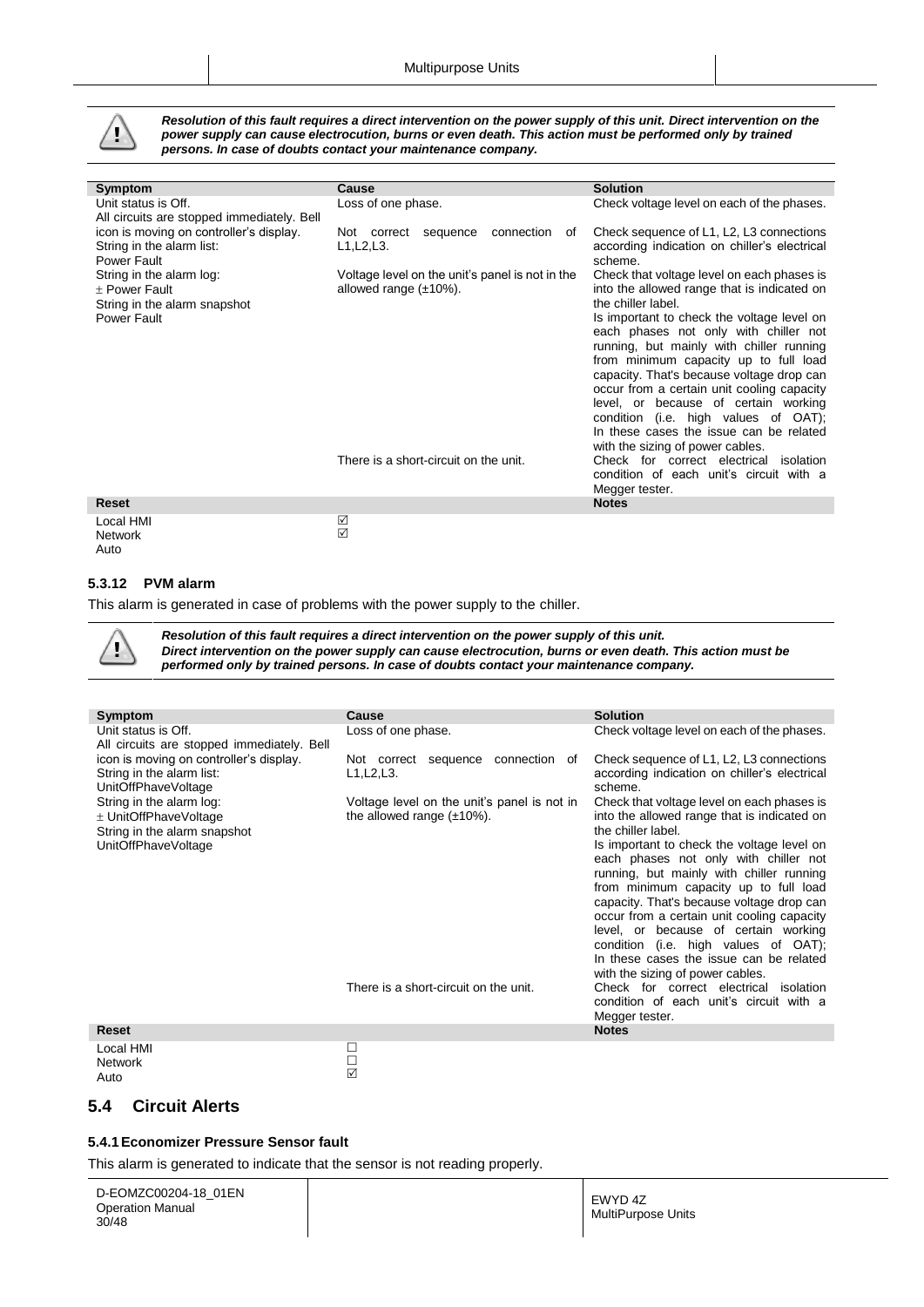***Resolution of this fault requires a direct intervention on the power supply of this unit. Direct intervention on the power supply can cause electrocution, burns or even death. This action must be performed only by trained persons. In case of doubts contact your maintenance company.***

| Symptom | Cause | Solution |
|---|---|---|
| Unit status is Off.<br>All circuits are stopped immediately. Bell icon is moving on controller's display.<br>String in the alarm list:<br>Power Fault<br>String in the alarm log:<br>± Power Fault<br>String in the alarm snapshot<br>Power Fault | Loss of one phase. | Check voltage level on each of the phases. |
| | Not correct sequence connection of L1,L2,L3. | Check sequence of L1, L2, L3 connections according indication on chiller's electrical scheme. |
| | Voltage level on the unit's panel is not in the allowed range (±10%). | Check that voltage level on each phases is into the allowed range that is indicated on the chiller label.<br>Is important to check the voltage level on each phases not only with chiller not running, but mainly with chiller running from minimum capacity up to full load capacity. That's because voltage drop can occur from a certain unit cooling capacity level, or because of certain working condition (i.e. high values of OAT); In these cases the issue can be related with the sizing of power cables. |
| | There is a short-circuit on the unit. | Check for correct electrical isolation condition of each unit's circuit with a Megger tester. |
| **Reset** | | **Notes** |
| Local HMI | ☑ | |
| Network | ☑ | |
| Auto | | |

### 5.3.12 PVM alarm

This alarm is generated in case of problems with the power supply to the chiller.

***Resolution of this fault requires a direct intervention on the power supply of this unit. Direct intervention on the power supply can cause electrocution, burns or even death. This action must be performed only by trained persons. In case of doubts contact your maintenance company.***

| Symptom | Cause | Solution |
|---|---|---|
| Unit status is Off.<br>All circuits are stopped immediately. Bell icon is moving on controller's display.<br>String in the alarm list:<br>UnitOffPhaveVoltage<br>String in the alarm log:<br>± UnitOffPhaveVoltage<br>String in the alarm snapshot<br>UnitOffPhaveVoltage | Loss of one phase. | Check voltage level on each of the phases. |
| | Not correct sequence connection of L1,L2,L3. | Check sequence of L1, L2, L3 connections according indication on chiller's electrical scheme. |
| | Voltage level on the unit's panel is not in the allowed range (±10%). | Check that voltage level on each phases is into the allowed range that is indicated on the chiller label.<br>Is important to check the voltage level on each phases not only with chiller not running, but mainly with chiller running from minimum capacity up to full load capacity. That's because voltage drop can occur from a certain unit cooling capacity level, or because of certain working condition (i.e. high values of OAT); In these cases the issue can be related with the sizing of power cables. |
| | There is a short-circuit on the unit. | Check for correct electrical isolation condition of each unit's circuit with a Megger tester. |
| **Reset** | | **Notes** |
| Local HMI | ☐ | |
| Network | ☐ | |
| Auto | ☑ | |

## 5.4 Circuit Alerts

### 5.4.1 Economizer Pressure Sensor fault

This alarm is generated to indicate that the sensor is not reading properly.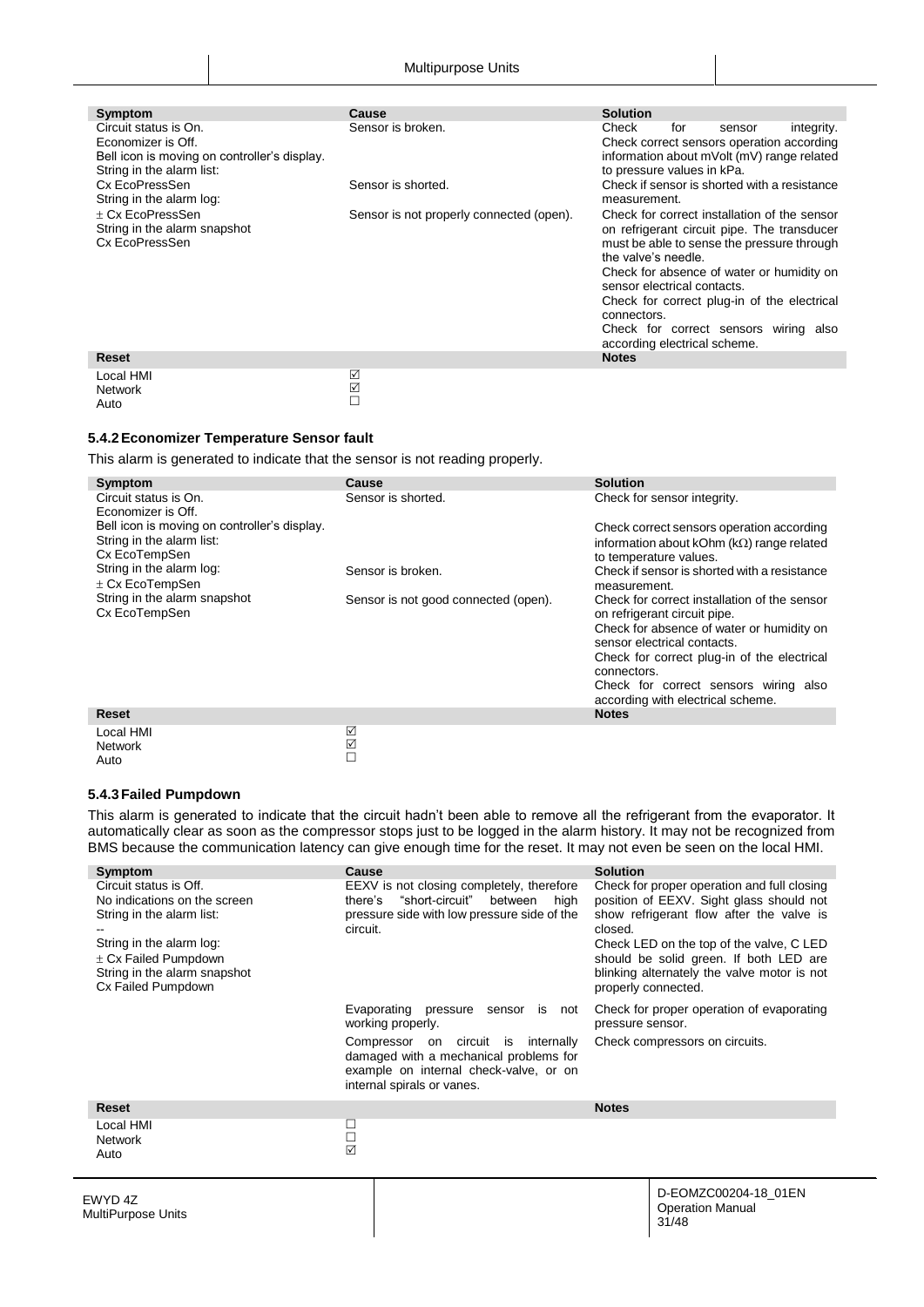| Symptom | Cause | Solution |
|---|---|---|
| Circuit status is On.<br>Economizer is Off.<br>Bell icon is moving on controller's display.<br>String in the alarm list:<br>Cx EcoPressSen<br>String in the alarm log:<br>± Cx EcoPressSen<br>String in the alarm snapshot<br>Cx EcoPressSen | Sensor is broken. | Check for sensor integrity.<br>Check correct sensors operation according information about mVolt (mV) range related to pressure values in kPa. |
| | Sensor is shorted. | Check if sensor is shorted with a resistance measurement. |
| | Sensor is not properly connected (open). | Check for correct installation of the sensor on refrigerant circuit pipe. The transducer must be able to sense the pressure through the valve's needle.<br>Check for absence of water or humidity on sensor electrical contacts.<br>Check for correct plug-in of the electrical connectors.<br>Check for correct sensors wiring also according electrical scheme. |
| **Reset** | | **Notes** |
| Local HMI | ☑ | |
| Network | ☑ | |
| Auto | ☐ | |

### 5.4.2 Economizer Temperature Sensor fault

This alarm is generated to indicate that the sensor is not reading properly.

| Symptom | Cause | Solution |
|---|---|---|
| Circuit status is On.<br>Economizer is Off.<br>Bell icon is moving on controller's display.<br>String in the alarm list:<br>Cx EcoTempSen<br>String in the alarm log:<br>± Cx EcoTempSen<br>String in the alarm snapshot<br>Cx EcoTempSen | Sensor is shorted. | Check for sensor integrity.<br>Check correct sensors operation according information about kOhm (kΩ) range related to temperature values. |
| | Sensor is broken. | Check if sensor is shorted with a resistance measurement. |
| | Sensor is not good connected (open). | Check for correct installation of the sensor on refrigerant circuit pipe.<br>Check for absence of water or humidity on sensor electrical contacts.<br>Check for correct plug-in of the electrical connectors.<br>Check for correct sensors wiring also according with electrical scheme. |
| **Reset** | | **Notes** |
| Local HMI | ☑ | |
| Network | ☑ | |
| Auto | ☐ | |

### 5.4.3 Failed Pumpdown

This alarm is generated to indicate that the circuit hadn't been able to remove all the refrigerant from the evaporator. It automatically clear as soon as the compressor stops just to be logged in the alarm history. It may not be recognized from BMS because the communication latency can give enough time for the reset. It may not even be seen on the local HMI.

| Symptom | Cause | Solution |
|---|---|---|
| Circuit status is Off.<br>No indications on the screen<br>String in the alarm list:<br>--<br>String in the alarm log:<br>± Cx Failed Pumpdown<br>String in the alarm snapshot<br>Cx Failed Pumpdown | EEXV is not closing completely, therefore there's "short-circuit" between high pressure side with low pressure side of the circuit. | Check for proper operation and full closing position of EEXV. Sight glass should not show refrigerant flow after the valve is closed.<br>Check LED on the top of the valve, C LED should be solid green. If both LED are blinking alternately the valve motor is not properly connected. |
| | Evaporating pressure sensor is not working properly. | Check for proper operation of evaporating pressure sensor. |
| | Compressor on circuit is internally damaged with a mechanical problems for example on internal check-valve, or on internal spirals or vanes. | Check compressors on circuits. |
| **Reset** | | **Notes** |
| Local HMI | ☐ | |
| Network | ☐ | |
| Auto | ☑ | |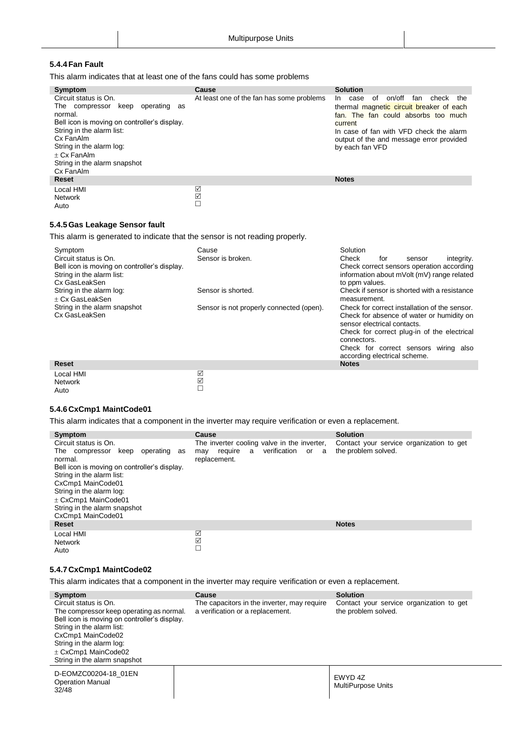### 5.4.4 Fan Fault

This alarm indicates that at least one of the fans could has some problems

| Symptom | Cause | Solution |
|---|---|---|
| Circuit status is On.<br>The compressor keep operating as normal.<br>Bell icon is moving on controller's display.<br>String in the alarm list:<br>Cx FanAlm<br>String in the alarm log:<br>± Cx FanAlm<br>String in the alarm snapshot<br>Cx FanAlm | At least one of the fan has some problems | In case of on/off fan check the thermal magnetic circuit breaker of each fan. The fan could absorbs too much current<br>In case of fan with VFD check the alarm output of the and message error provided by each fan VFD |
| **Reset** | | **Notes** |
| Local HMI | ☑ | |
| Network | ☑ | |
| Auto | ☐ | |

### 5.4.5 Gas Leakage Sensor fault

This alarm is generated to indicate that the sensor is not reading properly.

| Symptom | Cause | Solution |
|---|---|---|
| Circuit status is On.<br>Bell icon is moving on controller's display.<br>String in the alarm list:<br>Cx GasLeakSen | Sensor is broken. | Check for sensor integrity.<br>Check correct sensors operation according information about mVolt (mV) range related to ppm values. |
| String in the alarm log:<br>± Cx GasLeakSen | Sensor is shorted. | Check if sensor is shorted with a resistance measurement. |
| String in the alarm snapshot<br>Cx GasLeakSen | Sensor is not properly connected (open). | Check for correct installation of the sensor.<br>Check for absence of water or humidity on sensor electrical contacts.<br>Check for correct plug-in of the electrical connectors.<br>Check for correct sensors wiring also according electrical scheme. |
| **Reset** | | **Notes** |
| Local HMI | ☑ | |
| Network | ☑ | |
| Auto | ☐ | |

### 5.4.6 CxCmp1 MaintCode01

This alarm indicates that a component in the inverter may require verification or even a replacement.

| Symptom | Cause | Solution |
|---|---|---|
| Circuit status is On.<br>The compressor keep operating as normal.<br>Bell icon is moving on controller's display.<br>String in the alarm list:<br>CxCmp1 MainCode01<br>String in the alarm log:<br>± CxCmp1 MainCode01<br>String in the alarm snapshot<br>CxCmp1 MainCode01 | The inverter cooling valve in the inverter, may require a verification or a replacement. | Contact your service organization to get the problem solved. |
| **Reset** | | **Notes** |
| Local HMI | ☑ | |
| Network | ☑ | |
| Auto | ☐ | |

### 5.4.7 CxCmp1 MaintCode02

This alarm indicates that a component in the inverter may require verification or even a replacement.

| Symptom | Cause | Solution |
|---|---|---|
| Circuit status is On.<br>The compressor keep operating as normal.<br>Bell icon is moving on controller's display.<br>String in the alarm list:<br>CxCmp1 MainCode02<br>String in the alarm log:<br>± CxCmp1 MainCode02<br>String in the alarm snapshot | The capacitors in the inverter, may require a verification or a replacement. | Contact your service organization to get the problem solved. |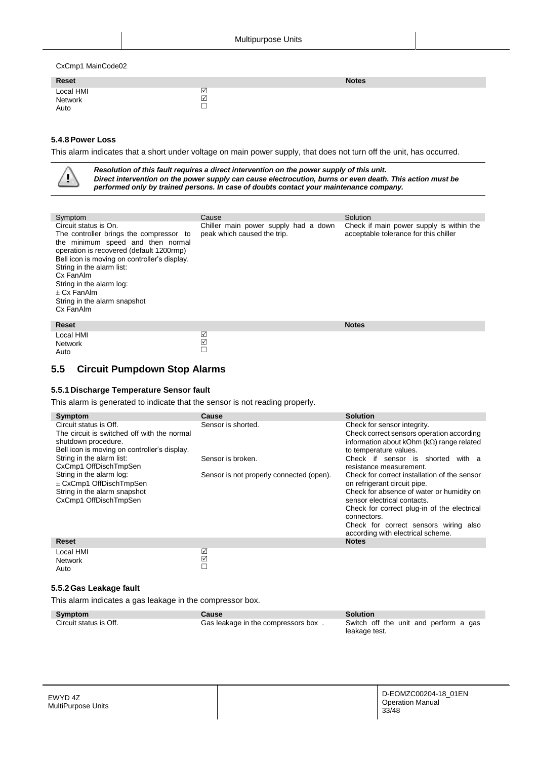CxCmp1 MainCode02

| Reset | | Notes |
|---|---|---|
| Local HMI | ☑ | |
| Network | ☑ | |
| Auto | ☐ | |

### 5.4.8 Power Loss

This alarm indicates that a short under voltage on main power supply, that does not turn off the unit, has occurred.

> ***Resolution of this fault requires a direct intervention on the power supply of this unit. Direct intervention on the power supply can cause electrocution, burns or even death. This action must be performed only by trained persons. In case of doubts contact your maintenance company.***

| Symptom | Cause | Solution |
|---|---|---|
| Circuit status is On.<br>The controller brings the compressor to the minimum speed and then normal operation is recovered (default 1200rmp)<br>Bell icon is moving on controller's display.<br>String in the alarm list:<br>Cx FanAlm<br>String in the alarm log:<br>± Cx FanAlm<br>String in the alarm snapshot<br>Cx FanAlm | Chiller main power supply had a down peak which caused the trip. | Check if main power supply is within the acceptable tolerance for this chiller |

| Reset | | Notes |
|---|---|---|
| Local HMI | ☑ | |
| Network | ☑ | |
| Auto | ☐ | |

## 5.5 Circuit Pumpdown Stop Alarms

### 5.5.1 Discharge Temperature Sensor fault

This alarm is generated to indicate that the sensor is not reading properly.

| Symptom | Cause | Solution |
|---|---|---|
| Circuit status is Off.<br>The circuit is switched off with the normal shutdown procedure.<br>Bell icon is moving on controller's display. | Sensor is shorted. | Check for sensor integrity.<br>Check correct sensors operation according information about kOhm (kΩ) range related to temperature values. |
| String in the alarm list:<br>CxCmp1 OffDischTmpSen | Sensor is broken. | Check if sensor is shorted with a resistance measurement. |
| String in the alarm log:<br>± CxCmp1 OffDischTmpSen<br>String in the alarm snapshot<br>CxCmp1 OffDischTmpSen | Sensor is not properly connected (open). | Check for correct installation of the sensor on refrigerant circuit pipe.<br>Check for absence of water or humidity on sensor electrical contacts.<br>Check for correct plug-in of the electrical connectors.<br>Check for correct sensors wiring also according with electrical scheme. |

| Reset | | Notes |
|---|---|---|
| Local HMI | ☑ | |
| Network | ☑ | |
| Auto | ☐ | |

### 5.5.2 Gas Leakage fault

This alarm indicates a gas leakage in the compressor box.

| Symptom | Cause | Solution |
|---|---|---|
| Circuit status is Off. | Gas leakage in the compressors box . | Switch off the unit and perform a gas leakage test. |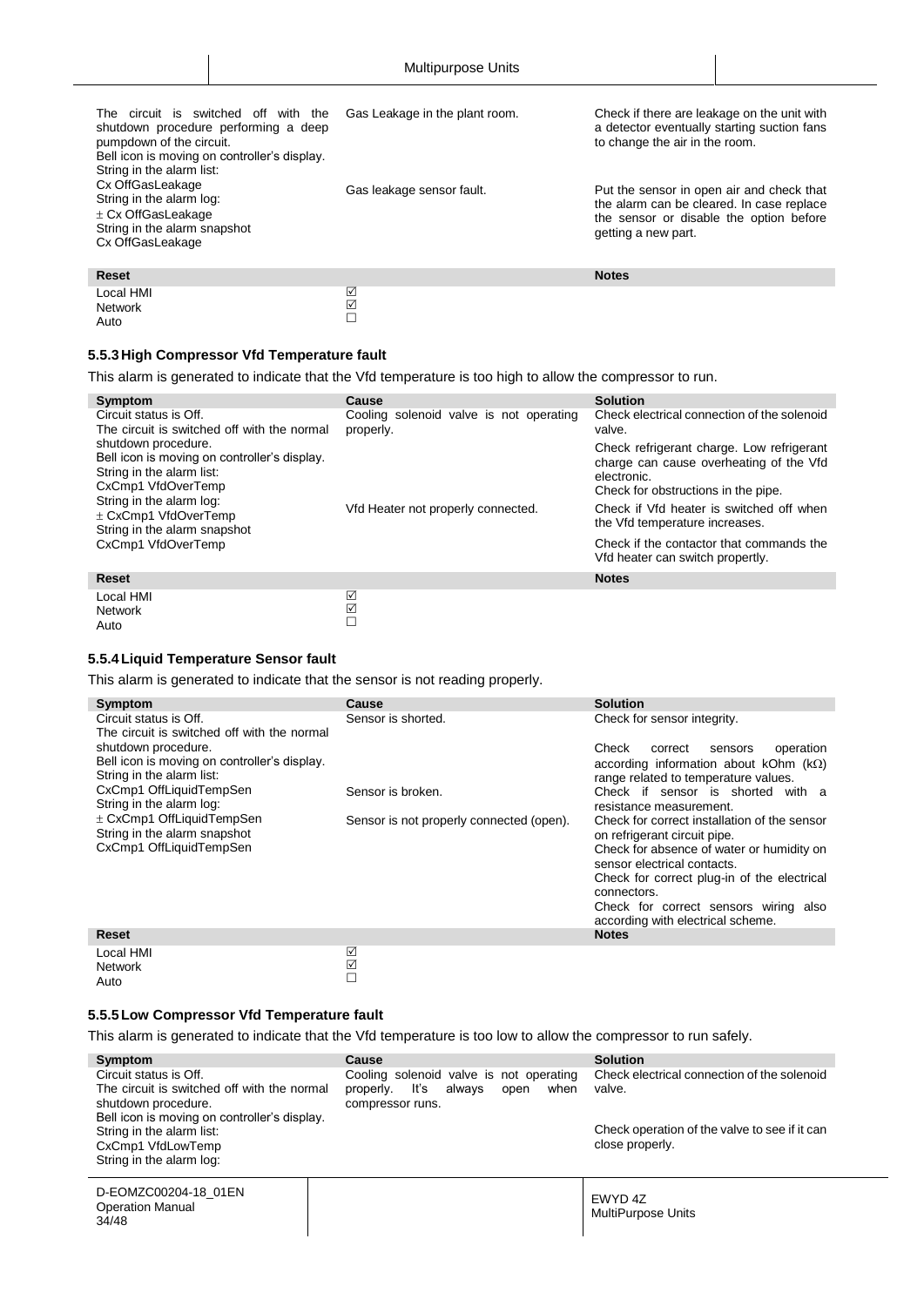| | | |
|---|---|---|
| The circuit is switched off with the shutdown procedure performing a deep pumpdown of the circuit.<br>Bell icon is moving on controller's display.<br>String in the alarm list:<br>Cx OffGasLeakage<br>String in the alarm log:<br>± Cx OffGasLeakage<br>String in the alarm snapshot<br>Cx OffGasLeakage | Gas Leakage in the plant room.<br><br>Gas leakage sensor fault. | Check if there are leakage on the unit with a detector eventually starting suction fans to change the air in the room.<br><br>Put the sensor in open air and check that the alarm can be cleared. In case replace the sensor or disable the option before getting a new part. |

| Reset | | Notes |
|---|---|---|
| Local HMI | ☑ | |
| Network | ☑ | |
| Auto | ☐ | |

### 5.5.3 High Compressor Vfd Temperature fault

This alarm is generated to indicate that the Vfd temperature is too high to allow the compressor to run.

| Symptom | Cause | Solution |
|---|---|---|
| Circuit status is Off.<br>The circuit is switched off with the normal shutdown procedure.<br>Bell icon is moving on controller's display.<br>String in the alarm list:<br>CxCmp1 VfdOverTemp<br>String in the alarm log:<br>± CxCmp1 VfdOverTemp<br>String in the alarm snapshot<br>CxCmp1 VfdOverTemp | Cooling solenoid valve is not operating properly.<br><br>Vfd Heater not properly connected. | Check electrical connection of the solenoid valve.<br>Check refrigerant charge. Low refrigerant charge can cause overheating of the Vfd electronic.<br>Check for obstructions in the pipe.<br>Check if Vfd heater is switched off when the Vfd temperature increases.<br>Check if the contactor that commands the Vfd heater can switch propertly. |

| Reset | | Notes |
|---|---|---|
| Local HMI | ☑ | |
| Network | ☑ | |
| Auto | ☐ | |

### 5.5.4 Liquid Temperature Sensor fault

This alarm is generated to indicate that the sensor is not reading properly.

| Symptom | Cause | Solution |
|---|---|---|
| Circuit status is Off.<br>The circuit is switched off with the normal shutdown procedure.<br>Bell icon is moving on controller's display.<br>String in the alarm list:<br>CxCmp1 OffLiquidTempSen<br>String in the alarm log:<br>± CxCmp1 OffLiquidTempSen<br>String in the alarm snapshot<br>CxCmp1 OffLiquidTempSen | Sensor is shorted.<br><br>Sensor is broken.<br><br>Sensor is not properly connected (open). | Check for sensor integrity.<br>Check correct sensors operation according information about kOhm (kΩ) range related to temperature values.<br>Check if sensor is shorted with a resistance measurement.<br>Check for correct installation of the sensor on refrigerant circuit pipe.<br>Check for absence of water or humidity on sensor electrical contacts.<br>Check for correct plug-in of the electrical connectors.<br>Check for correct sensors wiring also according with electrical scheme. |

| Reset | | Notes |
|---|---|---|
| Local HMI | ☑ | |
| Network | ☑ | |
| Auto | ☐ | |

### 5.5.5 Low Compressor Vfd Temperature fault

This alarm is generated to indicate that the Vfd temperature is too low to allow the compressor to run safely.

| Symptom | Cause | Solution |
|---|---|---|
| Circuit status is Off.<br>The circuit is switched off with the normal shutdown procedure.<br>Bell icon is moving on controller's display.<br>String in the alarm list:<br>CxCmp1 VfdLowTemp<br>String in the alarm log: | Cooling solenoid valve is not operating properly. It's always open when compressor runs. | Check electrical connection of the solenoid valve.<br>Check operation of the valve to see if it can close properly. |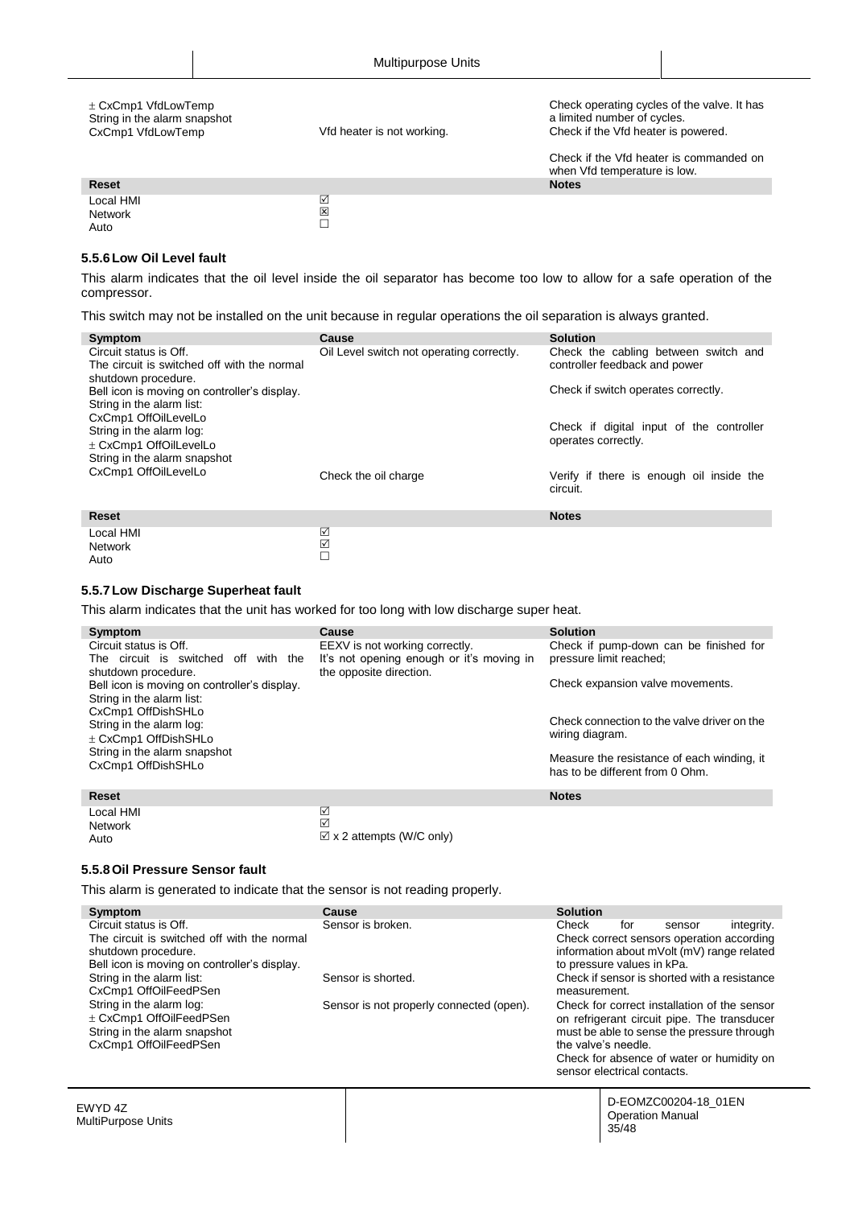| | | |
|---|---|---|
| ± CxCmp1 VfdLowTemp<br>String in the alarm snapshot<br>CxCmp1 VfdLowTemp | Vfd heater is not working. | Check operating cycles of the valve. It has a limited number of cycles.<br>Check if the Vfd heater is powered.<br><br>Check if the Vfd heater is commanded on when Vfd temperature is low. |
| **Reset** | | **Notes** |
| Local HMI | ☑ | |
| Network | ☒ | |
| Auto | ☐ | |

### 5.5.6 Low Oil Level fault

This alarm indicates that the oil level inside the oil separator has become too low to allow for a safe operation of the compressor.

This switch may not be installed on the unit because in regular operations the oil separation is always granted.

| Symptom | Cause | Solution |
|---|---|---|
| Circuit status is Off.<br>The circuit is switched off with the normal shutdown procedure.<br>Bell icon is moving on controller's display.<br>String in the alarm list:<br>CxCmp1 OffOilLevelLo<br>String in the alarm log:<br>± CxCmp1 OffOilLevelLo<br>String in the alarm snapshot<br>CxCmp1 OffOilLevelLo | Oil Level switch not operating correctly. | Check the cabling between switch and controller feedback and power<br><br>Check if switch operates correctly.<br><br>Check if digital input of the controller operates correctly. |
| | Check the oil charge | Verify if there is enough oil inside the circuit. |
| **Reset** | | **Notes** |
| Local HMI | ☑ | |
| Network | ☑ | |
| Auto | ☐ | |

### 5.5.7 Low Discharge Superheat fault

This alarm indicates that the unit has worked for too long with low discharge super heat.

| Symptom | Cause | Solution |
|---|---|---|
| Circuit status is Off.<br>The circuit is switched off with the shutdown procedure.<br>Bell icon is moving on controller's display.<br>String in the alarm list:<br>CxCmp1 OffDishSHLo<br>String in the alarm log:<br>± CxCmp1 OffDishSHLo<br>String in the alarm snapshot<br>CxCmp1 OffDishSHLo | EEXV is not working correctly.<br>It's not opening enough or it's moving in the opposite direction. | Check if pump-down can be finished for pressure limit reached;<br><br>Check expansion valve movements.<br><br>Check connection to the valve driver on the wiring diagram.<br><br>Measure the resistance of each winding, it has to be different from 0 Ohm. |
| **Reset** | | **Notes** |
| Local HMI | ☑ | |
| Network | ☑ | |
| Auto | ☑ x 2 attempts (W/C only) | |

### 5.5.8 Oil Pressure Sensor fault

This alarm is generated to indicate that the sensor is not reading properly.

| Symptom | Cause | Solution |
|---|---|---|
| Circuit status is Off.<br>The circuit is switched off with the normal shutdown procedure.<br>Bell icon is moving on controller's display. | Sensor is broken. | Check for sensor integrity.<br>Check correct sensors operation according information about mVolt (mV) range related to pressure values in kPa. |
| String in the alarm list:<br>CxCmp1 OffOilFeedPSen | Sensor is shorted. | Check if sensor is shorted with a resistance measurement. |
| String in the alarm log:<br>± CxCmp1 OffOilFeedPSen<br>String in the alarm snapshot<br>CxCmp1 OffOilFeedPSen | Sensor is not properly connected (open). | Check for correct installation of the sensor on refrigerant circuit pipe. The transducer must be able to sense the pressure through the valve's needle.<br>Check for absence of water or humidity on sensor electrical contacts. |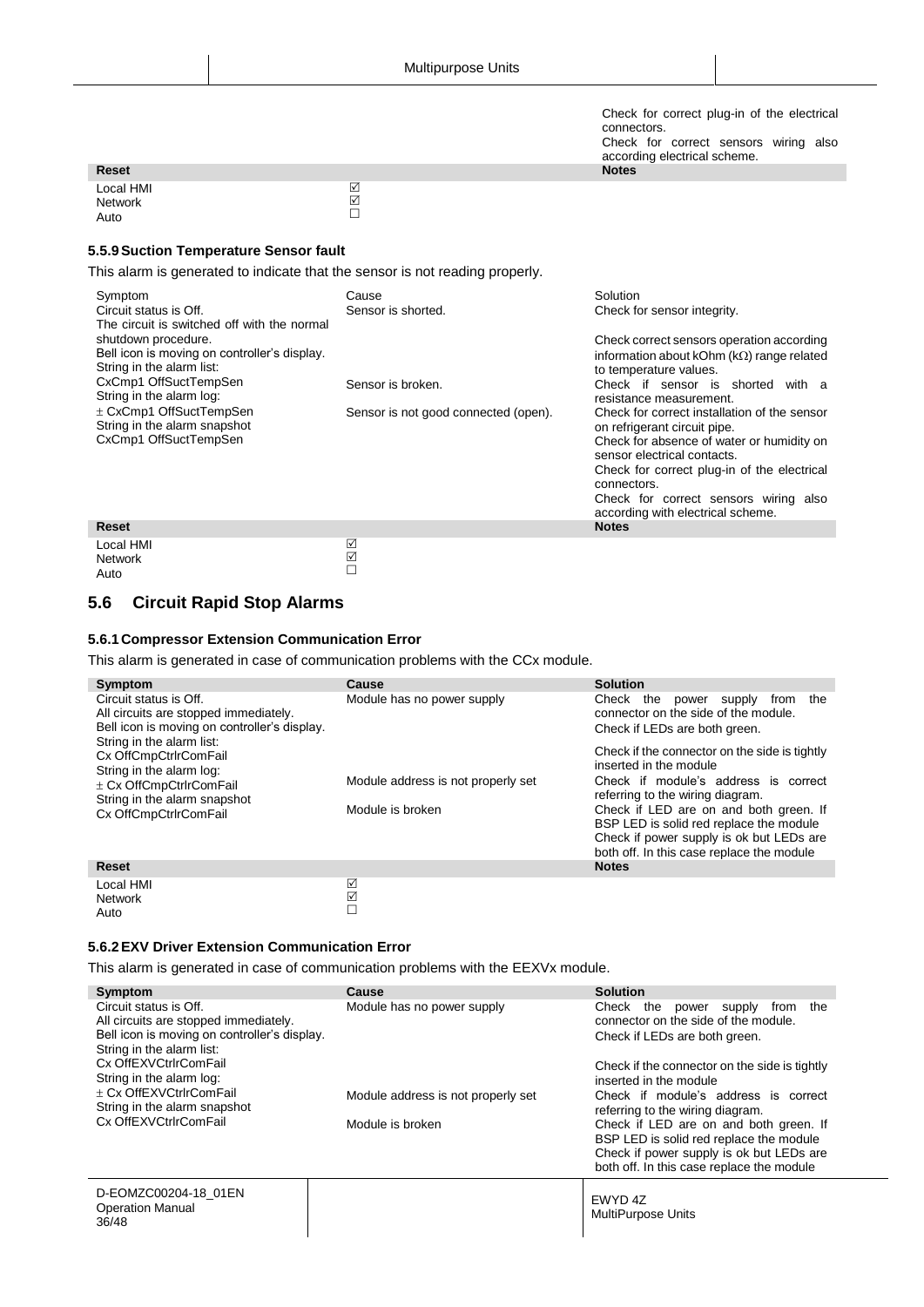| | | |
|---|---|---|
| | | Check for correct plug-in of the electrical connectors. Check for correct sensors wiring also according electrical scheme. |

| Reset | | Notes |
|---|---|---|
| Local HMI | ☑ | |
| Network | ☑ | |
| Auto | ☐ | |

### 5.5.9 Suction Temperature Sensor fault

This alarm is generated to indicate that the sensor is not reading properly.

| Symptom | Cause | Solution |
|---|---|---|
| Circuit status is Off. The circuit is switched off with the normal shutdown procedure. Bell icon is moving on controller's display. String in the alarm list: CxCmp1 OffSuctTempSen String in the alarm log: ± CxCmp1 OffSuctTempSen String in the alarm snapshot CxCmp1 OffSuctTempSen | Sensor is shorted. | Check for sensor integrity. Check correct sensors operation according information about kOhm (kΩ) range related to temperature values. |
| | Sensor is broken. | Check if sensor is shorted with a resistance measurement. |
| | Sensor is not good connected (open). | Check for correct installation of the sensor on refrigerant circuit pipe. Check for absence of water or humidity on sensor electrical contacts. Check for correct plug-in of the electrical connectors. Check for correct sensors wiring also according with electrical scheme. |

| Reset | | Notes |
|---|---|---|
| Local HMI | ☑ | |
| Network | ☑ | |
| Auto | ☐ | |

## 5.6 Circuit Rapid Stop Alarms

### 5.6.1 Compressor Extension Communication Error

This alarm is generated in case of communication problems with the CCx module.

| Symptom | Cause | Solution |
|---|---|---|
| Circuit status is Off. All circuits are stopped immediately. Bell icon is moving on controller's display. String in the alarm list: Cx OffCmpCtrlrComFail String in the alarm log: ± Cx OffCmpCtrlrComFail String in the alarm snapshot Cx OffCmpCtrlrComFail | Module has no power supply | Check the power supply from the connector on the side of the module. Check if LEDs are both green. Check if the connector on the side is tightly inserted in the module |
| | Module address is not properly set | Check if module's address is correct referring to the wiring diagram. |
| | Module is broken | Check if LED are on and both green. If BSP LED is solid red replace the module Check if power supply is ok but LEDs are both off. In this case replace the module |

| Reset | | Notes |
|---|---|---|
| Local HMI | ☑ | |
| Network | ☑ | |
| Auto | ☐ | |

### 5.6.2 EXV Driver Extension Communication Error

This alarm is generated in case of communication problems with the EEXVx module.

| Symptom | Cause | Solution |
|---|---|---|
| Circuit status is Off. All circuits are stopped immediately. Bell icon is moving on controller's display. String in the alarm list: Cx OffEXVCtrlrComFail String in the alarm log: ± Cx OffEXVCtrlrComFail String in the alarm snapshot Cx OffEXVCtrlrComFail | Module has no power supply | Check the power supply from the connector on the side of the module. Check if LEDs are both green. Check if the connector on the side is tightly inserted in the module |
| | Module address is not properly set | Check if module's address is correct referring to the wiring diagram. |
| | Module is broken | Check if LED are on and both green. If BSP LED is solid red replace the module Check if power supply is ok but LEDs are both off. In this case replace the module |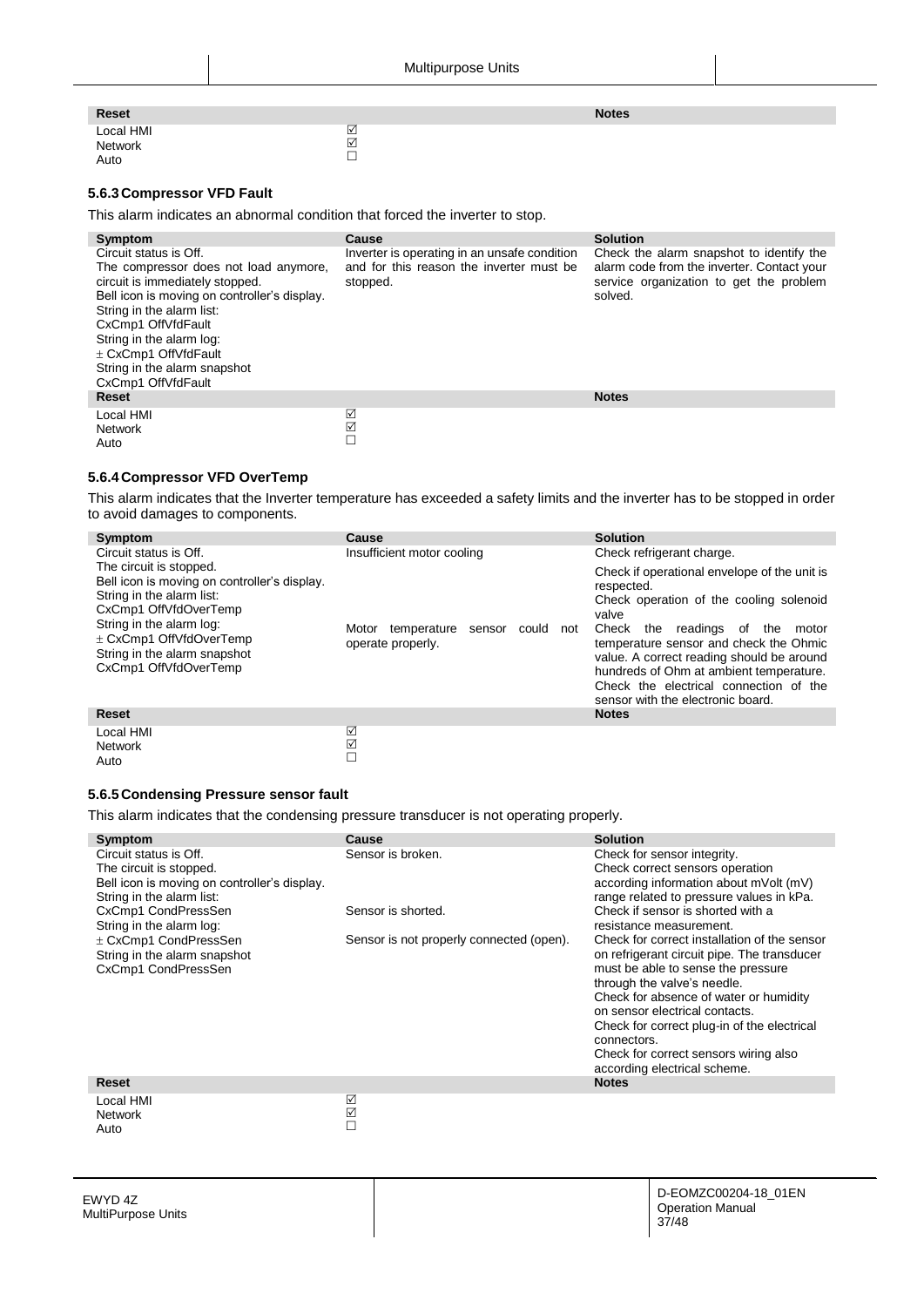| Reset | | Notes |
|---|---|---|
| Local HMI | ☑ | |
| Network | ☑ | |
| Auto | ☐ | |

### 5.6.3 Compressor VFD Fault

This alarm indicates an abnormal condition that forced the inverter to stop.

| Symptom | Cause | Solution |
|---|---|---|
| Circuit status is Off.<br>The compressor does not load anymore, circuit is immediately stopped.<br>Bell icon is moving on controller's display.<br>String in the alarm list:<br>CxCmp1 OffVfdFault<br>String in the alarm log:<br>± CxCmp1 OffVfdFault<br>String in the alarm snapshot<br>CxCmp1 OffVfdFault | Inverter is operating in an unsafe condition and for this reason the inverter must be stopped. | Check the alarm snapshot to identify the alarm code from the inverter. Contact your service organization to get the problem solved. |
| **Reset** | | **Notes** |
| Local HMI | ☑ | |
| Network | ☑ | |
| Auto | ☐ | |

### 5.6.4 Compressor VFD OverTemp

This alarm indicates that the Inverter temperature has exceeded a safety limits and the inverter has to be stopped in order to avoid damages to components.

| Symptom | Cause | Solution |
|---|---|---|
| Circuit status is Off.<br>The circuit is stopped.<br>Bell icon is moving on controller's display.<br>String in the alarm list:<br>CxCmp1 OffVfdOverTemp<br>String in the alarm log:<br>± CxCmp1 OffVfdOverTemp<br>String in the alarm snapshot<br>CxCmp1 OffVfdOverTemp | Insufficient motor cooling | Check refrigerant charge.<br>Check if operational envelope of the unit is respected.<br>Check operation of the cooling solenoid valve |
| | Motor temperature sensor could not operate properly. | Check the readings of the motor temperature sensor and check the Ohmic value. A correct reading should be around hundreds of Ohm at ambient temperature.<br>Check the electrical connection of the sensor with the electronic board. |
| **Reset** | | **Notes** |
| Local HMI | ☑ | |
| Network | ☑ | |
| Auto | ☐ | |

### 5.6.5 Condensing Pressure sensor fault

This alarm indicates that the condensing pressure transducer is not operating properly.

| Symptom | Cause | Solution |
|---|---|---|
| Circuit status is Off.<br>The circuit is stopped.<br>Bell icon is moving on controller's display.<br>String in the alarm list:<br>CxCmp1 CondPressSen<br>String in the alarm log:<br>± CxCmp1 CondPressSen<br>String in the alarm snapshot<br>CxCmp1 CondPressSen | Sensor is broken. | Check for sensor integrity.<br>Check correct sensors operation according information about mVolt (mV) range related to pressure values in kPa. |
| | Sensor is shorted. | Check if sensor is shorted with a resistance measurement. |
| | Sensor is not properly connected (open). | Check for correct installation of the sensor on refrigerant circuit pipe. The transducer must be able to sense the pressure through the valve's needle.<br>Check for absence of water or humidity on sensor electrical contacts.<br>Check for correct plug-in of the electrical connectors.<br>Check for correct sensors wiring also according electrical scheme. |
| **Reset** | | **Notes** |
| Local HMI | ☑ | |
| Network | ☑ | |
| Auto | ☐ | |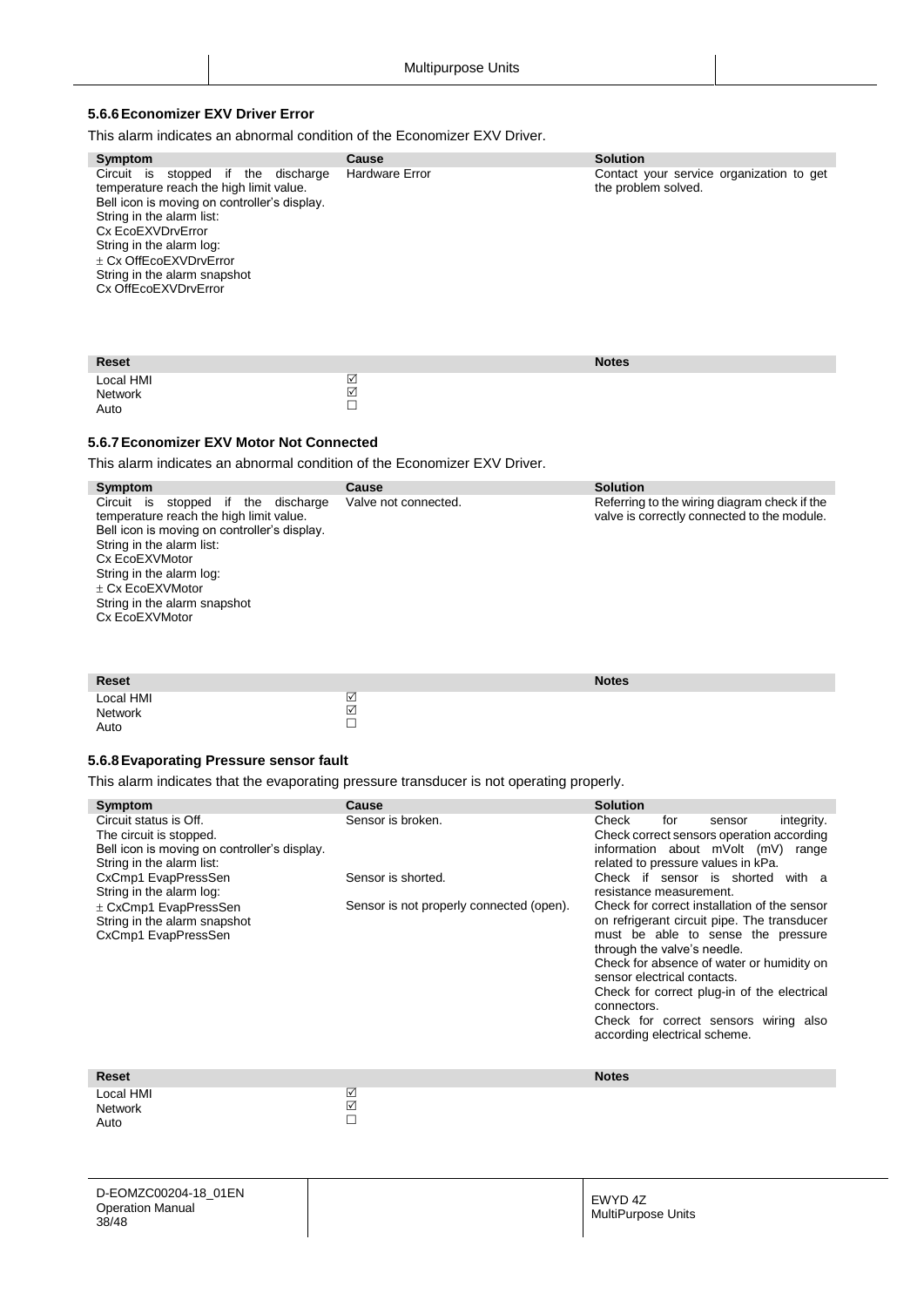### 5.6.6 Economizer EXV Driver Error

This alarm indicates an abnormal condition of the Economizer EXV Driver.

| Symptom | Cause | Solution |
|---|---|---|
| Circuit is stopped if the discharge temperature reach the high limit value.<br>Bell icon is moving on controller's display.<br>String in the alarm list:<br>Cx EcoEXVDrvError<br>String in the alarm log:<br>± Cx OffEcoEXVDrvError<br>String in the alarm snapshot<br>Cx OffEcoEXVDrvError | Hardware Error | Contact your service organization to get the problem solved. |

| Reset | | Notes |
|---|---|---|
| Local HMI | ☑ | |
| Network | ☑ | |
| Auto | ☐ | |

### 5.6.7 Economizer EXV Motor Not Connected

This alarm indicates an abnormal condition of the Economizer EXV Driver.

| Symptom | Cause | Solution |
|---|---|---|
| Circuit is stopped if the discharge temperature reach the high limit value.<br>Bell icon is moving on controller's display.<br>String in the alarm list:<br>Cx EcoEXVMotor<br>String in the alarm log:<br>± Cx EcoEXVMotor<br>String in the alarm snapshot<br>Cx EcoEXVMotor | Valve not connected. | Referring to the wiring diagram check if the valve is correctly connected to the module. |

| Reset | | Notes |
|---|---|---|
| Local HMI | ☑ | |
| Network | ☑ | |
| Auto | ☐ | |

### 5.6.8 Evaporating Pressure sensor fault

This alarm indicates that the evaporating pressure transducer is not operating properly.

| Symptom | Cause | Solution |
|---|---|---|
| Circuit status is Off.<br>The circuit is stopped.<br>Bell icon is moving on controller's display.<br>String in the alarm list:<br>CxCmp1 EvapPressSen<br>String in the alarm log:<br>± CxCmp1 EvapPressSen<br>String in the alarm snapshot<br>CxCmp1 EvapPressSen | Sensor is broken. | Check for sensor integrity.<br>Check correct sensors operation according information about mVolt (mV) range related to pressure values in kPa. |
| | Sensor is shorted. | Check if sensor is shorted with a resistance measurement. |
| | Sensor is not properly connected (open). | Check for correct installation of the sensor on refrigerant circuit pipe. The transducer must be able to sense the pressure through the valve's needle.<br>Check for absence of water or humidity on sensor electrical contacts.<br>Check for correct plug-in of the electrical connectors.<br>Check for correct sensors wiring also according electrical scheme. |

| Reset | | Notes |
|---|---|---|
| Local HMI | ☑ | |
| Network | ☑ | |
| Auto | ☐ | |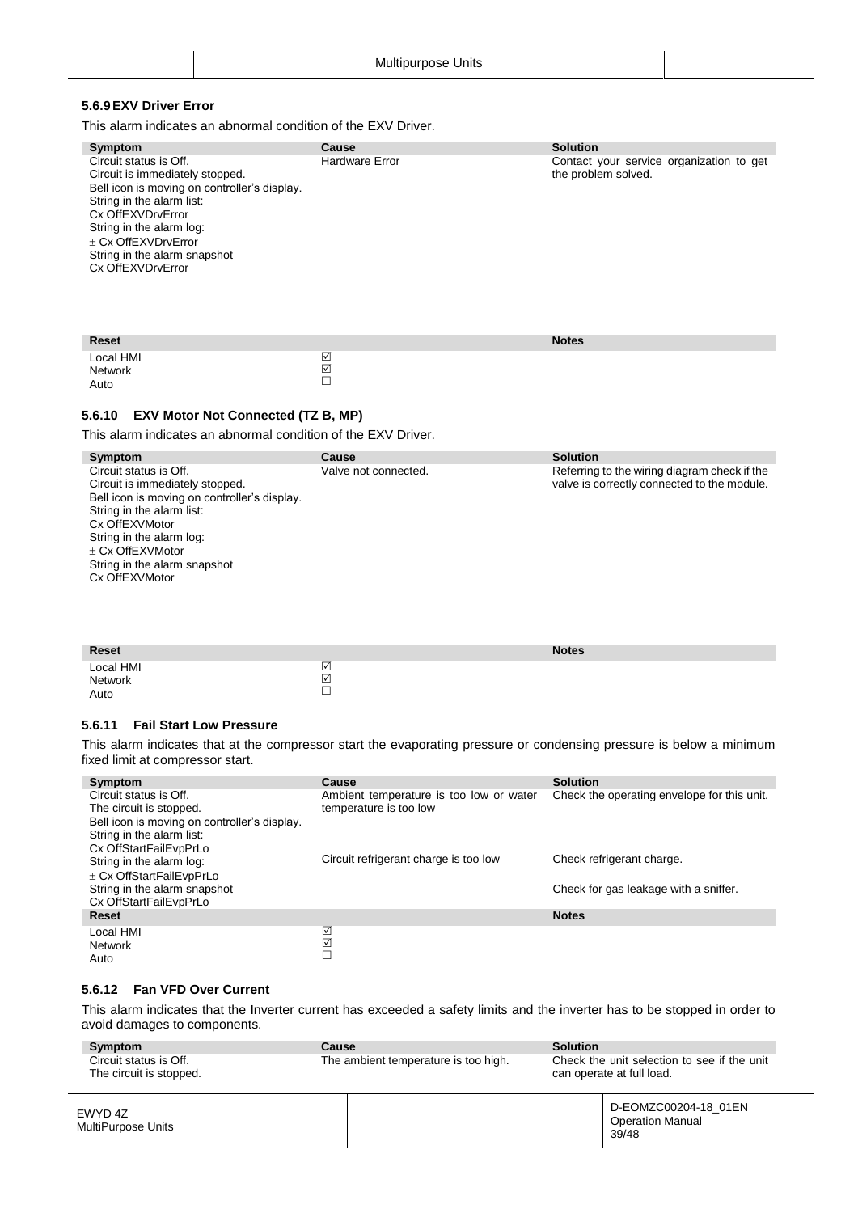### 5.6.9 EXV Driver Error

This alarm indicates an abnormal condition of the EXV Driver.

| Symptom | Cause | Solution |
|---|---|---|
| Circuit status is Off.<br>Circuit is immediately stopped.<br>Bell icon is moving on controller's display.<br>String in the alarm list:<br>Cx OffEXVDrvError<br>String in the alarm log:<br>± Cx OffEXVDrvError<br>String in the alarm snapshot<br>Cx OffEXVDrvError | Hardware Error | Contact your service organization to get the problem solved. |

| Reset | | Notes |
|---|---|---|
| Local HMI | ☑ | |
| Network | ☑ | |
| Auto | ☐ | |

### 5.6.10 EXV Motor Not Connected (TZ B, MP)

This alarm indicates an abnormal condition of the EXV Driver.

| Symptom | Cause | Solution |
|---|---|---|
| Circuit status is Off.<br>Circuit is immediately stopped.<br>Bell icon is moving on controller's display.<br>String in the alarm list:<br>Cx OffEXVMotor<br>String in the alarm log:<br>± Cx OffEXVMotor<br>String in the alarm snapshot<br>Cx OffEXVMotor | Valve not connected. | Referring to the wiring diagram check if the valve is correctly connected to the module. |

| Reset | | Notes |
|---|---|---|
| Local HMI | ☑ | |
| Network | ☑ | |
| Auto | ☐ | |

### 5.6.11 Fail Start Low Pressure

This alarm indicates that at the compressor start the evaporating pressure or condensing pressure is below a minimum fixed limit at compressor start.

| Symptom | Cause | Solution |
|---|---|---|
| Circuit status is Off.<br>The circuit is stopped.<br>Bell icon is moving on controller's display.<br>String in the alarm list:<br>Cx OffStartFailEvpPrLo<br>String in the alarm log:<br>± Cx OffStartFailEvpPrLo<br>String in the alarm snapshot<br>Cx OffStartFailEvpPrLo | Ambient temperature is too low or water temperature is too low | Check the operating envelope for this unit. |
| | Circuit refrigerant charge is too low | Check refrigerant charge. |
| | | Check for gas leakage with a sniffer. |

| Reset | | Notes |
|---|---|---|
| Local HMI | ☑ | |
| Network | ☑ | |
| Auto | ☐ | |

### 5.6.12 Fan VFD Over Current

This alarm indicates that the Inverter current has exceeded a safety limits and the inverter has to be stopped in order to avoid damages to components.

| Symptom | Cause | Solution |
|---|---|---|
| Circuit status is Off.<br>The circuit is stopped. | The ambient temperature is too high. | Check the unit selection to see if the unit can operate at full load. |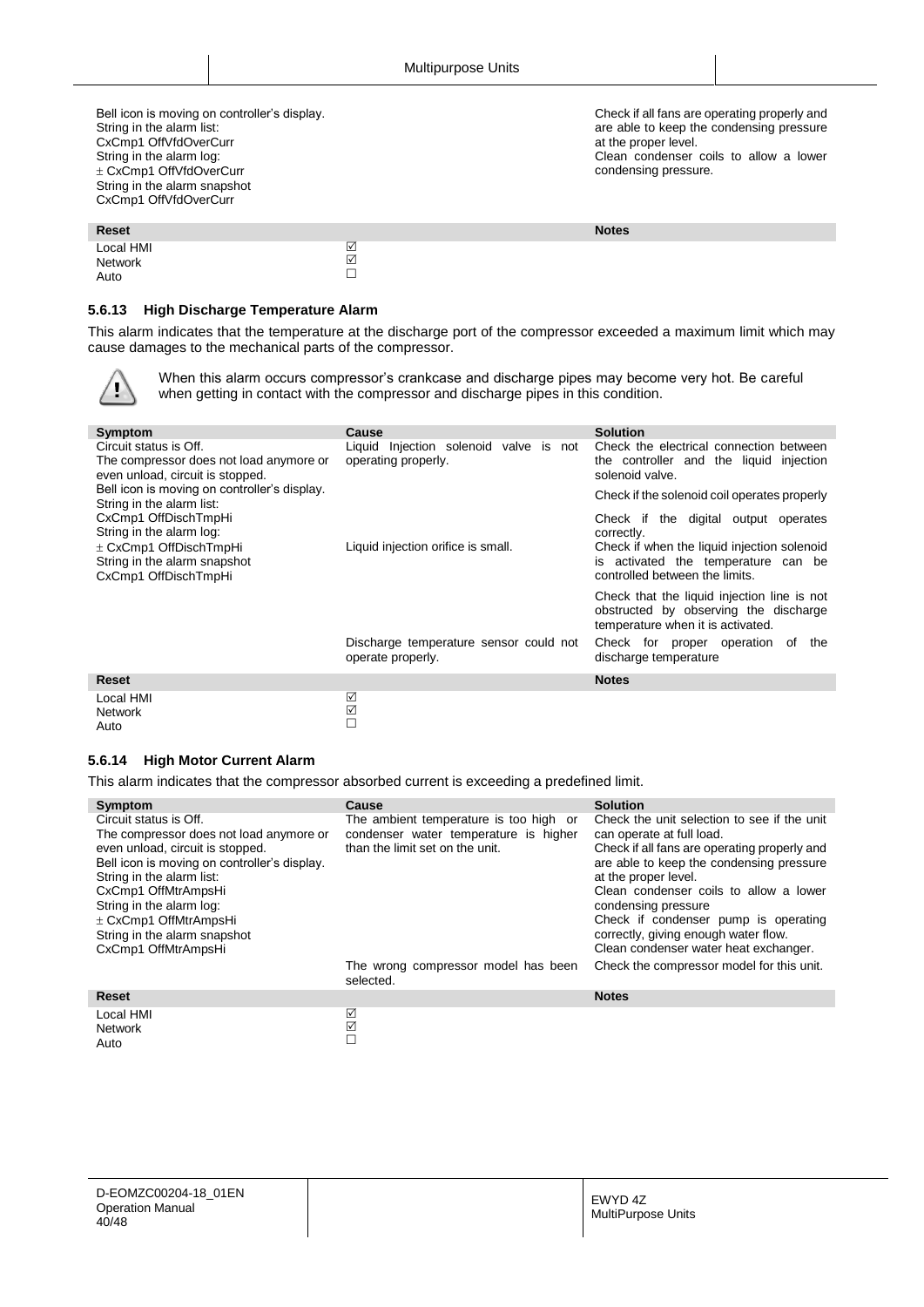| | | |
|---|---|---|
| Bell icon is moving on controller's display.<br>String in the alarm list:<br>CxCmp1 OffVfdOverCurr<br>String in the alarm log:<br>± CxCmp1 OffVfdOverCurr<br>String in the alarm snapshot<br>CxCmp1 OffVfdOverCurr | | Check if all fans are operating properly and are able to keep the condensing pressure at the proper level.<br>Clean condenser coils to allow a lower condensing pressure. |
| **Reset** | | **Notes** |
| Local HMI | ☑ | |
| Network | ☑ | |
| Auto | ☐ | |

### 5.6.13 High Discharge Temperature Alarm

This alarm indicates that the temperature at the discharge port of the compressor exceeded a maximum limit which may cause damages to the mechanical parts of the compressor.

When this alarm occurs compressor's crankcase and discharge pipes may become very hot. Be careful when getting in contact with the compressor and discharge pipes in this condition.

| Symptom | Cause | Solution |
|---|---|---|
| Circuit status is Off.<br>The compressor does not load anymore or even unload, circuit is stopped.<br>Bell icon is moving on controller's display.<br>String in the alarm list:<br>CxCmp1 OffDischTmpHi<br>String in the alarm log:<br>± CxCmp1 OffDischTmpHi<br>String in the alarm snapshot<br>CxCmp1 OffDischTmpHi | Liquid Injection solenoid valve is not operating properly. | Check the electrical connection between the controller and the liquid injection solenoid valve.<br>Check if the solenoid coil operates properly<br>Check if the digital output operates correctly. |
| | Liquid injection orifice is small. | Check if when the liquid injection solenoid is activated the temperature can be controlled between the limits.<br>Check that the liquid injection line is not obstructed by observing the discharge temperature when it is activated. |
| | Discharge temperature sensor could not operate properly. | Check for proper operation of the discharge temperature |
| **Reset** | | **Notes** |
| Local HMI | ☑ | |
| Network | ☑ | |
| Auto | ☐ | |

### 5.6.14 High Motor Current Alarm

This alarm indicates that the compressor absorbed current is exceeding a predefined limit.

| Symptom | Cause | Solution |
|---|---|---|
| Circuit status is Off.<br>The compressor does not load anymore or even unload, circuit is stopped.<br>Bell icon is moving on controller's display.<br>String in the alarm list:<br>CxCmp1 OffMtrAmpsHi<br>String in the alarm log:<br>± CxCmp1 OffMtrAmpsHi<br>String in the alarm snapshot<br>CxCmp1 OffMtrAmpsHi | The ambient temperature is too high or condenser water temperature is higher than the limit set on the unit. | Check the unit selection to see if the unit can operate at full load.<br>Check if all fans are operating properly and are able to keep the condensing pressure at the proper level.<br>Clean condenser coils to allow a lower condensing pressure<br>Check if condenser pump is operating correctly, giving enough water flow.<br>Clean condenser water heat exchanger. |
| | The wrong compressor model has been selected. | Check the compressor model for this unit. |
| **Reset** | | **Notes** |
| Local HMI | ☑ | |
| Network | ☑ | |
| Auto | ☐ | |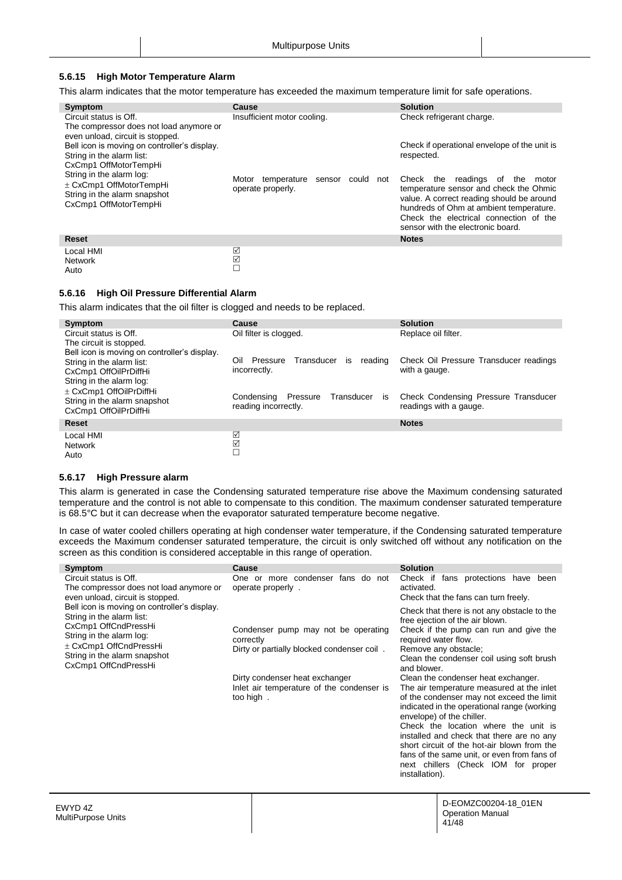### 5.6.15 High Motor Temperature Alarm

This alarm indicates that the motor temperature has exceeded the maximum temperature limit for safe operations.

| Symptom | Cause | Solution |
| --- | --- | --- |
| Circuit status is Off.<br>The compressor does not load anymore or even unload, circuit is stopped.<br>Bell icon is moving on controller's display.<br>String in the alarm list:<br>CxCmp1 OffMotorTempHi<br>String in the alarm log:<br>± CxCmp1 OffMotorTempHi<br>String in the alarm snapshot<br>CxCmp1 OffMotorTempHi | Insufficient motor cooling. | Check refrigerant charge.<br><br>Check if operational envelope of the unit is respected. |
| | Motor temperature sensor could not operate properly. | Check the readings of the motor temperature sensor and check the Ohmic value. A correct reading should be around hundreds of Ohm at ambient temperature.<br>Check the electrical connection of the sensor with the electronic board. |

| Reset | | Notes |
| --- | --- | --- |
| Local HMI | ☑ | |
| Network | ☑ | |
| Auto | ☐ | |

### 5.6.16 High Oil Pressure Differential Alarm

This alarm indicates that the oil filter is clogged and needs to be replaced.

| Symptom | Cause | Solution |
| --- | --- | --- |
| Circuit status is Off.<br>The circuit is stopped.<br>Bell icon is moving on controller's display.<br>String in the alarm list:<br>CxCmp1 OffOilPrDiffHi<br>String in the alarm log:<br>± CxCmp1 OffOilPrDiffHi<br>String in the alarm snapshot<br>CxCmp1 OffOilPrDiffHi | Oil filter is clogged. | Replace oil filter. |
| | Oil Pressure Transducer is reading incorrectly. | Check Oil Pressure Transducer readings with a gauge. |
| | Condensing Pressure Transducer is reading incorrectly. | Check Condensing Pressure Transducer readings with a gauge. |

| Reset | | Notes |
| --- | --- | --- |
| Local HMI | ☑ | |
| Network | ☑ | |
| Auto | ☐ | |

### 5.6.17 High Pressure alarm

This alarm is generated in case the Condensing saturated temperature rise above the Maximum condensing saturated temperature and the control is not able to compensate to this condition. The maximum condenser saturated temperature is 68.5°C but it can decrease when the evaporator saturated temperature become negative.

In case of water cooled chillers operating at high condenser water temperature, if the Condensing saturated temperature exceeds the Maximum condenser saturated temperature, the circuit is only switched off without any notification on the screen as this condition is considered acceptable in this range of operation.

| Symptom | Cause | Solution |
| --- | --- | --- |
| Circuit status is Off.<br>The compressor does not load anymore or even unload, circuit is stopped.<br>Bell icon is moving on controller's display.<br>String in the alarm list:<br>CxCmp1 OffCndPressHi<br>String in the alarm log:<br>± CxCmp1 OffCndPressHi<br>String in the alarm snapshot<br>CxCmp1 OffCndPressHi | One or more condenser fans do not operate properly . | Check if fans protections have been activated.<br>Check that the fans can turn freely.<br>Check that there is not any obstacle to the free ejection of the air blown. |
| | Condenser pump may not be operating correctly | Check if the pump can run and give the required water flow. |
| | Dirty or partially blocked condenser coil . | Remove any obstacle;<br>Clean the condenser coil using soft brush and blower. |
| | Dirty condenser heat exchanger | Clean the condenser heat exchanger. |
| | Inlet air temperature of the condenser is too high . | The air temperature measured at the inlet of the condenser may not exceed the limit indicated in the operational range (working envelope) of the chiller.<br>Check the location where the unit is installed and check that there are no any short circuit of the hot-air blown from the fans of the same unit, or even from fans of next chillers (Check IOM for proper installation). |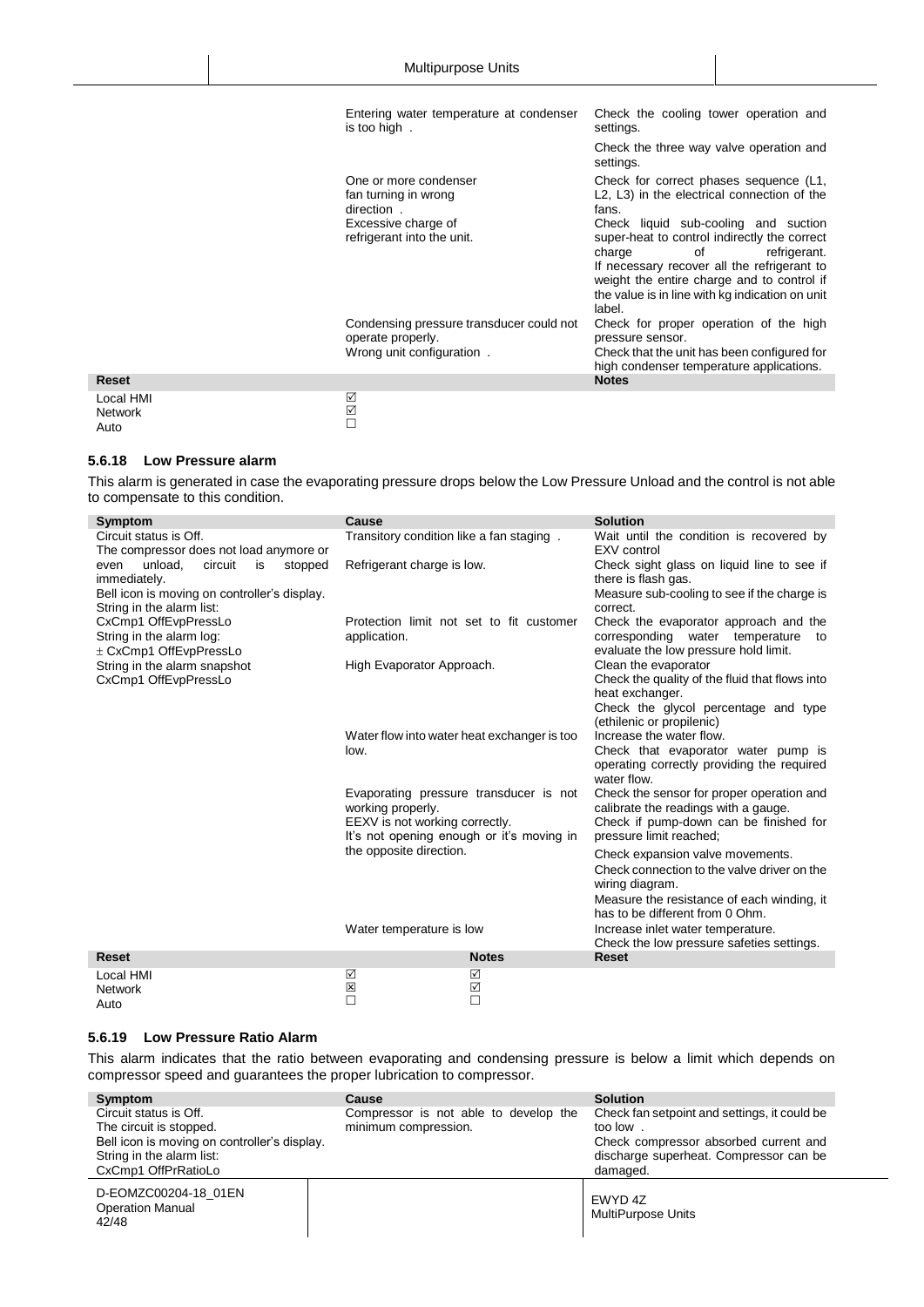| | Cause | Solution |
|---|---|---|
| | Entering water temperature at condenser is too high . | Check the cooling tower operation and settings.<br>Check the three way valve operation and settings. |
| | One or more condenser fan turning in wrong direction . | Check for correct phases sequence (L1, L2, L3) in the electrical connection of the fans. |
| | Excessive charge of refrigerant into the unit. | Check liquid sub-cooling and suction super-heat to control indirectly the correct charge of refrigerant.<br>If necessary recover all the refrigerant to weight the entire charge and to control if the value is in line with kg indication on unit label. |
| | Condensing pressure transducer could not operate properly. | Check for proper operation of the high pressure sensor. |
| | Wrong unit configuration . | Check that the unit has been configured for high condenser temperature applications. |
| **Reset** | | **Notes** |
| Local HMI | ☑ | |
| Network | ☑ | |
| Auto | ☐ | |

### 5.6.18 Low Pressure alarm

This alarm is generated in case the evaporating pressure drops below the Low Pressure Unload and the control is not able to compensate to this condition.

| Symptom | Cause | Solution |
|---|---|---|
| Circuit status is Off.<br>The compressor does not load anymore or even unload, circuit is stopped immediately.<br>Bell icon is moving on controller's display.<br>String in the alarm list:<br>CxCmp1 OffEvpPressLo<br>String in the alarm log:<br>± CxCmp1 OffEvpPressLo<br>String in the alarm snapshot<br>CxCmp1 OffEvpPressLo | Transitory condition like a fan staging . | Wait until the condition is recovered by EXV control |
| | Refrigerant charge is low. | Check sight glass on liquid line to see if there is flash gas.<br>Measure sub-cooling to see if the charge is correct. |
| | Protection limit not set to fit customer application. | Check the evaporator approach and the corresponding water temperature to evaluate the low pressure hold limit. |
| | High Evaporator Approach. | Clean the evaporator<br>Check the quality of the fluid that flows into heat exchanger.<br>Check the glycol percentage and type (ethilenic or propilenic) |
| | Water flow into water heat exchanger is too low. | Increase the water flow.<br>Check that evaporator water pump is operating correctly providing the required water flow. |
| | Evaporating pressure transducer is not working properly. | Check the sensor for proper operation and calibrate the readings with a gauge. |
| | EEXV is not working correctly.<br>It's not opening enough or it's moving in the opposite direction. | Check if pump-down can be finished for pressure limit reached;<br>Check expansion valve movements.<br>Check connection to the valve driver on the wiring diagram.<br>Measure the resistance of each winding, it has to be different from 0 Ohm. |
| | Water temperature is low | Increase inlet water temperature.<br>Check the low pressure safeties settings. |
| **Reset** | **Notes** | **Reset** |
| Local HMI | ☑ ☑ | |
| Network | ☒ ☑ | |
| Auto | ☐ ☐ | |

### 5.6.19 Low Pressure Ratio Alarm

This alarm indicates that the ratio between evaporating and condensing pressure is below a limit which depends on compressor speed and guarantees the proper lubrication to compressor.

| Symptom | Cause | Solution |
|---|---|---|
| Circuit status is Off.<br>The circuit is stopped.<br>Bell icon is moving on controller's display.<br>String in the alarm list:<br>CxCmp1 OffPrRatioLo | Compressor is not able to develop the minimum compression. | Check fan setpoint and settings, it could be too low .<br>Check compressor absorbed current and discharge superheat. Compressor can be damaged. |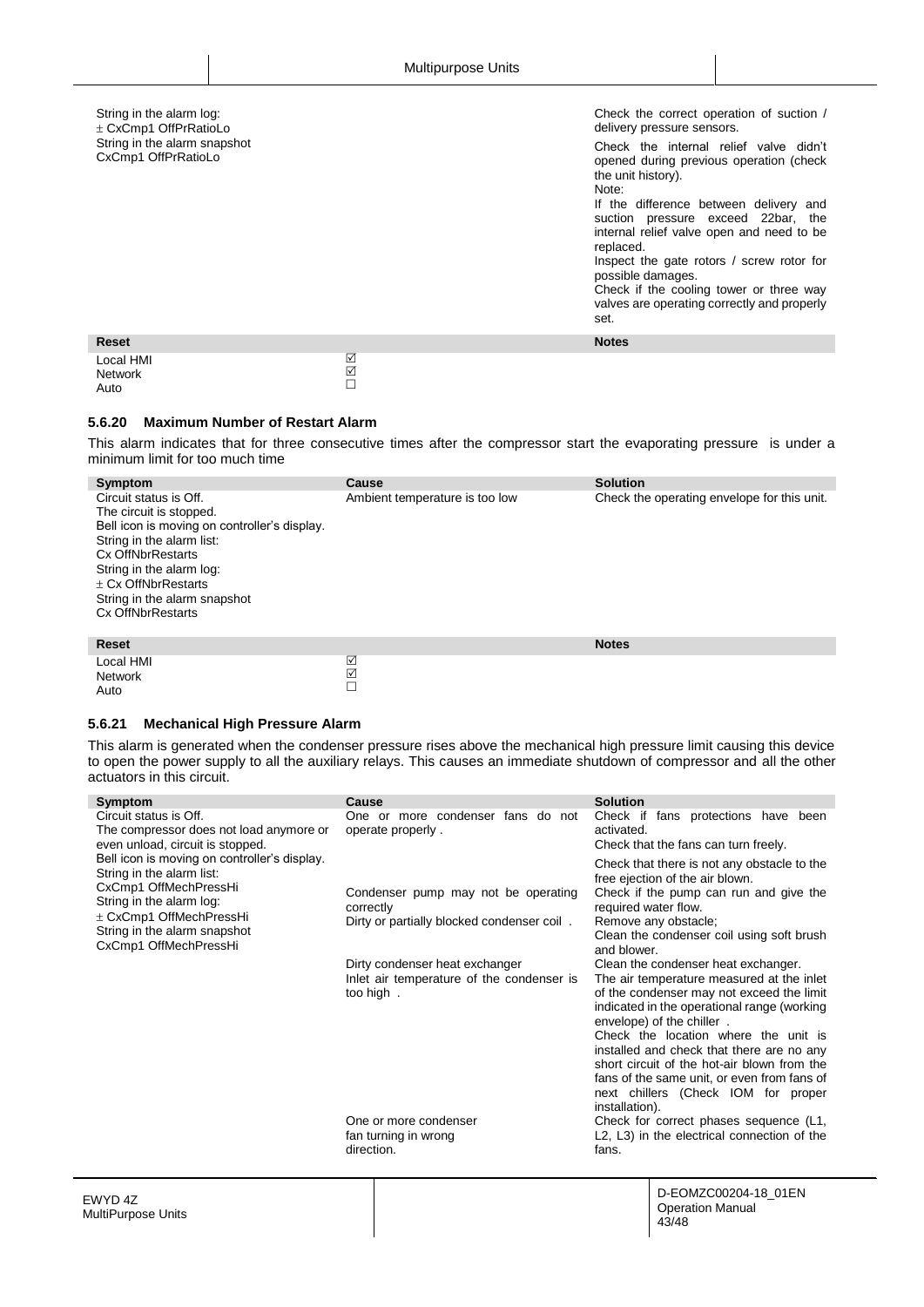| | | |
|---|---|---|
| String in the alarm log:<br>± CxCmp1 OffPrRatioLo<br>String in the alarm snapshot<br>CxCmp1 OffPrRatioLo | | Check the correct operation of suction / delivery pressure sensors.<br>Check the internal relief valve didn't opened during previous operation (check the unit history).<br>Note:<br>If the difference between delivery and suction pressure exceed 22bar, the internal relief valve open and need to be replaced.<br>Inspect the gate rotors / screw rotor for possible damages.<br>Check if the cooling tower or three way valves are operating correctly and properly set. |

| Reset | | Notes |
|---|---|---|
| Local HMI | ☑ | |
| Network | ☑ | |
| Auto | ☐ | |

### 5.6.20 Maximum Number of Restart Alarm

This alarm indicates that for three consecutive times after the compressor start the evaporating pressure is under a minimum limit for too much time

| Symptom | Cause | Solution |
|---|---|---|
| Circuit status is Off.<br>The circuit is stopped.<br>Bell icon is moving on controller's display.<br>String in the alarm list:<br>Cx OffNbrRestarts<br>String in the alarm log:<br>± Cx OffNbrRestarts<br>String in the alarm snapshot<br>Cx OffNbrRestarts | Ambient temperature is too low | Check the operating envelope for this unit. |

| Reset | | Notes |
|---|---|---|
| Local HMI | ☑ | |
| Network | ☑ | |
| Auto | ☐ | |

### 5.6.21 Mechanical High Pressure Alarm

This alarm is generated when the condenser pressure rises above the mechanical high pressure limit causing this device to open the power supply to all the auxiliary relays. This causes an immediate shutdown of compressor and all the other actuators in this circuit.

| Symptom | Cause | Solution |
|---|---|---|
| Circuit status is Off.<br>The compressor does not load anymore or even unload, circuit is stopped.<br>Bell icon is moving on controller's display.<br>String in the alarm list:<br>CxCmp1 OffMechPressHi<br>String in the alarm log:<br>± CxCmp1 OffMechPressHi<br>String in the alarm snapshot<br>CxCmp1 OffMechPressHi | One or more condenser fans do not operate properly . | Check if fans protections have been activated.<br>Check that the fans can turn freely.<br>Check that there is not any obstacle to the free ejection of the air blown. |
| | Condenser pump may not be operating correctly | Check if the pump can run and give the required water flow. |
| | Dirty or partially blocked condenser coil . | Remove any obstacle;<br>Clean the condenser coil using soft brush and blower. |
| | Dirty condenser heat exchanger | Clean the condenser heat exchanger. |
| | Inlet air temperature of the condenser is too high . | The air temperature measured at the inlet of the condenser may not exceed the limit indicated in the operational range (working envelope) of the chiller .<br>Check the location where the unit is installed and check that there are no any short circuit of the hot-air blown from the fans of the same unit, or even from fans of next chillers (Check IOM for proper installation). |
| | One or more condenser fan turning in wrong direction. | Check for correct phases sequence (L1, L2, L3) in the electrical connection of the fans. |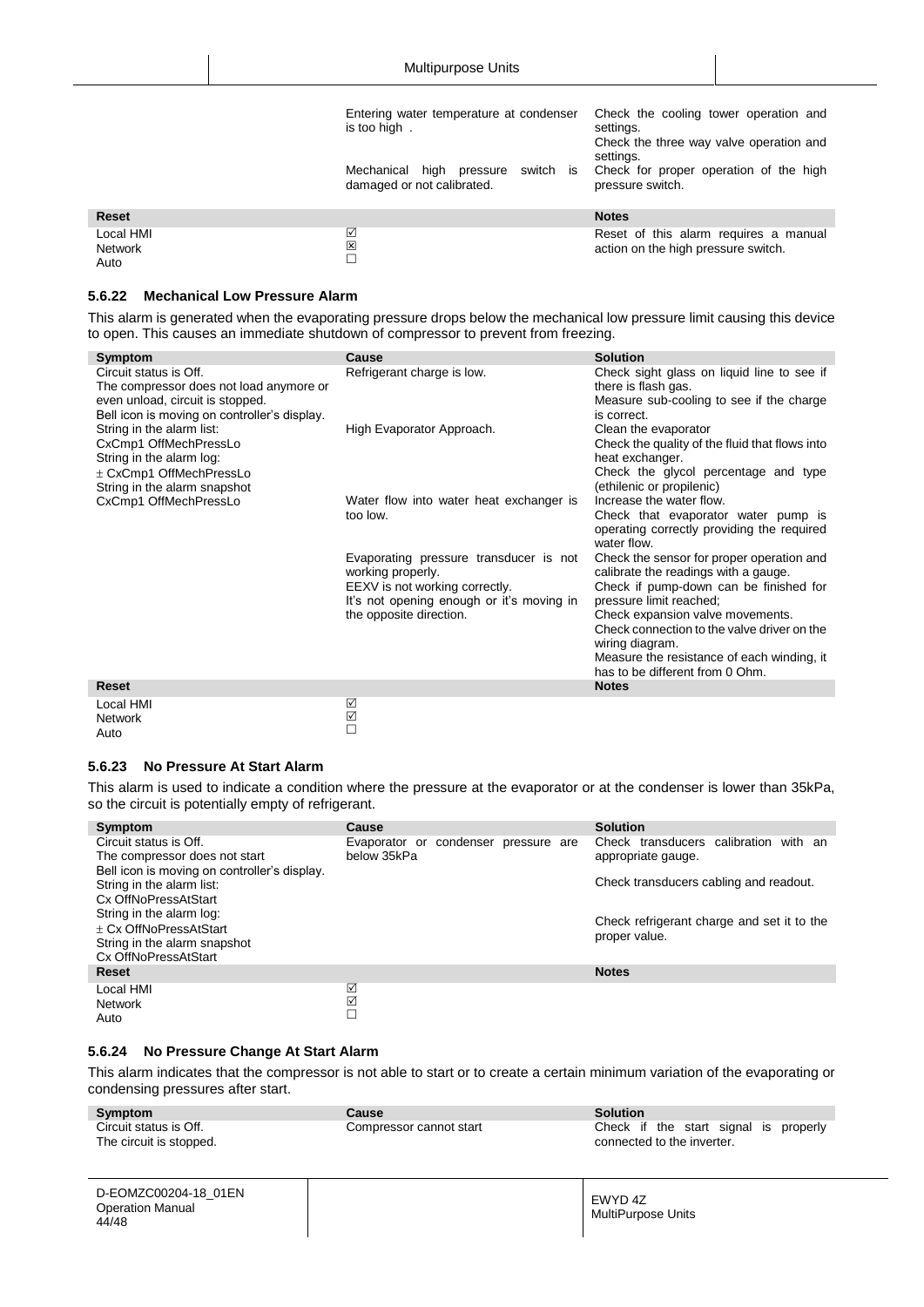| | Cause | Solution |
|---|---|---|
| | Entering water temperature at condenser is too high . | Check the cooling tower operation and settings.<br>Check the three way valve operation and settings. |
| | Mechanical high pressure switch is damaged or not calibrated. | Check for proper operation of the high pressure switch. |
| **Reset** | | **Notes** |
| Local HMI<br>Network<br>Auto | ☑<br>☒<br>☐ | Reset of this alarm requires a manual action on the high pressure switch. |

### 5.6.22 Mechanical Low Pressure Alarm

This alarm is generated when the evaporating pressure drops below the mechanical low pressure limit causing this device to open. This causes an immediate shutdown of compressor to prevent from freezing.

| Symptom | Cause | Solution |
|---|---|---|
| Circuit status is Off.<br>The compressor does not load anymore or even unload, circuit is stopped.<br>Bell icon is moving on controller's display.<br>String in the alarm list:<br>CxCmp1 OffMechPressLo<br>String in the alarm log:<br>± CxCmp1 OffMechPressLo<br>String in the alarm snapshot<br>CxCmp1 OffMechPressLo | Refrigerant charge is low. | Check sight glass on liquid line to see if there is flash gas.<br>Measure sub-cooling to see if the charge is correct. |
| | High Evaporator Approach. | Clean the evaporator<br>Check the quality of the fluid that flows into heat exchanger.<br>Check the glycol percentage and type (ethilenic or propilenic) |
| | Water flow into water heat exchanger is too low. | Increase the water flow.<br>Check that evaporator water pump is operating correctly providing the required water flow. |
| | Evaporating pressure transducer is not working properly. | Check the sensor for proper operation and calibrate the readings with a gauge. |
| | EEXV is not working correctly.<br>It's not opening enough or it's moving in the opposite direction. | Check if pump-down can be finished for pressure limit reached;<br>Check expansion valve movements.<br>Check connection to the valve driver on the wiring diagram.<br>Measure the resistance of each winding, it has to be different from 0 Ohm. |
| **Reset** | | **Notes** |
| Local HMI<br>Network<br>Auto | ☑<br>☑<br>☐ | |

### 5.6.23 No Pressure At Start Alarm

This alarm is used to indicate a condition where the pressure at the evaporator or at the condenser is lower than 35kPa, so the circuit is potentially empty of refrigerant.

| Symptom | Cause | Solution |
|---|---|---|
| Circuit status is Off.<br>The compressor does not start<br>Bell icon is moving on controller's display.<br>String in the alarm list:<br>Cx OffNoPressAtStart<br>String in the alarm log:<br>± Cx OffNoPressAtStart<br>String in the alarm snapshot<br>Cx OffNoPressAtStart | Evaporator or condenser pressure are below 35kPa | Check transducers calibration with an appropriate gauge.<br>Check transducers cabling and readout.<br>Check refrigerant charge and set it to the proper value. |
| **Reset** | | **Notes** |
| Local HMI<br>Network<br>Auto | ☑<br>☑<br>☐ | |

### 5.6.24 No Pressure Change At Start Alarm

This alarm indicates that the compressor is not able to start or to create a certain minimum variation of the evaporating or condensing pressures after start.

| Symptom | Cause | Solution |
|---|---|---|
| Circuit status is Off.<br>The circuit is stopped. | Compressor cannot start | Check if the start signal is properly connected to the inverter. |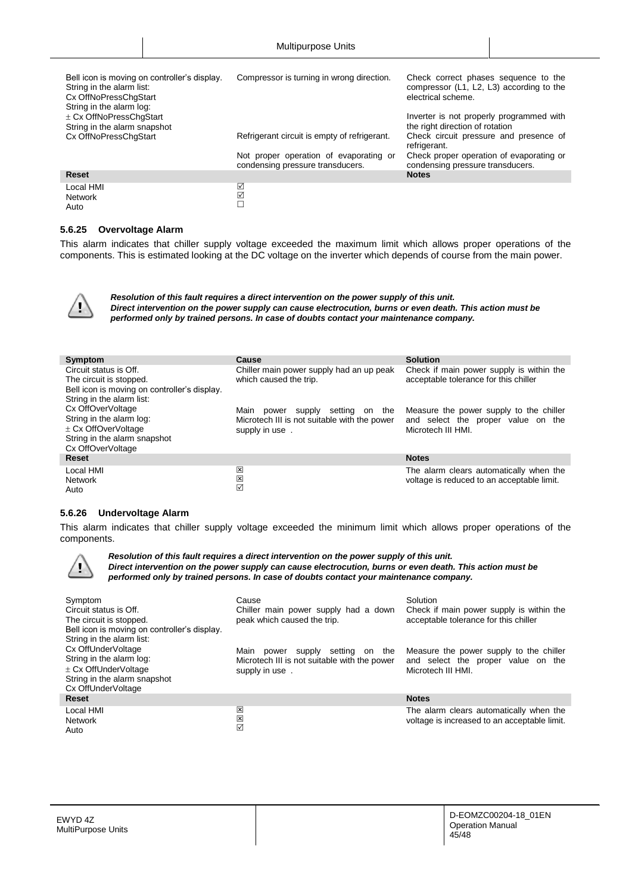| | | |
|---|---|---|
| Bell icon is moving on controller's display.<br>String in the alarm list:<br>Cx OffNoPressChgStart<br>String in the alarm log:<br>± Cx OffNoPressChgStart<br>String in the alarm snapshot<br>Cx OffNoPressChgStart | Compressor is turning in wrong direction. | Check correct phases sequence to the compressor (L1, L2, L3) according to the electrical scheme.<br><br>Inverter is not properly programmed with the right direction of rotation |
| | Refrigerant circuit is empty of refrigerant. | Check circuit pressure and presence of refrigerant. |
| | Not proper operation of evaporating or condensing pressure transducers. | Check proper operation of evaporating or condensing pressure transducers. |
| **Reset** | | **Notes** |
| Local HMI<br>Network<br>Auto | ☑<br>☑<br>☐ | |

### 5.6.25 Overvoltage Alarm

This alarm indicates that chiller supply voltage exceeded the maximum limit which allows proper operations of the components. This is estimated looking at the DC voltage on the inverter which depends of course from the main power.

***Resolution of this fault requires a direct intervention on the power supply of this unit. Direct intervention on the power supply can cause electrocution, burns or even death. This action must be performed only by trained persons. In case of doubts contact your maintenance company.***

| Symptom | Cause | Solution |
|---|---|---|
| Circuit status is Off.<br>The circuit is stopped.<br>Bell icon is moving on controller's display.<br>String in the alarm list:<br>Cx OffOverVoltage<br>String in the alarm log:<br>± Cx OffOverVoltage<br>String in the alarm snapshot<br>Cx OffOverVoltage | Chiller main power supply had an up peak which caused the trip. | Check if main power supply is within the acceptable tolerance for this chiller |
| | Main power supply setting on the Microtech III is not suitable with the power supply in use . | Measure the power supply to the chiller and select the proper value on the Microtech III HMI. |
| **Reset** | | **Notes** |
| Local HMI<br>Network<br>Auto | ☒<br>☒<br>☑ | The alarm clears automatically when the voltage is reduced to an acceptable limit. |

### 5.6.26 Undervoltage Alarm

This alarm indicates that chiller supply voltage exceeded the minimum limit which allows proper operations of the components.

***Resolution of this fault requires a direct intervention on the power supply of this unit. Direct intervention on the power supply can cause electrocution, burns or even death. This action must be performed only by trained persons. In case of doubts contact your maintenance company.***

| Symptom | Cause | Solution |
|---|---|---|
| Circuit status is Off.<br>The circuit is stopped.<br>Bell icon is moving on controller's display.<br>String in the alarm list:<br>Cx OffUnderVoltage<br>String in the alarm log:<br>± Cx OffUnderVoltage<br>String in the alarm snapshot<br>Cx OffUnderVoltage | Chiller main power supply had a down peak which caused the trip. | Check if main power supply is within the acceptable tolerance for this chiller |
| | Main power supply setting on the Microtech III is not suitable with the power supply in use . | Measure the power supply to the chiller and select the proper value on the Microtech III HMI. |
| **Reset** | | **Notes** |
| Local HMI<br>Network<br>Auto | ☒<br>☒<br>☑ | The alarm clears automatically when the voltage is increased to an acceptable limit. |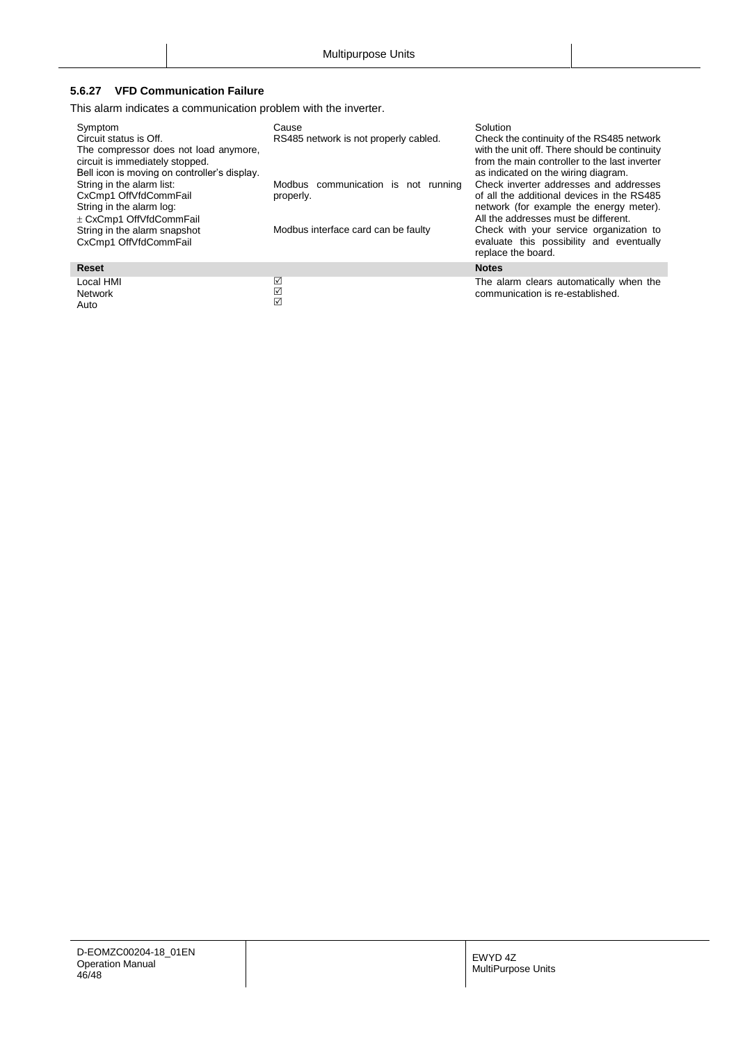### 5.6.27 VFD Communication Failure

This alarm indicates a communication problem with the inverter.

| Symptom | Cause | Solution |
|---|---|---|
| Circuit status is Off.<br>The compressor does not load anymore, circuit is immediately stopped.<br>Bell icon is moving on controller's display. | RS485 network is not properly cabled. | Check the continuity of the RS485 network with the unit off. There should be continuity from the main controller to the last inverter as indicated on the wiring diagram. |
| String in the alarm list:<br>CxCmp1 OffVfdCommFail<br>String in the alarm log:<br>± CxCmp1 OffVfdCommFail | Modbus communication is not running properly. | Check inverter addresses and addresses of all the additional devices in the RS485 network (for example the energy meter). All the addresses must be different. |
| String in the alarm snapshot<br>CxCmp1 OffVfdCommFail | Modbus interface card can be faulty | Check with your service organization to evaluate this possibility and eventually replace the board. |
| **Reset** | | **Notes** |
| Local HMI<br>Network<br>Auto | ☑<br>☑<br>☑ | The alarm clears automatically when the communication is re-established. |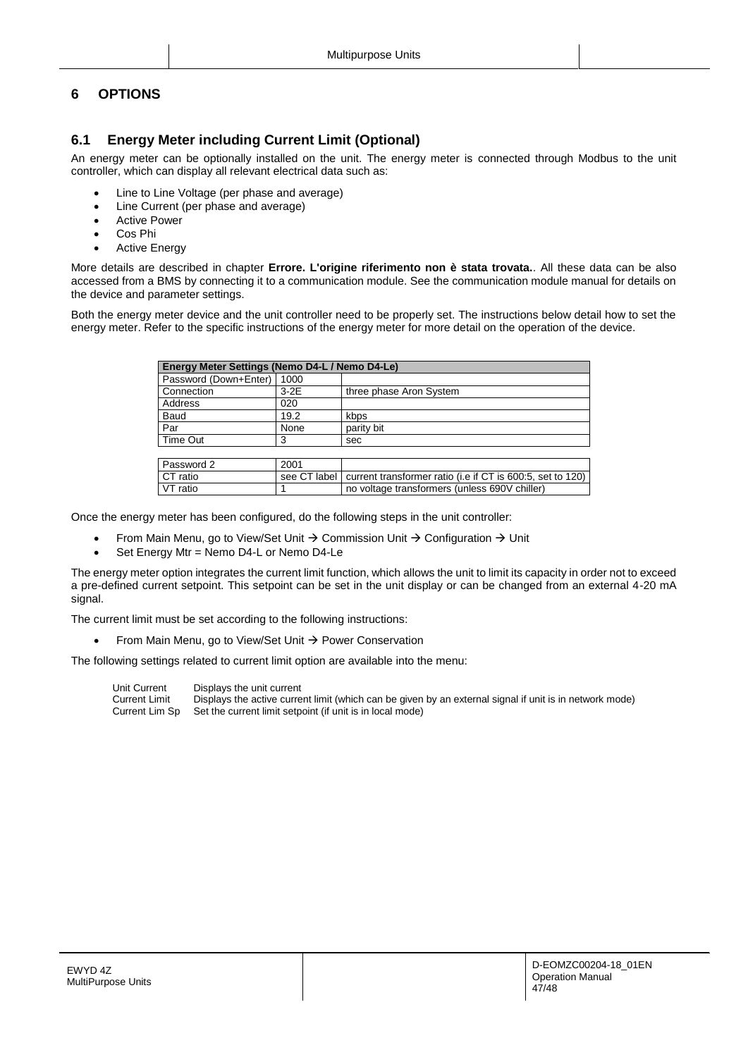# 6 OPTIONS

## 6.1 Energy Meter including Current Limit (Optional)

An energy meter can be optionally installed on the unit. The energy meter is connected through Modbus to the unit controller, which can display all relevant electrical data such as:

- Line to Line Voltage (per phase and average)
- Line Current (per phase and average)
- Active Power
- Cos Phi
- Active Energy

More details are described in chapter **Errore. L'origine riferimento non è stata trovata.**. All these data can be also accessed from a BMS by connecting it to a communication module. See the communication module manual for details on the device and parameter settings.

Both the energy meter device and the unit controller need to be properly set. The instructions below detail how to set the energy meter. Refer to the specific instructions of the energy meter for more detail on the operation of the device.

| **Energy Meter Settings (Nemo D4-L / Nemo D4-Le)** | | |
|---|---|---|
| Password (Down+Enter) | 1000 | |
| Connection | 3-2E | three phase Aron System |
| Address | 020 | |
| Baud | 19.2 | kbps |
| Par | None | parity bit |
| Time Out | 3 | sec |
| | | |
| Password 2 | 2001 | |
| CT ratio | see CT label | current transformer ratio (i.e if CT is 600:5, set to 120) |
| VT ratio | 1 | no voltage transformers (unless 690V chiller) |

Once the energy meter has been configured, do the following steps in the unit controller:

- From Main Menu, go to View/Set Unit → Commission Unit → Configuration → Unit
- Set Energy Mtr = Nemo D4-L or Nemo D4-Le

The energy meter option integrates the current limit function, which allows the unit to limit its capacity in order not to exceed a pre-defined current setpoint. This setpoint can be set in the unit display or can be changed from an external 4-20 mA signal.

The current limit must be set according to the following instructions:

- From Main Menu, go to View/Set Unit → Power Conservation

The following settings related to current limit option are available into the menu:

| | |
|---|---|
| Unit Current | Displays the unit current |
| Current Limit | Displays the active current limit (which can be given by an external signal if unit is in network mode) |
| Current Lim Sp | Set the current limit setpoint (if unit is in local mode) |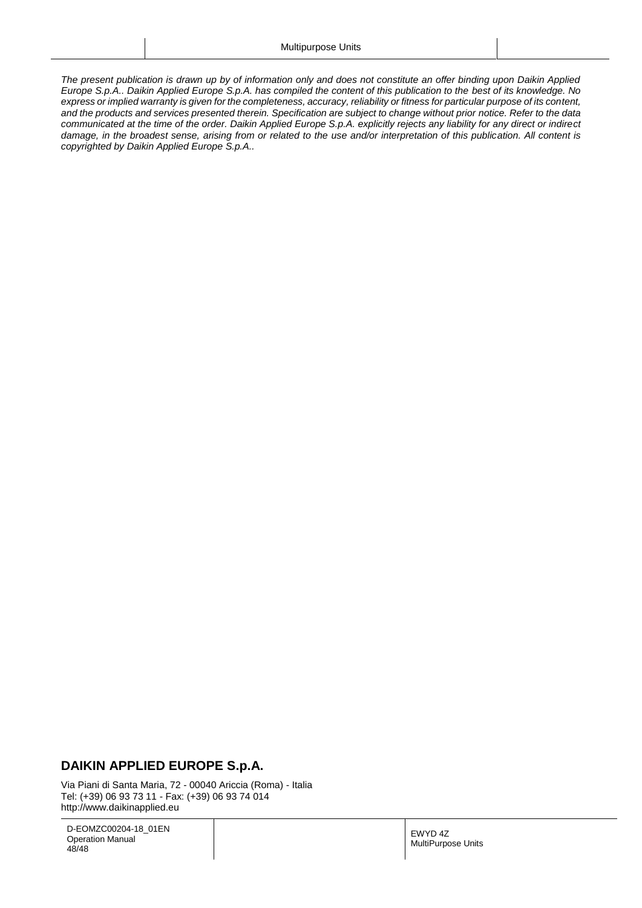*The present publication is drawn up by of information only and does not constitute an offer binding upon Daikin Applied Europe S.p.A.. Daikin Applied Europe S.p.A. has compiled the content of this publication to the best of its knowledge. No express or implied warranty is given for the completeness, accuracy, reliability or fitness for particular purpose of its content, and the products and services presented therein. Specification are subject to change without prior notice. Refer to the data communicated at the time of the order. Daikin Applied Europe S.p.A. explicitly rejects any liability for any direct or indirect damage, in the broadest sense, arising from or related to the use and/or interpretation of this publication. All content is copyrighted by Daikin Applied Europe S.p.A..*

**DAIKIN APPLIED EUROPE S.p.A.**

Via Piani di Santa Maria, 72 - 00040 Ariccia (Roma) - Italia
Tel: (+39) 06 93 73 11 - Fax: (+39) 06 93 74 014
http://www.daikinapplied.eu